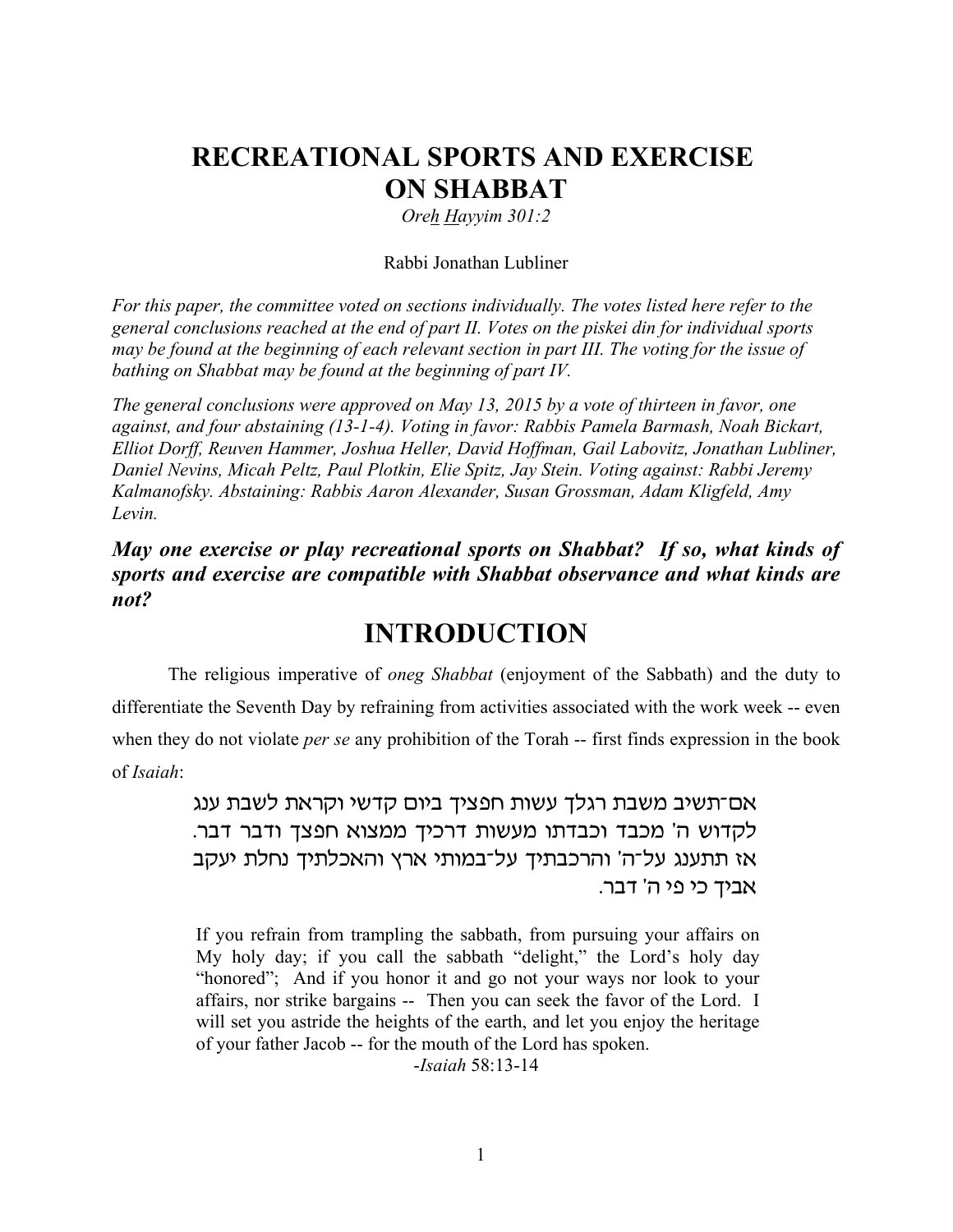# RECREATIONAL SPORTS AND EXERCISE ON SHABBAT

*Ore<u>h</u> <u>H</u>ayyim 301:2*

Rabbi Jonathan Lubliner

*For this paper, the committee voted on sections individually. The votes listed here refer to the general conclusions reached at the end of part II. Votes on the piskei din for individual sports may be found at the beginning of each relevant section in part III. The voting for the issue of bathing on Shabbat may be found at the beginning of part IV.*

*The general conclusions were approved on May 13, 2015 by a vote of thirteen in favor, one against, and four abstaining (13-1-4). Voting in favor: Rabbis Pamela Barmash, Noah Bickart, Elliot Dorff, Reuven Hammer, Joshua Heller, David Hoffman, Gail Labovitz, Jonathan Lubliner, Daniel Nevins, Micah Peltz, Paul Plotkin, Elie Spitz, Jay Stein. Voting against: Rabbi Jeremy Kalmanofsky. Abstaining: Rabbis Aaron Alexander, Susan Grossman, Adam Kligfeld, Amy Levin.*

***May one exercise or play recreational sports on Shabbat? If so, what kinds of sports and exercise are compatible with Shabbat observance and what kinds are not?***

## INTRODUCTION

The religious imperative of *oneg Shabbat* (enjoyment of the Sabbath) and the duty to differentiate the Seventh Day by refraining from activities associated with the work week -- even when they do not violate *per se* any prohibition of the Torah -- first finds expression in the book of *Isaiah*:

> אם־תשיב משבת רגלך עשות חפציך ביום קדשי וקראת לשבת ענג לקדוש ה' מכבד וכבדתו מעשות דרכיך ממצוא חפצך ודבר דבר. אז תתענג על־ה' והרכבתיך על־במותי ארץ והאכלתיך נחלת יעקב אביך כי פי ה' דבר.
>
> If you refrain from trampling the sabbath, from pursuing your affairs on My holy day; if you call the sabbath "delight," the Lord's holy day "honored"; And if you honor it and go not your ways nor look to your affairs, nor strike bargains -- Then you can seek the favor of the Lord. I will set you astride the heights of the earth, and let you enjoy the heritage of your father Jacob -- for the mouth of the Lord has spoken.
>
> -*Isaiah* 58:13-14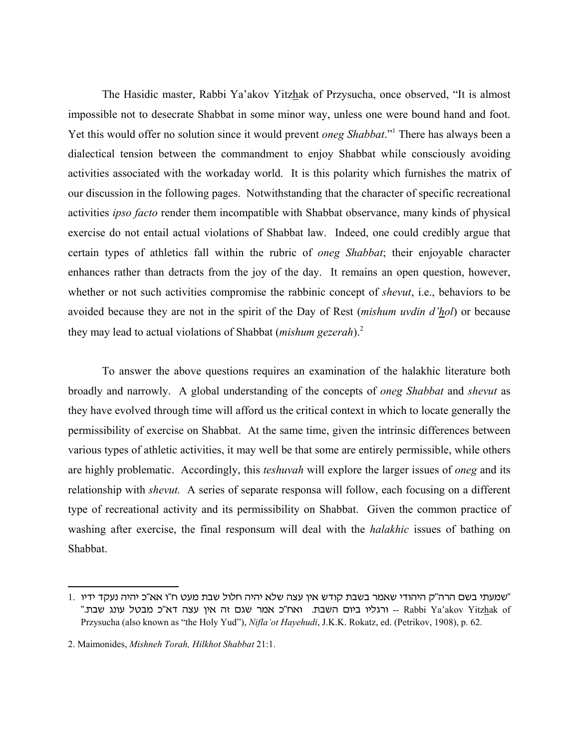The Hasidic master, Rabbi Ya'akov Yitzhak of Przysucha, once observed, "It is almost impossible not to desecrate Shabbat in some minor way, unless one were bound hand and foot. Yet this would offer no solution since it would prevent *oneg Shabbat*."[1] There has always been a dialectical tension between the commandment to enjoy Shabbat while consciously avoiding activities associated with the workaday world. It is this polarity which furnishes the matrix of our discussion in the following pages. Notwithstanding that the character of specific recreational activities *ipso facto* render them incompatible with Shabbat observance, many kinds of physical exercise do not entail actual violations of Shabbat law. Indeed, one could credibly argue that certain types of athletics fall within the rubric of *oneg Shabbat*; their enjoyable character enhances rather than detracts from the joy of the day. It remains an open question, however, whether or not such activities compromise the rabbinic concept of *shevut*, i.e., behaviors to be avoided because they are not in the spirit of the Day of Rest (*mishum uvdin d'hol*) or because they may lead to actual violations of Shabbat (*mishum gezerah*).[2]

To answer the above questions requires an examination of the halakhic literature both broadly and narrowly. A global understanding of the concepts of *oneg Shabbat* and *shevut* as they have evolved through time will afford us the critical context in which to locate generally the permissibility of exercise on Shabbat. At the same time, given the intrinsic differences between various types of athletic activities, it may well be that some are entirely permissible, while others are highly problematic. Accordingly, this *teshuvah* will explore the larger issues of *oneg* and its relationship with *shevut.* A series of separate responsa will follow, each focusing on a different type of recreational activity and its permissibility on Shabbat. Given the common practice of washing after exercise, the final responsum will deal with the *halakhic* issues of bathing on Shabbat.

---

1. "שמעתי בשם הרה"ק היהודי שאמר בשבת קודש אין עצה שלא יהיה חלול שבת מעט ח"ו אא"כ יהיה נעקד ידיו ורגליו ביום השבת. ואח"כ אמר שגם זה אין עצה דא"כ מבטל עונג שבת." -- Rabbi Ya'akov Yitzhak of Przysucha (also known as "the Holy Yud"), *Nifla'ot Hayehudi*, J.K.K. Rokatz, ed. (Petrikov, 1908), p. 62.

2. Maimonides, *Mishneh Torah, Hilkhot Shabbat* 21:1.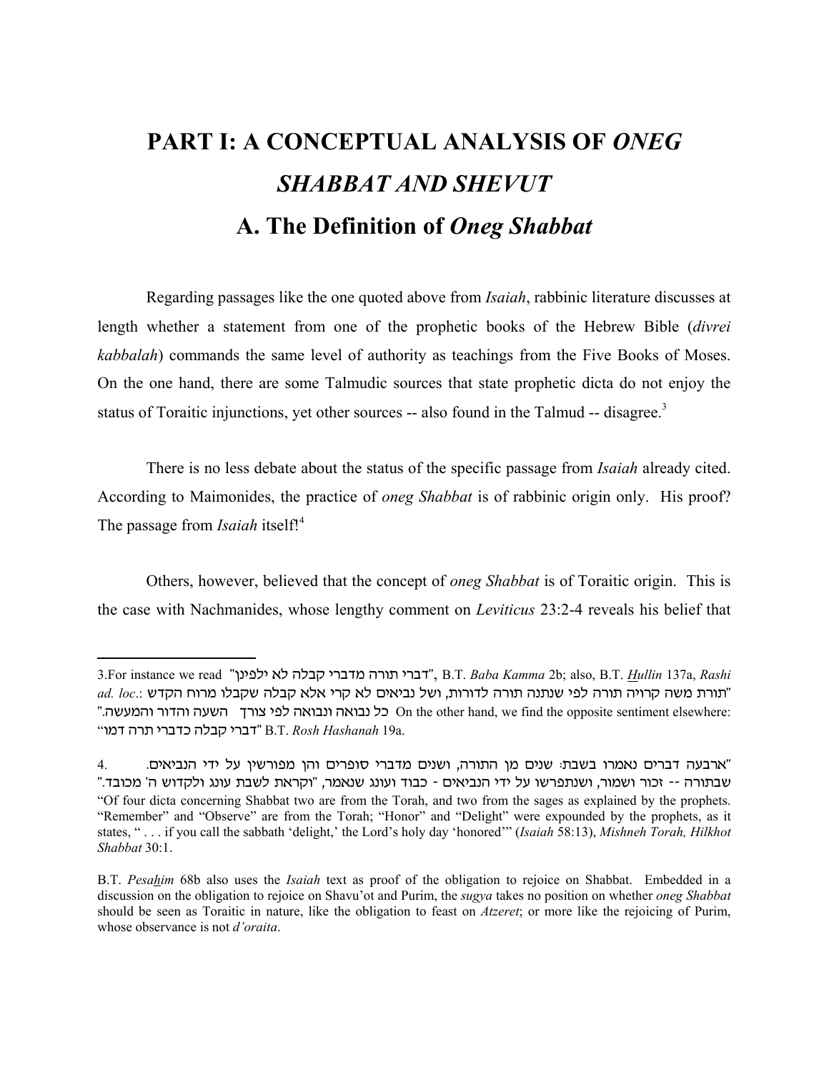# PART I: A CONCEPTUAL ANALYSIS OF *ONEG SHABBAT AND SHEVUT*

## A. The Definition of *Oneg Shabbat*

Regarding passages like the one quoted above from *Isaiah*, rabbinic literature discusses at length whether a statement from one of the prophetic books of the Hebrew Bible (*divrei kabbalah*) commands the same level of authority as teachings from the Five Books of Moses. On the one hand, there are some Talmudic sources that state prophetic dicta do not enjoy the status of Toraitic injunctions, yet other sources -- also found in the Talmud -- disagree.[3]

There is no less debate about the status of the specific passage from *Isaiah* already cited. According to Maimonides, the practice of *oneg Shabbat* is of rabbinic origin only. His proof? The passage from *Isaiah* itself![4]

Others, however, believed that the concept of *oneg Shabbat* is of Toraitic origin. This is the case with Nachmanides, whose lengthy comment on *Leviticus* 23:2-4 reveals his belief that

---

3.For instance we read "דברי תורה מדברי קבלה לא ילפינן", B.T. *Baba Kamma* 2b; also, B.T. *Hullin* 137a, *Rashi ad. loc*.: "תורת משה קרויה תורה לפי שנתנה תורה לדורות, ושל נביאים לא קרי אלא קבלה שקבלו מרוח הקדש כל נבואה ונבואה לפי צורך השעה והדור והמעשה." On the other hand, we find the opposite sentiment elsewhere: "דברי קבלה כדברי תרה דמו" B.T. *Rosh Hashanah* 19a.

4. "ארבעה דברים נאמרו בשבת: שנים מן התורה, ושנים מדברי סופרים והן מפורשין על ידי הנביאים. שבתורה -- זכור ושמור, ושנתפרשו על ידי הנביאים - כבוד ועונג שנאמר, "וקראת לשבת עונג ולקדוש ה' מכובד."
"Of four dicta concerning Shabbat two are from the Torah, and two from the sages as explained by the prophets. "Remember" and "Observe" are from the Torah; "Honor" and "Delight" were expounded by the prophets, as it states, " . . . if you call the sabbath 'delight,' the Lord's holy day 'honored'" (*Isaiah* 58:13), *Mishneh Torah, Hilkhot Shabbat* 30:1.

B.T. *Pesahim* 68b also uses the *Isaiah* text as proof of the obligation to rejoice on Shabbat. Embedded in a discussion on the obligation to rejoice on Shavu'ot and Purim, the *sugya* takes no position on whether *oneg Shabbat* should be seen as Toraitic in nature, like the obligation to feast on *Atzeret*; or more like the rejoicing of Purim, whose observance is not *d'oraita*.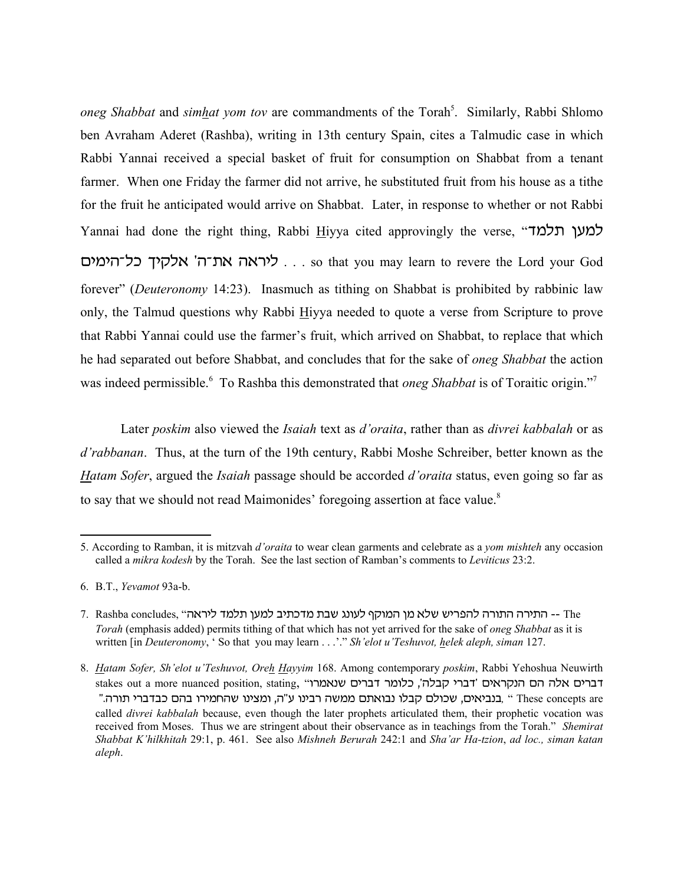*oneg Shabbat* and *simhat yom tov* are commandments of the Torah[5]. Similarly, Rabbi Shlomo ben Avraham Aderet (Rashba), writing in 13th century Spain, cites a Talmudic case in which Rabbi Yannai received a special basket of fruit for consumption on Shabbat from a tenant farmer. When one Friday the farmer did not arrive, he substituted fruit from his house as a tithe for the fruit he anticipated would arrive on Shabbat. Later, in response to whether or not Rabbi Yannai had done the right thing, Rabbi Hiyya cited approvingly the verse, "למען תלמד ליראה את־ה' אלקיך כל־הימים . . . so that you may learn to revere the Lord your God forever" (*Deuteronomy* 14:23). Inasmuch as tithing on Shabbat is prohibited by rabbinic law only, the Talmud questions why Rabbi Hiyya needed to quote a verse from Scripture to prove that Rabbi Yannai could use the farmer's fruit, which arrived on Shabbat, to replace that which he had separated out before Shabbat, and concludes that for the sake of *oneg Shabbat* the action was indeed permissible.[6] To Rashba this demonstrated that *oneg Shabbat* is of Toraitic origin."[7]

Later *poskim* also viewed the *Isaiah* text as *d'oraita*, rather than as *divrei kabbalah* or as *d'rabbanan*. Thus, at the turn of the 19th century, Rabbi Moshe Schreiber, better known as the *Hatam Sofer*, argued the *Isaiah* passage should be accorded *d'oraita* status, even going so far as to say that we should not read Maimonides' foregoing assertion at face value.[8]

---

5. According to Ramban, it is mitzvah *d'oraita* to wear clean garments and celebrate as a *yom mishteh* any occasion called a *mikra kodesh* by the Torah. See the last section of Ramban's comments to *Leviticus* 23:2.

6. B.T., *Yevamot* 93a-b.

7. Rashba concludes, "התירה התורה להפריש שלא מן המוקף לעונג שבת מדכתיב למען תלמד ליראה -- The *Torah* (emphasis added) permits tithing of that which has not yet arrived for the sake of *oneg Shabbat* as it is written [in *Deuteronomy*, ' So that you may learn . . .'." *Sh'elot u'Teshuvot, helek aleph, siman* 127.

8. *Hatam Sofer, Sh'elot u'Teshuvot, Oreh Hayyim* 168. Among contemporary *poskim*, Rabbi Yehoshua Neuwirth stakes out a more nuanced position, stating, "דברים אלה הם הנקראים 'דברי קבלה', כלומר דברים שנאמרו בנביאים, שכולם קבלו נבואתם ממשה רבינו ע"ה, ומצינו שהחמירו בהם כבדברי תורה." " These concepts are called *divrei kabbalah* because, even though the later prophets articulated them, their prophetic vocation was received from Moses. Thus we are stringent about their observance as in teachings from the Torah." *Shemirat Shabbat K'hilkhitah* 29:1, p. 461. See also *Mishneh Berurah* 242:1 and *Sha'ar Ha-tzion*, *ad loc., siman katan aleph*.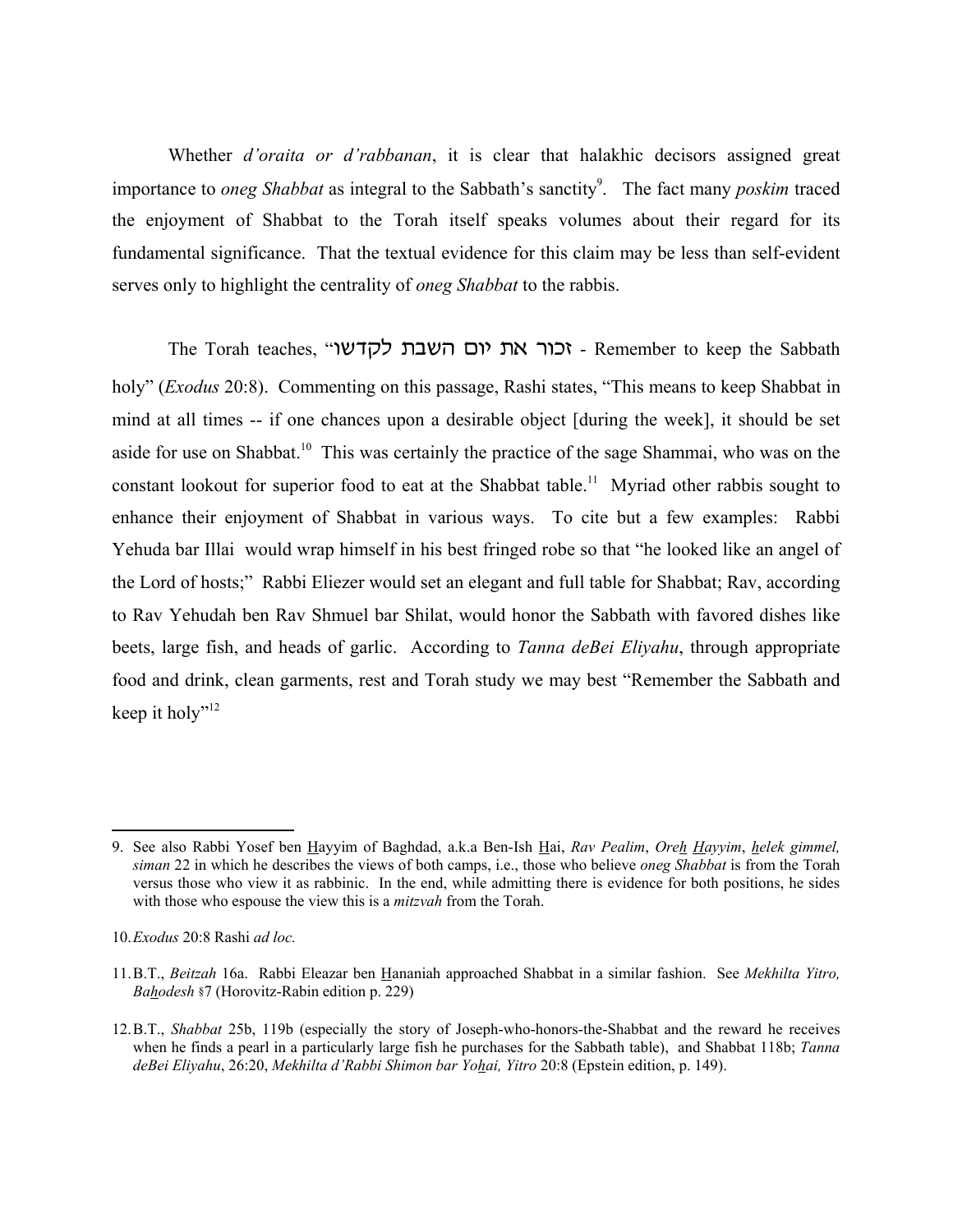Whether *d'oraita or d'rabbanan*, it is clear that halakhic decisors assigned great importance to *oneg Shabbat* as integral to the Sabbath's sanctity[9]. The fact many *poskim* traced the enjoyment of Shabbat to the Torah itself speaks volumes about their regard for its fundamental significance. That the textual evidence for this claim may be less than self-evident serves only to highlight the centrality of *oneg Shabbat* to the rabbis.

The Torah teaches, "זכור את יום השבת לקדשו - Remember to keep the Sabbath holy" (*Exodus* 20:8). Commenting on this passage, Rashi states, "This means to keep Shabbat in mind at all times -- if one chances upon a desirable object [during the week], it should be set aside for use on Shabbat.[10] This was certainly the practice of the sage Shammai, who was on the constant lookout for superior food to eat at the Shabbat table.[11] Myriad other rabbis sought to enhance their enjoyment of Shabbat in various ways. To cite but a few examples: Rabbi Yehuda bar Illai would wrap himself in his best fringed robe so that "he looked like an angel of the Lord of hosts;" Rabbi Eliezer would set an elegant and full table for Shabbat; Rav, according to Rav Yehudah ben Rav Shmuel bar Shilat, would honor the Sabbath with favored dishes like beets, large fish, and heads of garlic. According to *Tanna deBei Eliyahu*, through appropriate food and drink, clean garments, rest and Torah study we may best "Remember the Sabbath and keep it holy"[12]

---

9. See also Rabbi Yosef ben Hayyim of Baghdad, a.k.a Ben-Ish Hai, *Rav Pealim*, *Oreh Hayyim*, *helek gimmel, siman* 22 in which he describes the views of both camps, i.e., those who believe *oneg Shabbat* is from the Torah versus those who view it as rabbinic. In the end, while admitting there is evidence for both positions, he sides with those who espouse the view this is a *mitzvah* from the Torah.

10. *Exodus* 20:8 Rashi *ad loc.*

11. B.T., *Beitzah* 16a. Rabbi Eleazar ben Hananiah approached Shabbat in a similar fashion. See *Mekhilta Yitro, Bahodesh* §7 (Horovitz-Rabin edition p. 229)

12. B.T., *Shabbat* 25b, 119b (especially the story of Joseph-who-honors-the-Shabbat and the reward he receives when he finds a pearl in a particularly large fish he purchases for the Sabbath table), and Shabbat 118b; *Tanna deBei Eliyahu*, 26:20, *Mekhilta d'Rabbi Shimon bar Yohai, Yitro* 20:8 (Epstein edition, p. 149).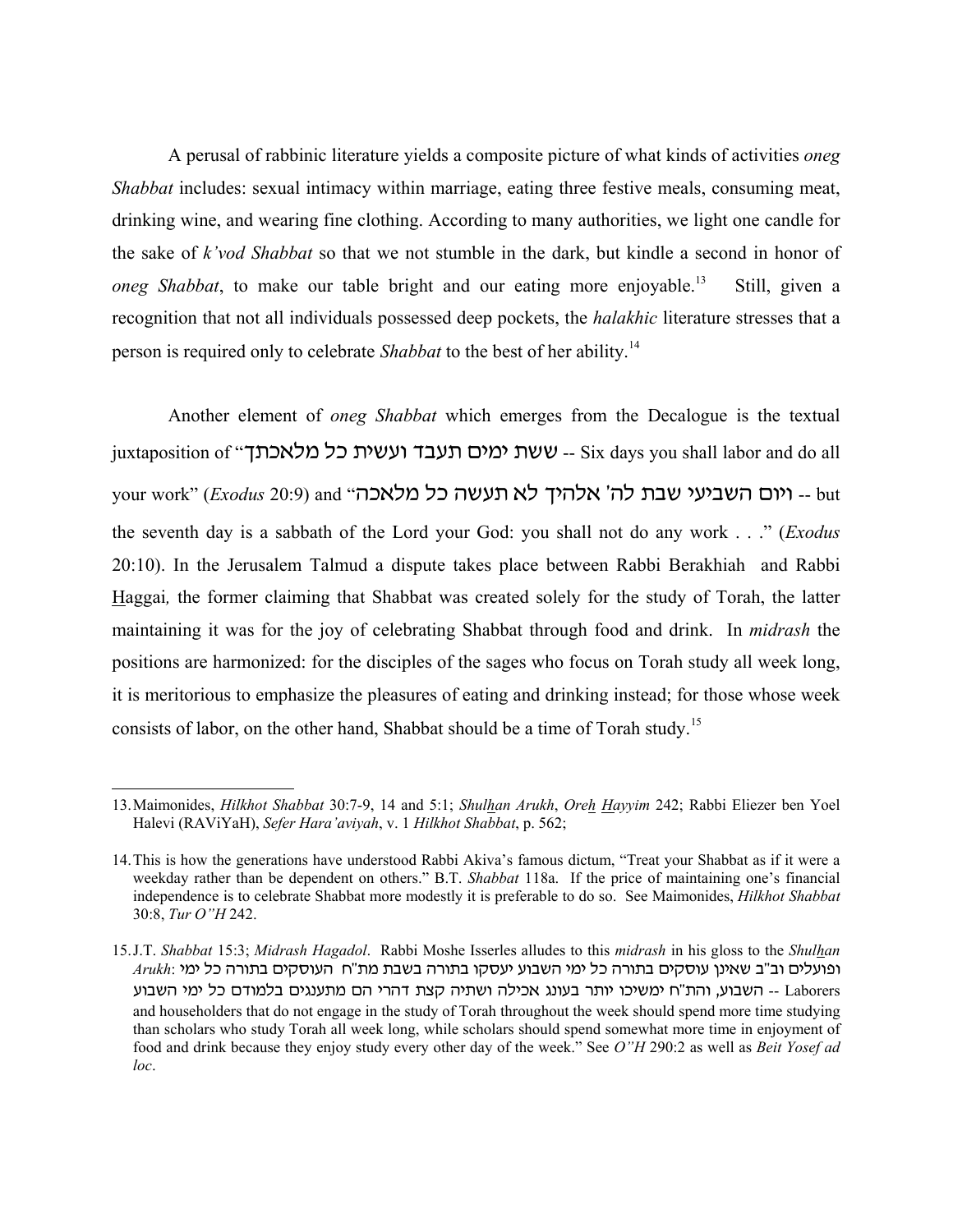A perusal of rabbinic literature yields a composite picture of what kinds of activities *oneg Shabbat* includes: sexual intimacy within marriage, eating three festive meals, consuming meat, drinking wine, and wearing fine clothing. According to many authorities, we light one candle for the sake of *k'vod Shabbat* so that we not stumble in the dark, but kindle a second in honor of *oneg Shabbat*, to make our table bright and our eating more enjoyable.[13] Still, given a recognition that not all individuals possessed deep pockets, the *halakhic* literature stresses that a person is required only to celebrate *Shabbat* to the best of her ability.[14]

Another element of *oneg Shabbat* which emerges from the Decalogue is the textual juxtaposition of "ששת ימים תעבד ועשית כל מלאכתך -- Six days you shall labor and do all your work" (*Exodus* 20:9) and "ויום השביעי שבת לה' אלהיך לא תעשה כל מלאכה -- but the seventh day is a sabbath of the Lord your God: you shall not do any work . . ." (*Exodus* 20:10). In the Jerusalem Talmud a dispute takes place between Rabbi Berakhiah and Rabbi Haggai, the former claiming that Shabbat was created solely for the study of Torah, the latter maintaining it was for the joy of celebrating Shabbat through food and drink. In *midrash* the positions are harmonized: for the disciples of the sages who focus on Torah study all week long, it is meritorious to emphasize the pleasures of eating and drinking instead; for those whose week consists of labor, on the other hand, Shabbat should be a time of Torah study.[15]

---

13. Maimonides, *Hilkhot Shabbat* 30:7-9, 14 and 5:1; *Shulhan Arukh*, *Oreh Hayyim* 242; Rabbi Eliezer ben Yoel Halevi (RAViYaH), *Sefer Hara'aviyah*, v. 1 *Hilkhot Shabbat*, p. 562;

14. This is how the generations have understood Rabbi Akiva's famous dictum, "Treat your Shabbat as if it were a weekday rather than be dependent on others." B.T. *Shabbat* 118a. If the price of maintaining one's financial independence is to celebrate Shabbat more modestly it is preferable to do so. See Maimonides, *Hilkhot Shabbat* 30:8, *Tur O"H* 242.

15. J.T. *Shabbat* 15:3; *Midrash Hagadol*. Rabbi Moshe Isserles alludes to this *midrash* in his gloss to the *Shulhan Arukh*: ופועלים וב"ב שאינן עוסקים בתורה כל ימי השבוע יעסקו בתורה בשבת מת"ח העוסקים בתורה כל ימי השבוע, והת"ח ימשיכו יותר בעונג אכילה ושתיה קצת דהרי הם מתענגים בלמודם כל ימי השבוע -- Laborers and householders that do not engage in the study of Torah throughout the week should spend more time studying than scholars who study Torah all week long, while scholars should spend somewhat more time in enjoyment of food and drink because they enjoy study every other day of the week." See *O"H* 290:2 as well as *Beit Yosef ad loc*.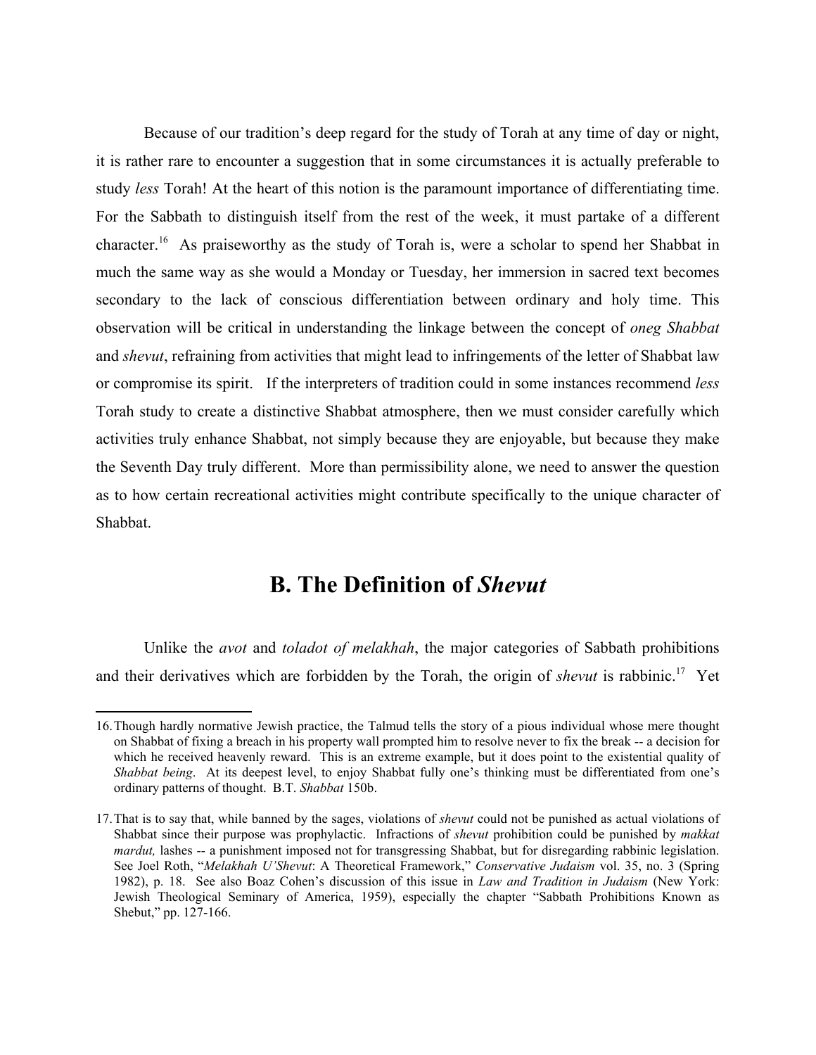Because of our tradition's deep regard for the study of Torah at any time of day or night, it is rather rare to encounter a suggestion that in some circumstances it is actually preferable to study *less* Torah! At the heart of this notion is the paramount importance of differentiating time. For the Sabbath to distinguish itself from the rest of the week, it must partake of a different character.[16] As praiseworthy as the study of Torah is, were a scholar to spend her Shabbat in much the same way as she would a Monday or Tuesday, her immersion in sacred text becomes secondary to the lack of conscious differentiation between ordinary and holy time. This observation will be critical in understanding the linkage between the concept of *oneg Shabbat* and *shevut*, refraining from activities that might lead to infringements of the letter of Shabbat law or compromise its spirit. If the interpreters of tradition could in some instances recommend *less* Torah study to create a distinctive Shabbat atmosphere, then we must consider carefully which activities truly enhance Shabbat, not simply because they are enjoyable, but because they make the Seventh Day truly different. More than permissibility alone, we need to answer the question as to how certain recreational activities might contribute specifically to the unique character of Shabbat.

## B. The Definition of *Shevut*

Unlike the *avot* and *toladot of melakhah*, the major categories of Sabbath prohibitions and their derivatives which are forbidden by the Torah, the origin of *shevut* is rabbinic.[17] Yet

---

16. Though hardly normative Jewish practice, the Talmud tells the story of a pious individual whose mere thought on Shabbat of fixing a breach in his property wall prompted him to resolve never to fix the break -- a decision for which he received heavenly reward. This is an extreme example, but it does point to the existential quality of *Shabbat being*. At its deepest level, to enjoy Shabbat fully one's thinking must be differentiated from one's ordinary patterns of thought. B.T. *Shabbat* 150b.

17. That is to say that, while banned by the sages, violations of *shevut* could not be punished as actual violations of Shabbat since their purpose was prophylactic. Infractions of *shevut* prohibition could be punished by *makkat mardut,* lashes -- a punishment imposed not for transgressing Shabbat, but for disregarding rabbinic legislation. See Joel Roth, "*Melakhah U'Shevut*: A Theoretical Framework," *Conservative Judaism* vol. 35, no. 3 (Spring 1982), p. 18. See also Boaz Cohen's discussion of this issue in *Law and Tradition in Judaism* (New York: Jewish Theological Seminary of America, 1959), especially the chapter "Sabbath Prohibitions Known as Shebut," pp. 127-166.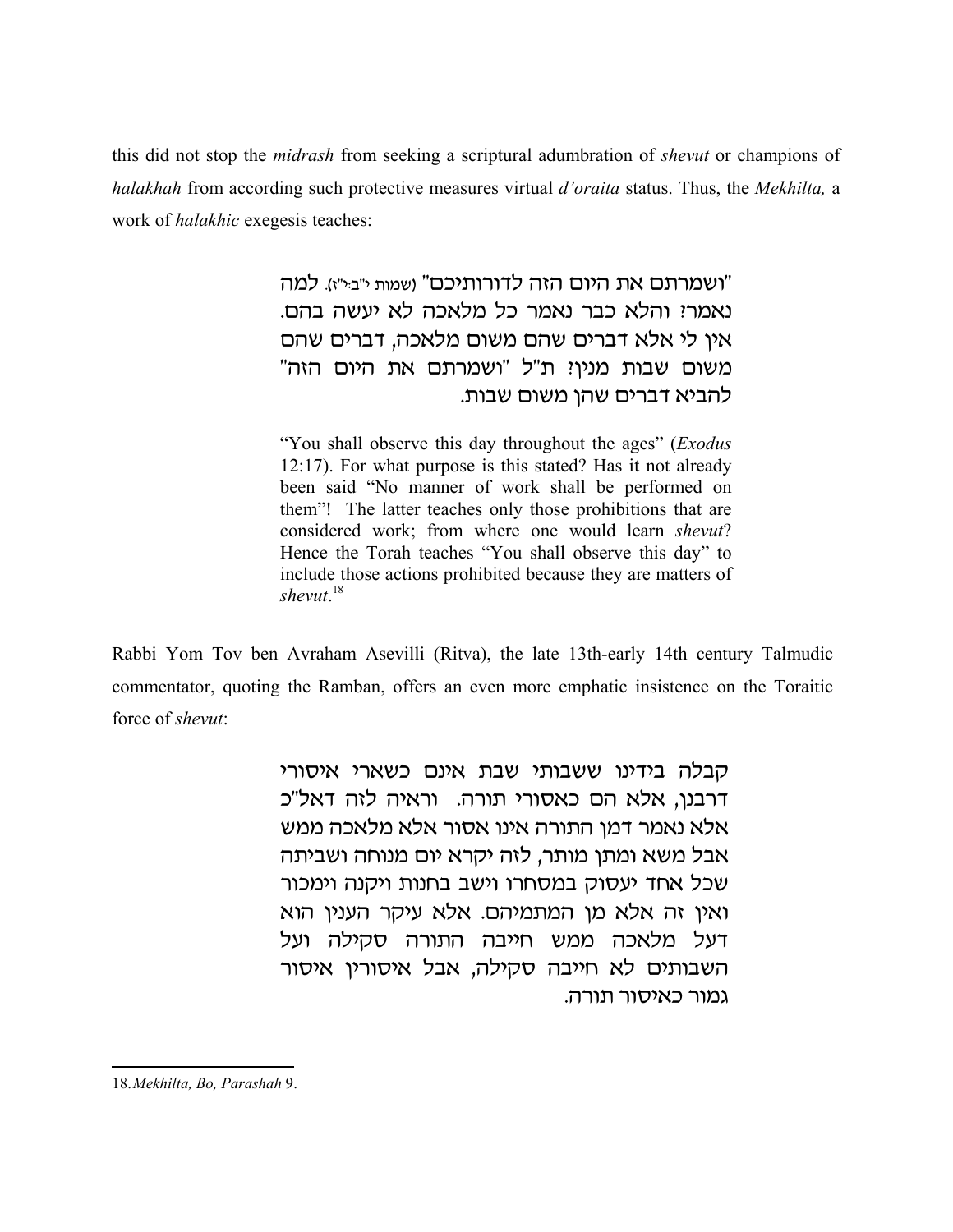this did not stop the *midrash* from seeking a scriptural adumbration of *shevut* or champions of *halakhah* from according such protective measures virtual *d'oraita* status. Thus, the *Mekhilta,* a work of *halakhic* exegesis teaches:

> "ושמרתם את היום הזה לדורותיכם" (שמות י"ב:י"ז). למה נאמר? והלא כבר נאמר כל מלאכה לא יעשה בהם. אין לי אלא דברים שהם משום מלאכה, דברים שהם משום שבות מנין? ת"ל "ושמרתם את היום הזה" להביא דברים שהן משום שבות.
>
> "You shall observe this day throughout the ages" (*Exodus* 12:17). For what purpose is this stated? Has it not already been said "No manner of work shall be performed on them"! The latter teaches only those prohibitions that are considered work; from where one would learn *shevut*? Hence the Torah teaches "You shall observe this day" to include those actions prohibited because they are matters of *shevut*.[18]

Rabbi Yom Tov ben Avraham Asevilli (Ritva), the late 13th-early 14th century Talmudic commentator, quoting the Ramban, offers an even more emphatic insistence on the Toraitic force of *shevut*:

> קבלה בידינו ששבותי שבת אינם כשארי איסורי דרבנן, אלא הם כאסורי תורה. וראיה לזה דאל"כ אלא נאמר דמן התורה אינו אסור אלא מלאכה ממש אבל משא ומתן מותר, לזה יקרא יום מנוחה ושביתה שכל אחד יעסוק במסחרו וישב בחנות ויקנה וימכור ואין זה אלא מן המתמיהם. אלא עיקר הענין הוא דעל מלאכה ממש חייבה התורה סקילה ועל השבותים לא חייבה סקילה, אבל איסורין איסור גמור כאיסור תורה.

---

18. *Mekhilta, Bo, Parashah* 9.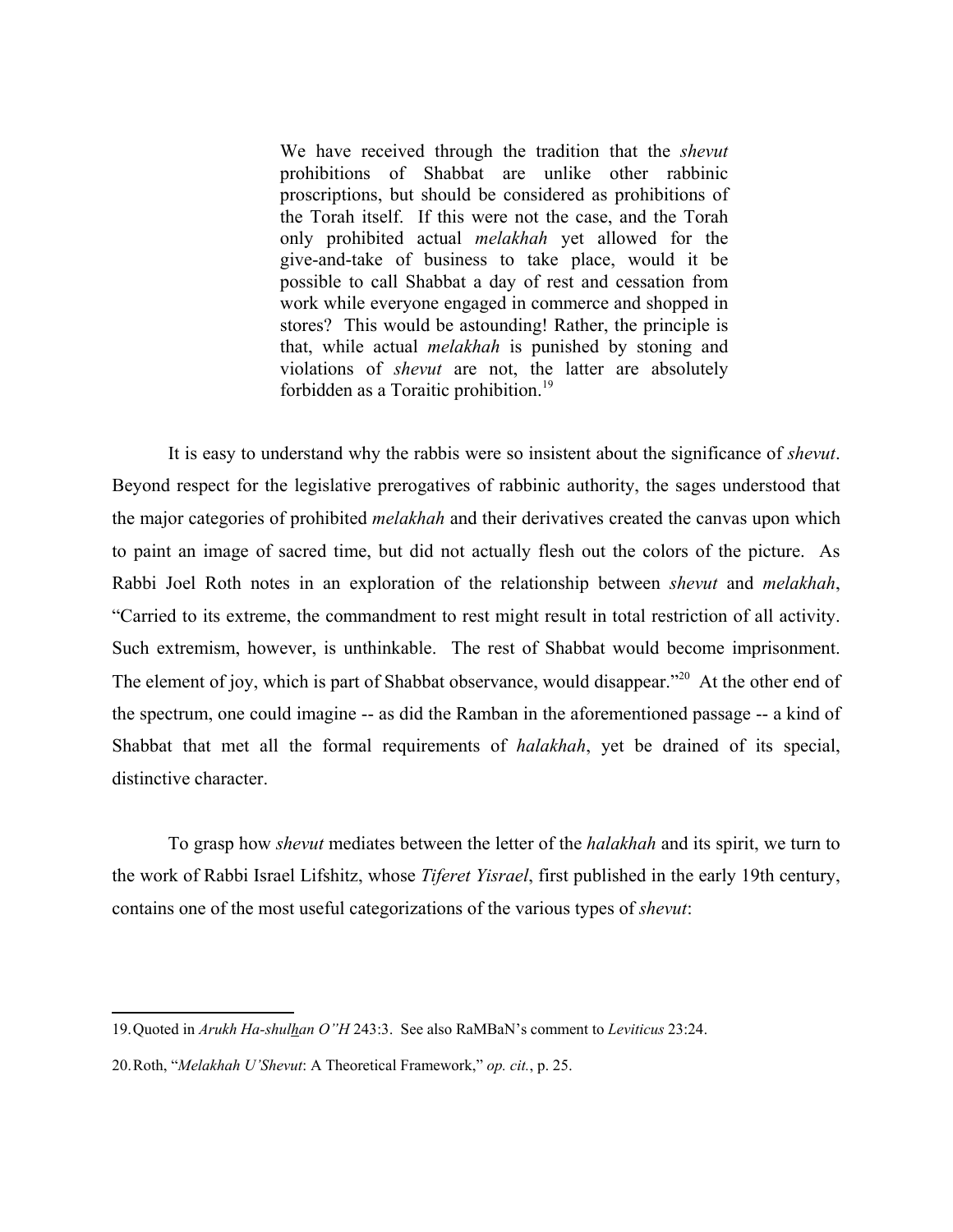> We have received through the tradition that the *shevut* prohibitions of Shabbat are unlike other rabbinic proscriptions, but should be considered as prohibitions of the Torah itself. If this were not the case, and the Torah only prohibited actual *melakhah* yet allowed for the give-and-take of business to take place, would it be possible to call Shabbat a day of rest and cessation from work while everyone engaged in commerce and shopped in stores? This would be astounding! Rather, the principle is that, while actual *melakhah* is punished by stoning and violations of *shevut* are not, the latter are absolutely forbidden as a Toraitic prohibition.[19]

It is easy to understand why the rabbis were so insistent about the significance of *shevut*. Beyond respect for the legislative prerogatives of rabbinic authority, the sages understood that the major categories of prohibited *melakhah* and their derivatives created the canvas upon which to paint an image of sacred time, but did not actually flesh out the colors of the picture. As Rabbi Joel Roth notes in an exploration of the relationship between *shevut* and *melakhah*, "Carried to its extreme, the commandment to rest might result in total restriction of all activity. Such extremism, however, is unthinkable. The rest of Shabbat would become imprisonment. The element of joy, which is part of Shabbat observance, would disappear."[20] At the other end of the spectrum, one could imagine -- as did the Ramban in the aforementioned passage -- a kind of Shabbat that met all the formal requirements of *halakhah*, yet be drained of its special, distinctive character.

To grasp how *shevut* mediates between the letter of the *halakhah* and its spirit, we turn to the work of Rabbi Israel Lifshitz, whose *Tiferet Yisrael*, first published in the early 19th century, contains one of the most useful categorizations of the various types of *shevut*:

---

19. Quoted in *Arukh Ha-shulhan O"H* 243:3. See also RaMBaN's comment to *Leviticus* 23:24.

20. Roth, "*Melakhah U'Shevut*: A Theoretical Framework," *op. cit.*, p. 25.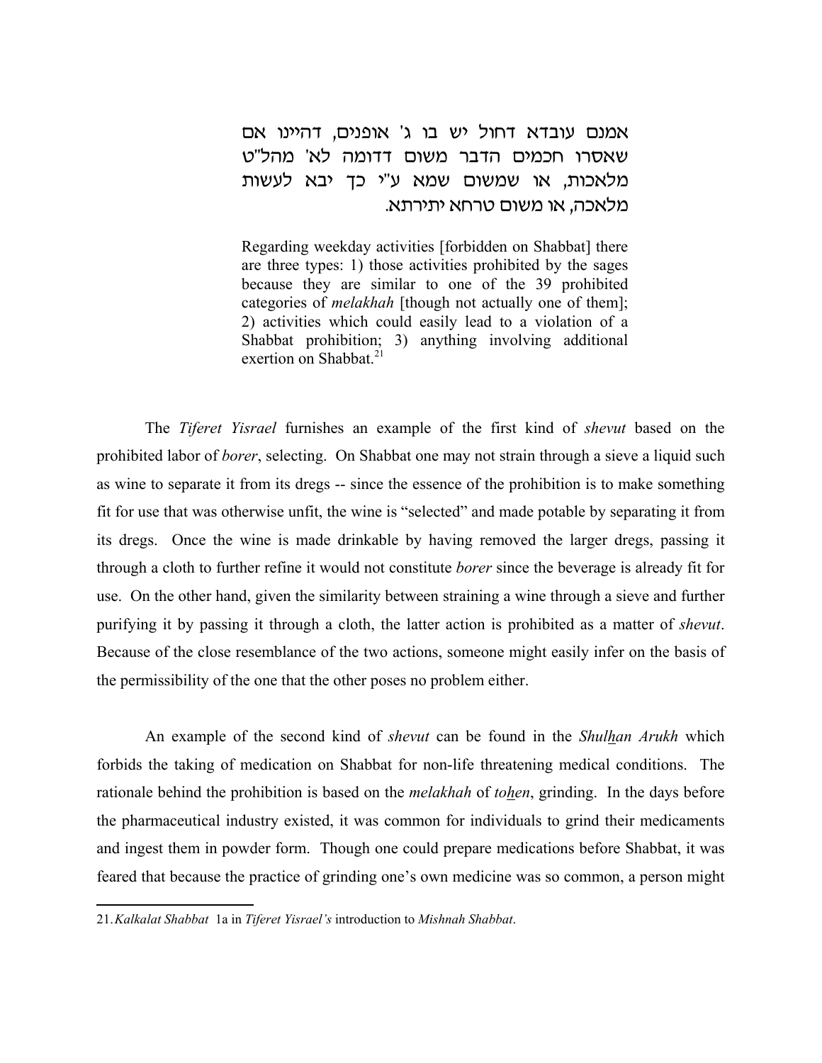אמנם עובדא דחול יש בו ג' אופנים, דהיינו אם שאסרו חכמים הדבר משום דדומה לא' מהל"ט מלאכות, או שמשום שמא ע"י כך יבא לעשות מלאכה, או משום טרחא יתירתא.

> Regarding weekday activities [forbidden on Shabbat] there are three types: 1) those activities prohibited by the sages because they are similar to one of the 39 prohibited categories of *melakhah* [though not actually one of them]; 2) activities which could easily lead to a violation of a Shabbat prohibition; 3) anything involving additional exertion on Shabbat.[21]

The *Tiferet Yisrael* furnishes an example of the first kind of *shevut* based on the prohibited labor of *borer*, selecting. On Shabbat one may not strain through a sieve a liquid such as wine to separate it from its dregs -- since the essence of the prohibition is to make something fit for use that was otherwise unfit, the wine is "selected" and made potable by separating it from its dregs. Once the wine is made drinkable by having removed the larger dregs, passing it through a cloth to further refine it would not constitute *borer* since the beverage is already fit for use. On the other hand, given the similarity between straining a wine through a sieve and further purifying it by passing it through a cloth, the latter action is prohibited as a matter of *shevut*. Because of the close resemblance of the two actions, someone might easily infer on the basis of the permissibility of the one that the other poses no problem either.

An example of the second kind of *shevut* can be found in the *Shulhan Arukh* which forbids the taking of medication on Shabbat for non-life threatening medical conditions. The rationale behind the prohibition is based on the *melakhah* of *tohen*, grinding. In the days before the pharmaceutical industry existed, it was common for individuals to grind their medicaments and ingest them in powder form. Though one could prepare medications before Shabbat, it was feared that because the practice of grinding one's own medicine was so common, a person might

---

21. *Kalkalat Shabbat* 1a in *Tiferet Yisrael's* introduction to *Mishnah Shabbat*.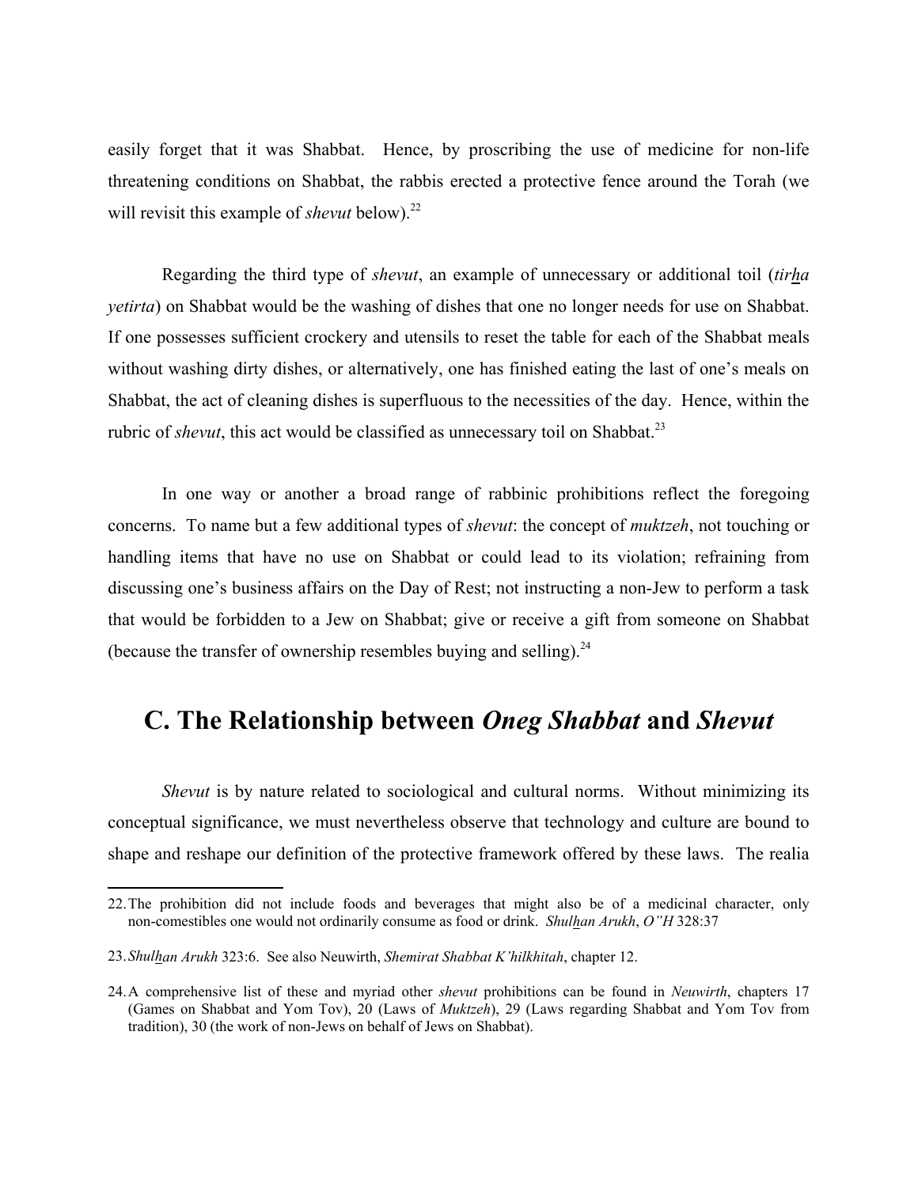easily forget that it was Shabbat. Hence, by proscribing the use of medicine for non-life threatening conditions on Shabbat, the rabbis erected a protective fence around the Torah (we will revisit this example of *shevut* below).[22]

Regarding the third type of *shevut*, an example of unnecessary or additional toil (*tirha yetirta*) on Shabbat would be the washing of dishes that one no longer needs for use on Shabbat. If one possesses sufficient crockery and utensils to reset the table for each of the Shabbat meals without washing dirty dishes, or alternatively, one has finished eating the last of one's meals on Shabbat, the act of cleaning dishes is superfluous to the necessities of the day. Hence, within the rubric of *shevut*, this act would be classified as unnecessary toil on Shabbat.[23]

In one way or another a broad range of rabbinic prohibitions reflect the foregoing concerns. To name but a few additional types of *shevut*: the concept of *muktzeh*, not touching or handling items that have no use on Shabbat or could lead to its violation; refraining from discussing one's business affairs on the Day of Rest; not instructing a non-Jew to perform a task that would be forbidden to a Jew on Shabbat; give or receive a gift from someone on Shabbat (because the transfer of ownership resembles buying and selling).[24]

## C. The Relationship between *Oneg Shabbat* and *Shevut*

*Shevut* is by nature related to sociological and cultural norms. Without minimizing its conceptual significance, we must nevertheless observe that technology and culture are bound to shape and reshape our definition of the protective framework offered by these laws. The realia

---

22. The prohibition did not include foods and beverages that might also be of a medicinal character, only non-comestibles one would not ordinarily consume as food or drink. *Shulhan Arukh*, *O"H* 328:37

23. *Shulhan Arukh* 323:6. See also Neuwirth, *Shemirat Shabbat K'hilkhitah*, chapter 12.

24. A comprehensive list of these and myriad other *shevut* prohibitions can be found in *Neuwirth*, chapters 17 (Games on Shabbat and Yom Tov), 20 (Laws of *Muktzeh*), 29 (Laws regarding Shabbat and Yom Tov from tradition), 30 (the work of non-Jews on behalf of Jews on Shabbat).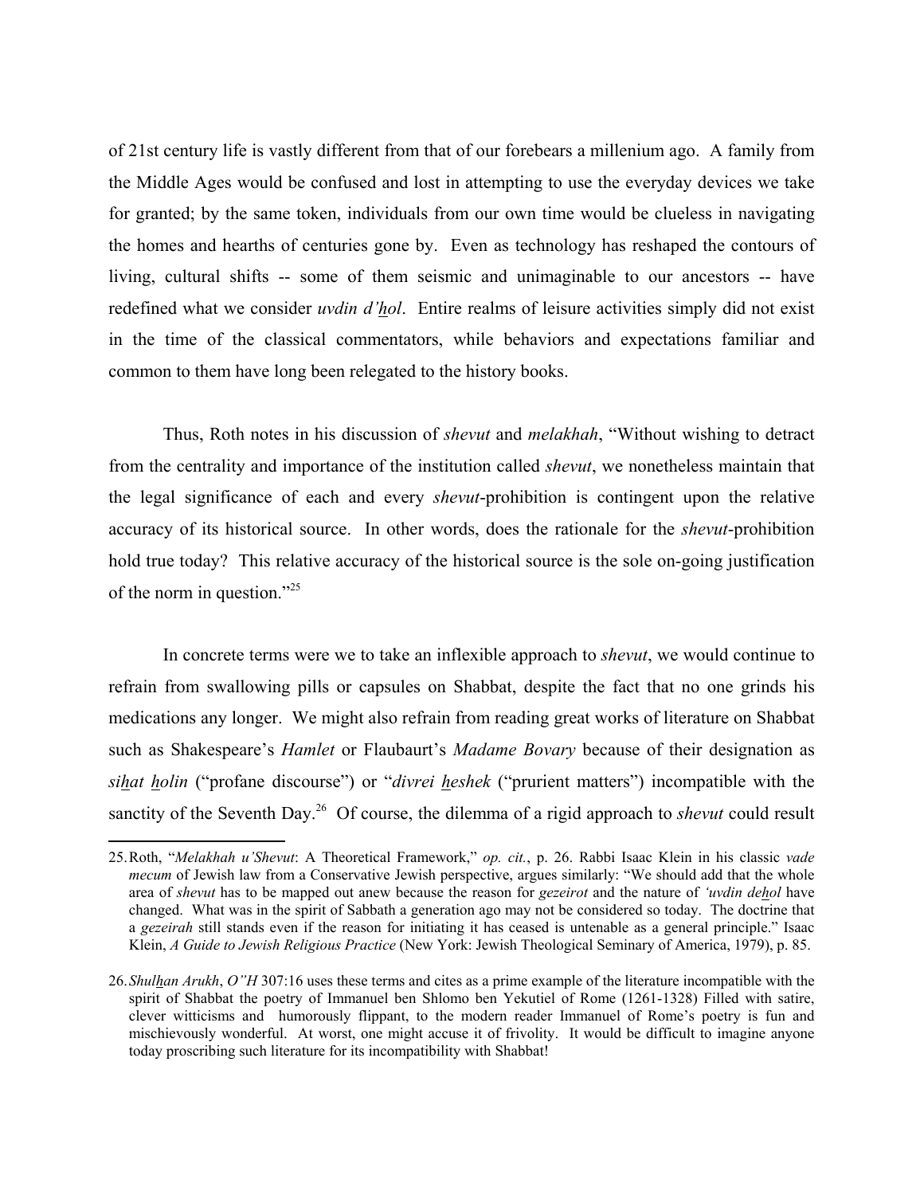of 21st century life is vastly different from that of our forebears a millenium ago. A family from the Middle Ages would be confused and lost in attempting to use the everyday devices we take for granted; by the same token, individuals from our own time would be clueless in navigating the homes and hearths of centuries gone by. Even as technology has reshaped the contours of living, cultural shifts -- some of them seismic and unimaginable to our ancestors -- have redefined what we consider *uvdin d'hol*. Entire realms of leisure activities simply did not exist in the time of the classical commentators, while behaviors and expectations familiar and common to them have long been relegated to the history books.

Thus, Roth notes in his discussion of *shevut* and *melakhah*, "Without wishing to detract from the centrality and importance of the institution called *shevut*, we nonetheless maintain that the legal significance of each and every *shevut*-prohibition is contingent upon the relative accuracy of its historical source. In other words, does the rationale for the *shevut*-prohibition hold true today? This relative accuracy of the historical source is the sole on-going justification of the norm in question."[25]

In concrete terms were we to take an inflexible approach to *shevut*, we would continue to refrain from swallowing pills or capsules on Shabbat, despite the fact that no one grinds his medications any longer. We might also refrain from reading great works of literature on Shabbat such as Shakespeare's *Hamlet* or Flaubaurt's *Madame Bovary* because of their designation as *sihat holin* ("profane discourse") or "*divrei heshek* ("prurient matters") incompatible with the sanctity of the Seventh Day.[26] Of course, the dilemma of a rigid approach to *shevut* could result

---

25. Roth, "*Melakhah u'Shevut*: A Theoretical Framework," *op. cit.*, p. 26. Rabbi Isaac Klein in his classic *vade mecum* of Jewish law from a Conservative Jewish perspective, argues similarly: "We should add that the whole area of *shevut* has to be mapped out anew because the reason for *gezeirot* and the nature of *'uvdin dehol* have changed. What was in the spirit of Sabbath a generation ago may not be considered so today. The doctrine that a *gezeirah* still stands even if the reason for initiating it has ceased is untenable as a general principle." Isaac Klein, *A Guide to Jewish Religious Practice* (New York: Jewish Theological Seminary of America, 1979), p. 85.

26. *Shulhan Arukh*, *O"H* 307:16 uses these terms and cites as a prime example of the literature incompatible with the spirit of Shabbat the poetry of Immanuel ben Shlomo ben Yekutiel of Rome (1261-1328) Filled with satire, clever witticisms and humorously flippant, to the modern reader Immanuel of Rome's poetry is fun and mischievously wonderful. At worst, one might accuse it of frivolity. It would be difficult to imagine anyone today proscribing such literature for its incompatibility with Shabbat!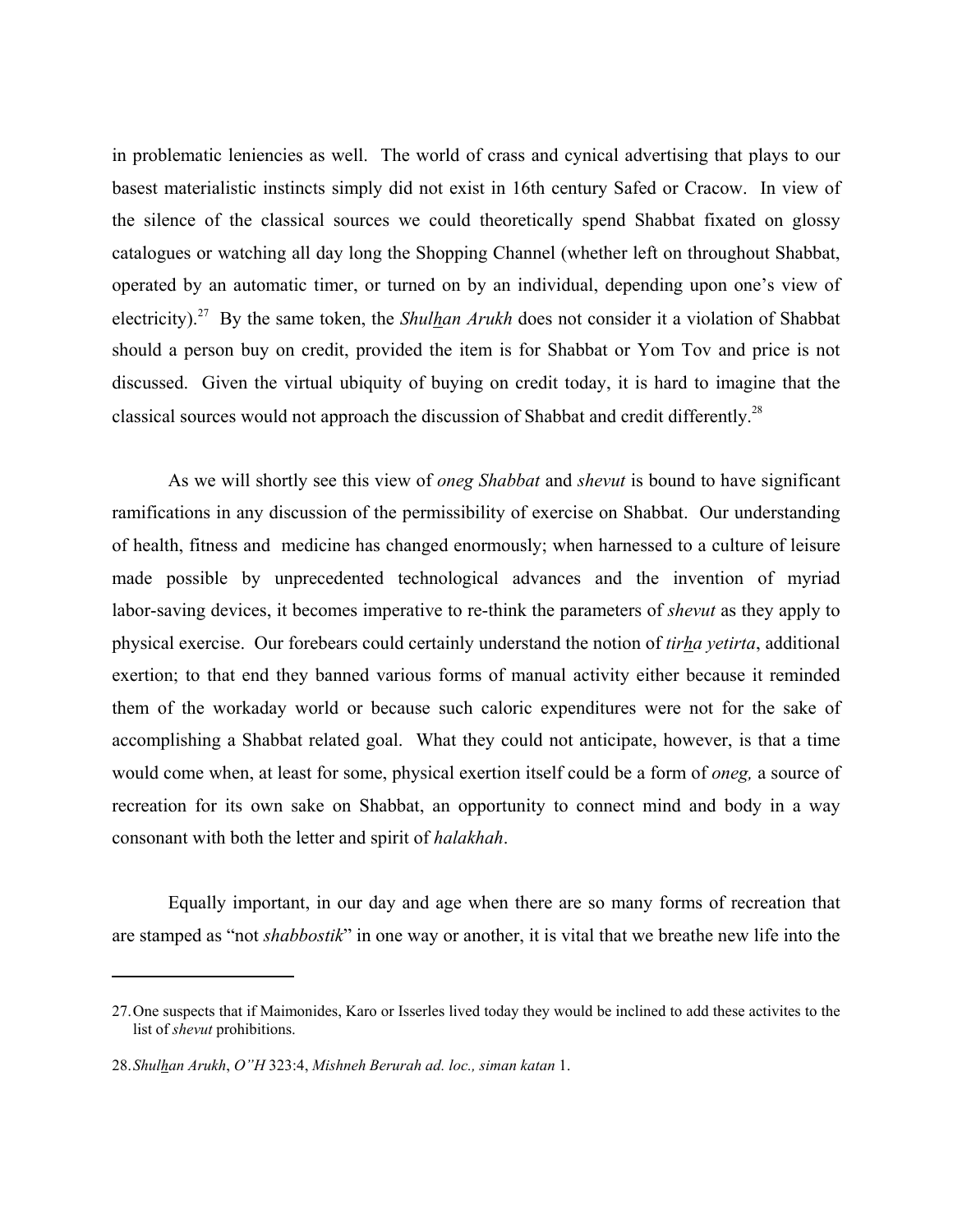in problematic leniencies as well. The world of crass and cynical advertising that plays to our basest materialistic instincts simply did not exist in 16th century Safed or Cracow. In view of the silence of the classical sources we could theoretically spend Shabbat fixated on glossy catalogues or watching all day long the Shopping Channel (whether left on throughout Shabbat, operated by an automatic timer, or turned on by an individual, depending upon one's view of electricity).[27] By the same token, the *Shulhan Arukh* does not consider it a violation of Shabbat should a person buy on credit, provided the item is for Shabbat or Yom Tov and price is not discussed. Given the virtual ubiquity of buying on credit today, it is hard to imagine that the classical sources would not approach the discussion of Shabbat and credit differently.[28]

As we will shortly see this view of *oneg Shabbat* and *shevut* is bound to have significant ramifications in any discussion of the permissibility of exercise on Shabbat. Our understanding of health, fitness and medicine has changed enormously; when harnessed to a culture of leisure made possible by unprecedented technological advances and the invention of myriad labor-saving devices, it becomes imperative to re-think the parameters of *shevut* as they apply to physical exercise. Our forebears could certainly understand the notion of *tirha yetirta*, additional exertion; to that end they banned various forms of manual activity either because it reminded them of the workaday world or because such caloric expenditures were not for the sake of accomplishing a Shabbat related goal. What they could not anticipate, however, is that a time would come when, at least for some, physical exertion itself could be a form of *oneg,* a source of recreation for its own sake on Shabbat, an opportunity to connect mind and body in a way consonant with both the letter and spirit of *halakhah*.

Equally important, in our day and age when there are so many forms of recreation that are stamped as "not *shabbostik*" in one way or another, it is vital that we breathe new life into the

---

27. One suspects that if Maimonides, Karo or Isserles lived today they would be inclined to add these activites to the list of *shevut* prohibitions.

28. *Shulhan Arukh*, *O"H* 323:4, *Mishneh Berurah ad. loc., siman katan* 1.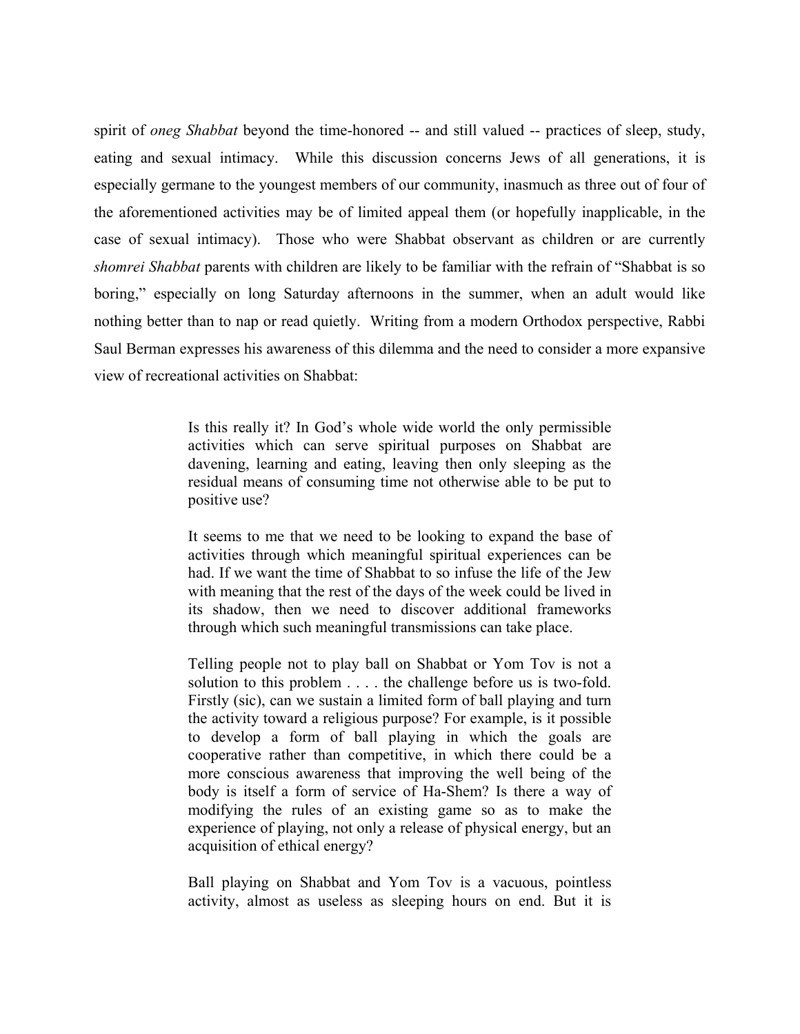spirit of *oneg Shabbat* beyond the time-honored -- and still valued -- practices of sleep, study, eating and sexual intimacy. While this discussion concerns Jews of all generations, it is especially germane to the youngest members of our community, inasmuch as three out of four of the aforementioned activities may be of limited appeal them (or hopefully inapplicable, in the case of sexual intimacy). Those who were Shabbat observant as children or are currently *shomrei Shabbat* parents with children are likely to be familiar with the refrain of "Shabbat is so boring," especially on long Saturday afternoons in the summer, when an adult would like nothing better than to nap or read quietly. Writing from a modern Orthodox perspective, Rabbi Saul Berman expresses his awareness of this dilemma and the need to consider a more expansive view of recreational activities on Shabbat:

> Is this really it? In God's whole wide world the only permissible activities which can serve spiritual purposes on Shabbat are davening, learning and eating, leaving then only sleeping as the residual means of consuming time not otherwise able to be put to positive use?
>
> It seems to me that we need to be looking to expand the base of activities through which meaningful spiritual experiences can be had. If we want the time of Shabbat to so infuse the life of the Jew with meaning that the rest of the days of the week could be lived in its shadow, then we need to discover additional frameworks through which such meaningful transmissions can take place.
>
> Telling people not to play ball on Shabbat or Yom Tov is not a solution to this problem . . . . the challenge before us is two-fold. Firstly (sic), can we sustain a limited form of ball playing and turn the activity toward a religious purpose? For example, is it possible to develop a form of ball playing in which the goals are cooperative rather than competitive, in which there could be a more conscious awareness that improving the well being of the body is itself a form of service of Ha-Shem? Is there a way of modifying the rules of an existing game so as to make the experience of playing, not only a release of physical energy, but an acquisition of ethical energy?
>
> Ball playing on Shabbat and Yom Tov is a vacuous, pointless activity, almost as useless as sleeping hours on end. But it is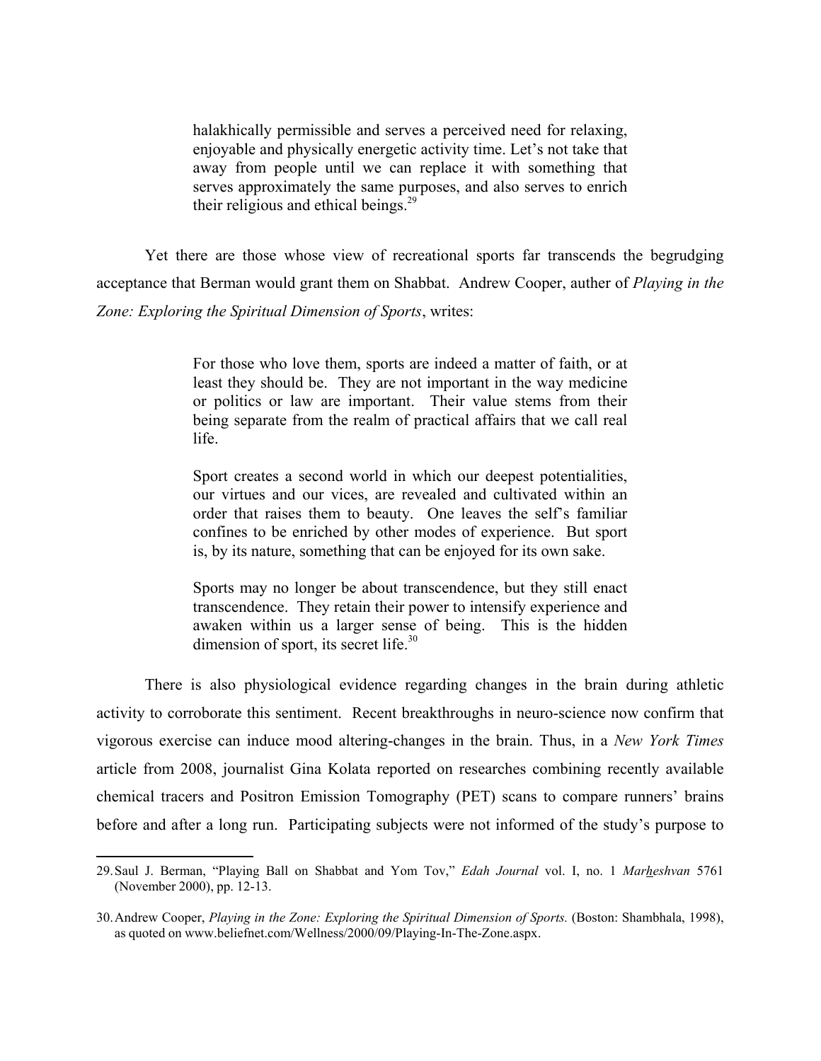> halakhically permissible and serves a perceived need for relaxing, enjoyable and physically energetic activity time. Let's not take that away from people until we can replace it with something that serves approximately the same purposes, and also serves to enrich their religious and ethical beings.[29]

Yet there are those whose view of recreational sports far transcends the begrudging acceptance that Berman would grant them on Shabbat. Andrew Cooper, auther of *Playing in the Zone: Exploring the Spiritual Dimension of Sports*, writes:

> For those who love them, sports are indeed a matter of faith, or at least they should be. They are not important in the way medicine or politics or law are important. Their value stems from their being separate from the realm of practical affairs that we call real life.
>
> Sport creates a second world in which our deepest potentialities, our virtues and our vices, are revealed and cultivated within an order that raises them to beauty. One leaves the self's familiar confines to be enriched by other modes of experience. But sport is, by its nature, something that can be enjoyed for its own sake.
>
> Sports may no longer be about transcendence, but they still enact transcendence. They retain their power to intensify experience and awaken within us a larger sense of being. This is the hidden dimension of sport, its secret life.[30]

There is also physiological evidence regarding changes in the brain during athletic activity to corroborate this sentiment. Recent breakthroughs in neuro-science now confirm that vigorous exercise can induce mood altering-changes in the brain. Thus, in a *New York Times* article from 2008, journalist Gina Kolata reported on researches combining recently available chemical tracers and Positron Emission Tomography (PET) scans to compare runners' brains before and after a long run. Participating subjects were not informed of the study's purpose to

---

29. Saul J. Berman, "Playing Ball on Shabbat and Yom Tov," *Edah Journal* vol. I, no. 1 *Marheshvan* 5761 (November 2000), pp. 12-13.

30. Andrew Cooper, *Playing in the Zone: Exploring the Spiritual Dimension of Sports.* (Boston: Shambhala, 1998), as quoted on www.beliefnet.com/Wellness/2000/09/Playing-In-The-Zone.aspx.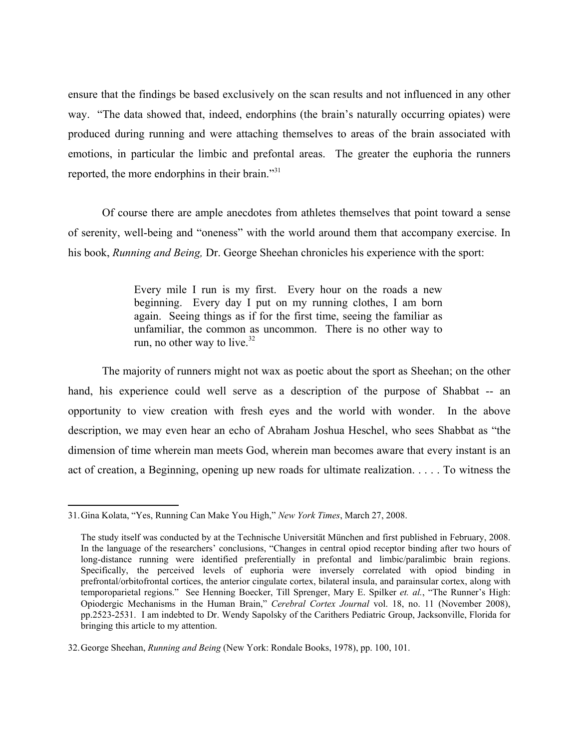ensure that the findings be based exclusively on the scan results and not influenced in any other way. "The data showed that, indeed, endorphins (the brain's naturally occurring opiates) were produced during running and were attaching themselves to areas of the brain associated with emotions, in particular the limbic and prefontal areas. The greater the euphoria the runners reported, the more endorphins in their brain."[31]

Of course there are ample anecdotes from athletes themselves that point toward a sense of serenity, well-being and "oneness" with the world around them that accompany exercise. In his book, *Running and Being,* Dr. George Sheehan chronicles his experience with the sport:

> Every mile I run is my first. Every hour on the roads a new beginning. Every day I put on my running clothes, I am born again. Seeing things as if for the first time, seeing the familiar as unfamiliar, the common as uncommon. There is no other way to run, no other way to live.[32]

The majority of runners might not wax as poetic about the sport as Sheehan; on the other hand, his experience could well serve as a description of the purpose of Shabbat -- an opportunity to view creation with fresh eyes and the world with wonder. In the above description, we may even hear an echo of Abraham Joshua Heschel, who sees Shabbat as "the dimension of time wherein man meets God, wherein man becomes aware that every instant is an act of creation, a Beginning, opening up new roads for ultimate realization. . . . . To witness the

---

31. Gina Kolata, "Yes, Running Can Make You High," *New York Times*, March 27, 2008.

The study itself was conducted by at the Technische Universität München and first published in February, 2008. In the language of the researchers' conclusions, "Changes in central opiod receptor binding after two hours of long-distance running were identified preferentially in prefontal and limbic/paralimbic brain regions. Specifically, the perceived levels of euphoria were inversely correlated with opiod binding in prefrontal/orbitofrontal cortices, the anterior cingulate cortex, bilateral insula, and parainsular cortex, along with temporoparietal regions." See Henning Boecker, Till Sprenger, Mary E. Spilker *et. al.*, "The Runner's High: Opiodergic Mechanisms in the Human Brain," *Cerebral Cortex Journal* vol. 18, no. 11 (November 2008), pp.2523-2531. I am indebted to Dr. Wendy Sapolsky of the Carithers Pediatric Group, Jacksonville, Florida for bringing this article to my attention.

32. George Sheehan, *Running and Being* (New York: Rondale Books, 1978), pp. 100, 101.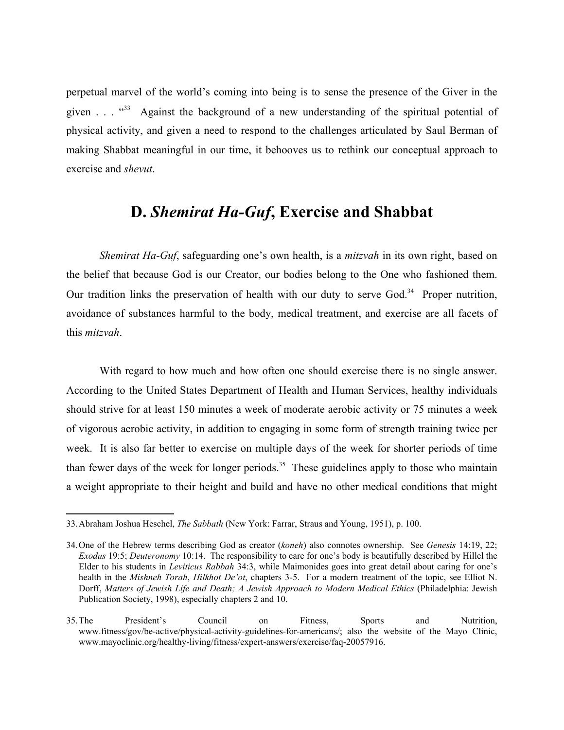perpetual marvel of the world's coming into being is to sense the presence of the Giver in the given . . . "[33] Against the background of a new understanding of the spiritual potential of physical activity, and given a need to respond to the challenges articulated by Saul Berman of making Shabbat meaningful in our time, it behooves us to rethink our conceptual approach to exercise and *shevut*.

## D. *Shemirat Ha-Guf*, Exercise and Shabbat

*Shemirat Ha-Guf*, safeguarding one's own health, is a *mitzvah* in its own right, based on the belief that because God is our Creator, our bodies belong to the One who fashioned them. Our tradition links the preservation of health with our duty to serve God.[34] Proper nutrition, avoidance of substances harmful to the body, medical treatment, and exercise are all facets of this *mitzvah*.

With regard to how much and how often one should exercise there is no single answer. According to the United States Department of Health and Human Services, healthy individuals should strive for at least 150 minutes a week of moderate aerobic activity or 75 minutes a week of vigorous aerobic activity, in addition to engaging in some form of strength training twice per week. It is also far better to exercise on multiple days of the week for shorter periods of time than fewer days of the week for longer periods.[35] These guidelines apply to those who maintain a weight appropriate to their height and build and have no other medical conditions that might

---

33. Abraham Joshua Heschel, *The Sabbath* (New York: Farrar, Straus and Young, 1951), p. 100.

34. One of the Hebrew terms describing God as creator (*koneh*) also connotes ownership. See *Genesis* 14:19, 22; *Exodus* 19:5; *Deuteronomy* 10:14. The responsibility to care for one's body is beautifully described by Hillel the Elder to his students in *Leviticus Rabbah* 34:3, while Maimonides goes into great detail about caring for one's health in the *Mishneh Torah*, *Hilkhot De'ot*, chapters 3-5. For a modern treatment of the topic, see Elliot N. Dorff, *Matters of Jewish Life and Death; A Jewish Approach to Modern Medical Ethics* (Philadelphia: Jewish Publication Society, 1998), especially chapters 2 and 10.

35. The President's Council on Fitness, Sports and Nutrition, www.fitness/gov/be-active/physical-activity-guidelines-for-americans/; also the website of the Mayo Clinic, www.mayoclinic.org/healthy-living/fitness/expert-answers/exercise/faq-20057916.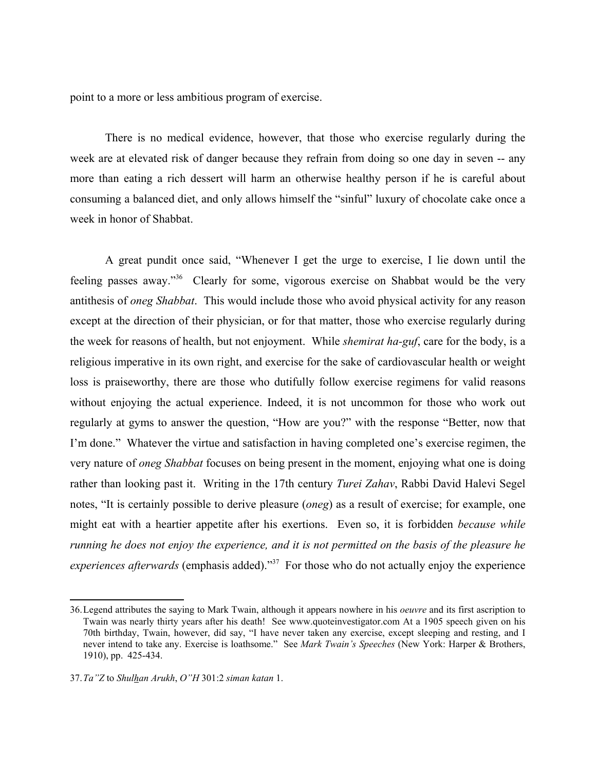point to a more or less ambitious program of exercise.

There is no medical evidence, however, that those who exercise regularly during the week are at elevated risk of danger because they refrain from doing so one day in seven -- any more than eating a rich dessert will harm an otherwise healthy person if he is careful about consuming a balanced diet, and only allows himself the "sinful" luxury of chocolate cake once a week in honor of Shabbat.

A great pundit once said, "Whenever I get the urge to exercise, I lie down until the feeling passes away."[36] Clearly for some, vigorous exercise on Shabbat would be the very antithesis of *oneg Shabbat*. This would include those who avoid physical activity for any reason except at the direction of their physician, or for that matter, those who exercise regularly during the week for reasons of health, but not enjoyment. While *shemirat ha-guf*, care for the body, is a religious imperative in its own right, and exercise for the sake of cardiovascular health or weight loss is praiseworthy, there are those who dutifully follow exercise regimens for valid reasons without enjoying the actual experience. Indeed, it is not uncommon for those who work out regularly at gyms to answer the question, "How are you?" with the response "Better, now that I'm done." Whatever the virtue and satisfaction in having completed one's exercise regimen, the very nature of *oneg Shabbat* focuses on being present in the moment, enjoying what one is doing rather than looking past it. Writing in the 17th century *Turei Zahav*, Rabbi David Halevi Segel notes, "It is certainly possible to derive pleasure (*oneg*) as a result of exercise; for example, one might eat with a heartier appetite after his exertions. Even so, it is forbidden *because while running he does not enjoy the experience, and it is not permitted on the basis of the pleasure he experiences afterwards* (emphasis added)."[37] For those who do not actually enjoy the experience

---

36. Legend attributes the saying to Mark Twain, although it appears nowhere in his *oeuvre* and its first ascription to Twain was nearly thirty years after his death! See www.quoteinvestigator.com At a 1905 speech given on his 70th birthday, Twain, however, did say, "I have never taken any exercise, except sleeping and resting, and I never intend to take any. Exercise is loathsome." See *Mark Twain's Speeches* (New York: Harper & Brothers, 1910), pp. 425-434.

37. *Ta"Z* to *Shulhan Arukh*, *O"H* 301:2 *siman katan* 1.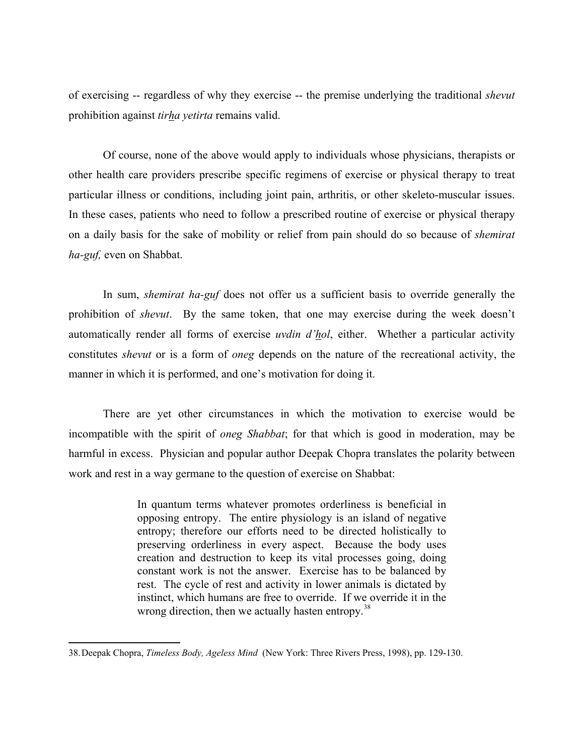of exercising -- regardless of why they exercise -- the premise underlying the traditional *shevut* prohibition against *tirha yetirta* remains valid.

Of course, none of the above would apply to individuals whose physicians, therapists or other health care providers prescribe specific regimens of exercise or physical therapy to treat particular illness or conditions, including joint pain, arthritis, or other skeleto-muscular issues. In these cases, patients who need to follow a prescribed routine of exercise or physical therapy on a daily basis for the sake of mobility or relief from pain should do so because of *shemirat ha-guf,* even on Shabbat.

In sum, *shemirat ha-guf* does not offer us a sufficient basis to override generally the prohibition of *shevut*. By the same token, that one may exercise during the week doesn't automatically render all forms of exercise *uvdin d'hol*, either. Whether a particular activity constitutes *shevut* or is a form of *oneg* depends on the nature of the recreational activity, the manner in which it is performed, and one's motivation for doing it.

There are yet other circumstances in which the motivation to exercise would be incompatible with the spirit of *oneg Shabbat*; for that which is good in moderation, may be harmful in excess. Physician and popular author Deepak Chopra translates the polarity between work and rest in a way germane to the question of exercise on Shabbat:

> In quantum terms whatever promotes orderliness is beneficial in opposing entropy. The entire physiology is an island of negative entropy; therefore our efforts need to be directed holistically to preserving orderliness in every aspect. Because the body uses creation and destruction to keep its vital processes going, doing constant work is not the answer. Exercise has to be balanced by rest. The cycle of rest and activity in lower animals is dictated by instinct, which humans are free to override. If we override it in the wrong direction, then we actually hasten entropy.[38]

---

38. Deepak Chopra, *Timeless Body, Ageless Mind* (New York: Three Rivers Press, 1998), pp. 129-130.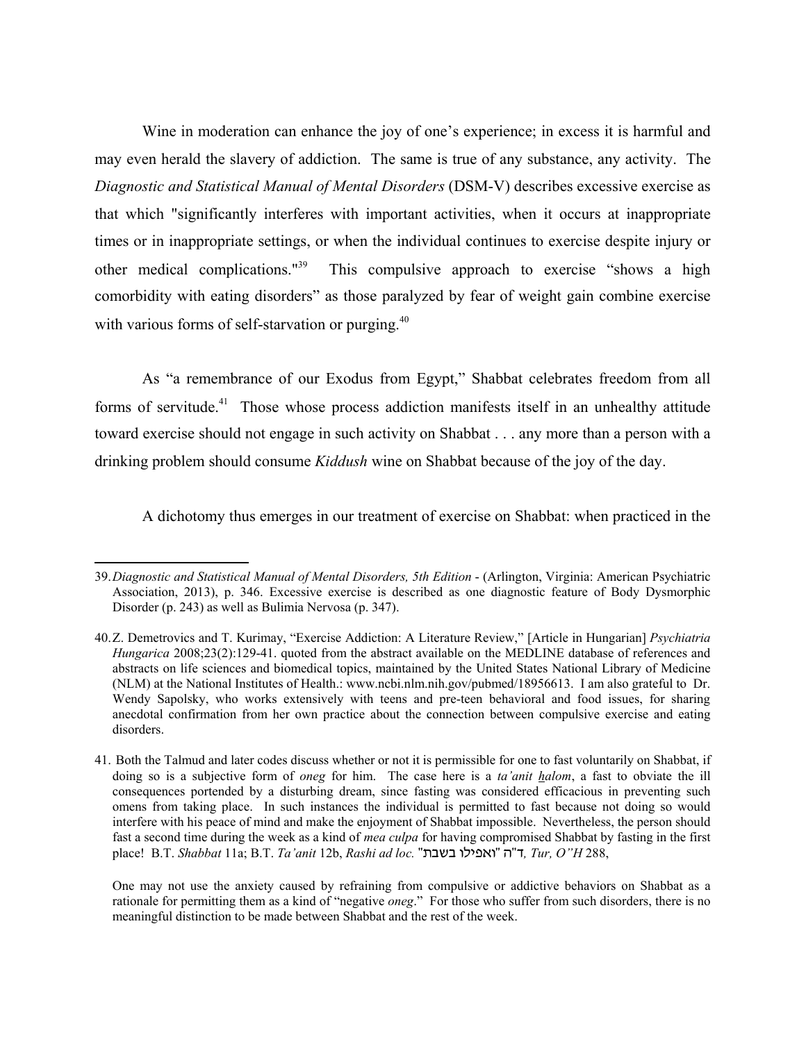Wine in moderation can enhance the joy of one's experience; in excess it is harmful and may even herald the slavery of addiction. The same is true of any substance, any activity. The *Diagnostic and Statistical Manual of Mental Disorders* (DSM-V) describes excessive exercise as that which "significantly interferes with important activities, when it occurs at inappropriate times or in inappropriate settings, or when the individual continues to exercise despite injury or other medical complications."[39] This compulsive approach to exercise "shows a high comorbidity with eating disorders" as those paralyzed by fear of weight gain combine exercise with various forms of self-starvation or purging.[40]

As "a remembrance of our Exodus from Egypt," Shabbat celebrates freedom from all forms of servitude.[41] Those whose process addiction manifests itself in an unhealthy attitude toward exercise should not engage in such activity on Shabbat . . . any more than a person with a drinking problem should consume *Kiddush* wine on Shabbat because of the joy of the day.

A dichotomy thus emerges in our treatment of exercise on Shabbat: when practiced in the

---

39. *Diagnostic and Statistical Manual of Mental Disorders, 5th Edition* - (Arlington, Virginia: American Psychiatric Association, 2013), p. 346. Excessive exercise is described as one diagnostic feature of Body Dysmorphic Disorder (p. 243) as well as Bulimia Nervosa (p. 347).

40. Z. Demetrovics and T. Kurimay, "Exercise Addiction: A Literature Review," [Article in Hungarian] *Psychiatria Hungarica* 2008;23(2):129-41. quoted from the abstract available on the MEDLINE database of references and abstracts on life sciences and biomedical topics, maintained by the United States National Library of Medicine (NLM) at the National Institutes of Health.: www.ncbi.nlm.nih.gov/pubmed/18956613. I am also grateful to Dr. Wendy Sapolsky, who works extensively with teens and pre-teen behavioral and food issues, for sharing anecdotal confirmation from her own practice about the connection between compulsive exercise and eating disorders.

41. Both the Talmud and later codes discuss whether or not it is permissible for one to fast voluntarily on Shabbat, if doing so is a subjective form of *oneg* for him. The case here is a *ta'anit halom*, a fast to obviate the ill consequences portended by a disturbing dream, since fasting was considered efficacious in preventing such omens from taking place. In such instances the individual is permitted to fast because not doing so would interfere with his peace of mind and make the enjoyment of Shabbat impossible. Nevertheless, the person should fast a second time during the week as a kind of *mea culpa* for having compromised Shabbat by fasting in the first place! B.T. *Shabbat* 11a; B.T. *Ta'anit* 12b, *Rashi ad loc.* ד"ה "ואפילו בשבת", *Tur, O"H* 288,

    One may not use the anxiety caused by refraining from compulsive or addictive behaviors on Shabbat as a rationale for permitting them as a kind of "negative *oneg*." For those who suffer from such disorders, there is no meaningful distinction to be made between Shabbat and the rest of the week.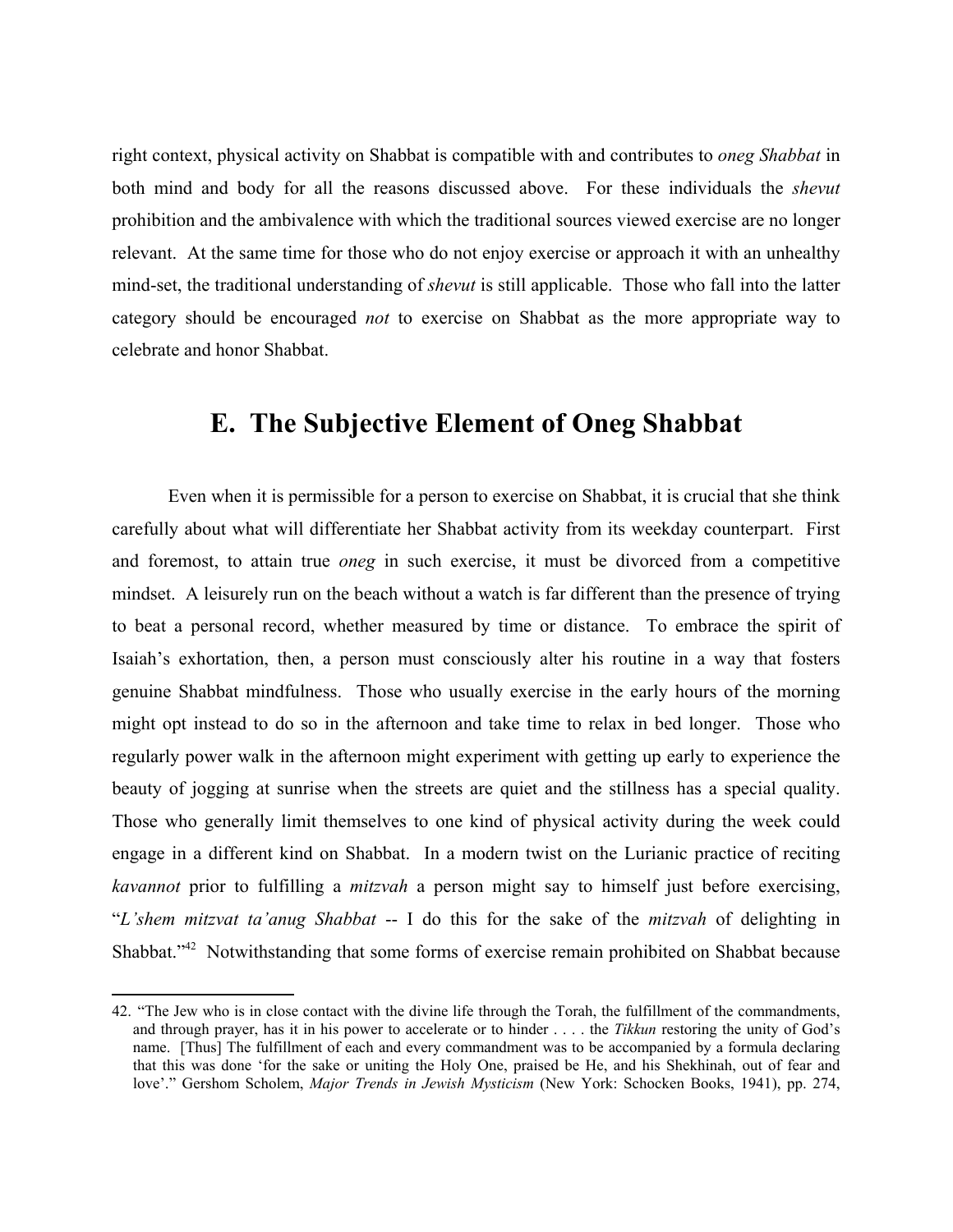right context, physical activity on Shabbat is compatible with and contributes to *oneg Shabbat* in both mind and body for all the reasons discussed above. For these individuals the *shevut* prohibition and the ambivalence with which the traditional sources viewed exercise are no longer relevant. At the same time for those who do not enjoy exercise or approach it with an unhealthy mind-set, the traditional understanding of *shevut* is still applicable. Those who fall into the latter category should be encouraged *not* to exercise on Shabbat as the more appropriate way to celebrate and honor Shabbat.

## E. The Subjective Element of Oneg Shabbat

Even when it is permissible for a person to exercise on Shabbat, it is crucial that she think carefully about what will differentiate her Shabbat activity from its weekday counterpart. First and foremost, to attain true *oneg* in such exercise, it must be divorced from a competitive mindset. A leisurely run on the beach without a watch is far different than the presence of trying to beat a personal record, whether measured by time or distance. To embrace the spirit of Isaiah's exhortation, then, a person must consciously alter his routine in a way that fosters genuine Shabbat mindfulness. Those who usually exercise in the early hours of the morning might opt instead to do so in the afternoon and take time to relax in bed longer. Those who regularly power walk in the afternoon might experiment with getting up early to experience the beauty of jogging at sunrise when the streets are quiet and the stillness has a special quality. Those who generally limit themselves to one kind of physical activity during the week could engage in a different kind on Shabbat. In a modern twist on the Lurianic practice of reciting *kavannot* prior to fulfilling a *mitzvah* a person might say to himself just before exercising, "*L'shem mitzvat ta'anug Shabbat* -- I do this for the sake of the *mitzvah* of delighting in Shabbat."[42] Notwithstanding that some forms of exercise remain prohibited on Shabbat because

42. "The Jew who is in close contact with the divine life through the Torah, the fulfillment of the commandments, and through prayer, has it in his power to accelerate or to hinder . . . . the *Tikkun* restoring the unity of God's name. [Thus] The fulfillment of each and every commandment was to be accompanied by a formula declaring that this was done 'for the sake or uniting the Holy One, praised be He, and his Shekhinah, out of fear and love'." Gershom Scholem, *Major Trends in Jewish Mysticism* (New York: Schocken Books, 1941), pp. 274,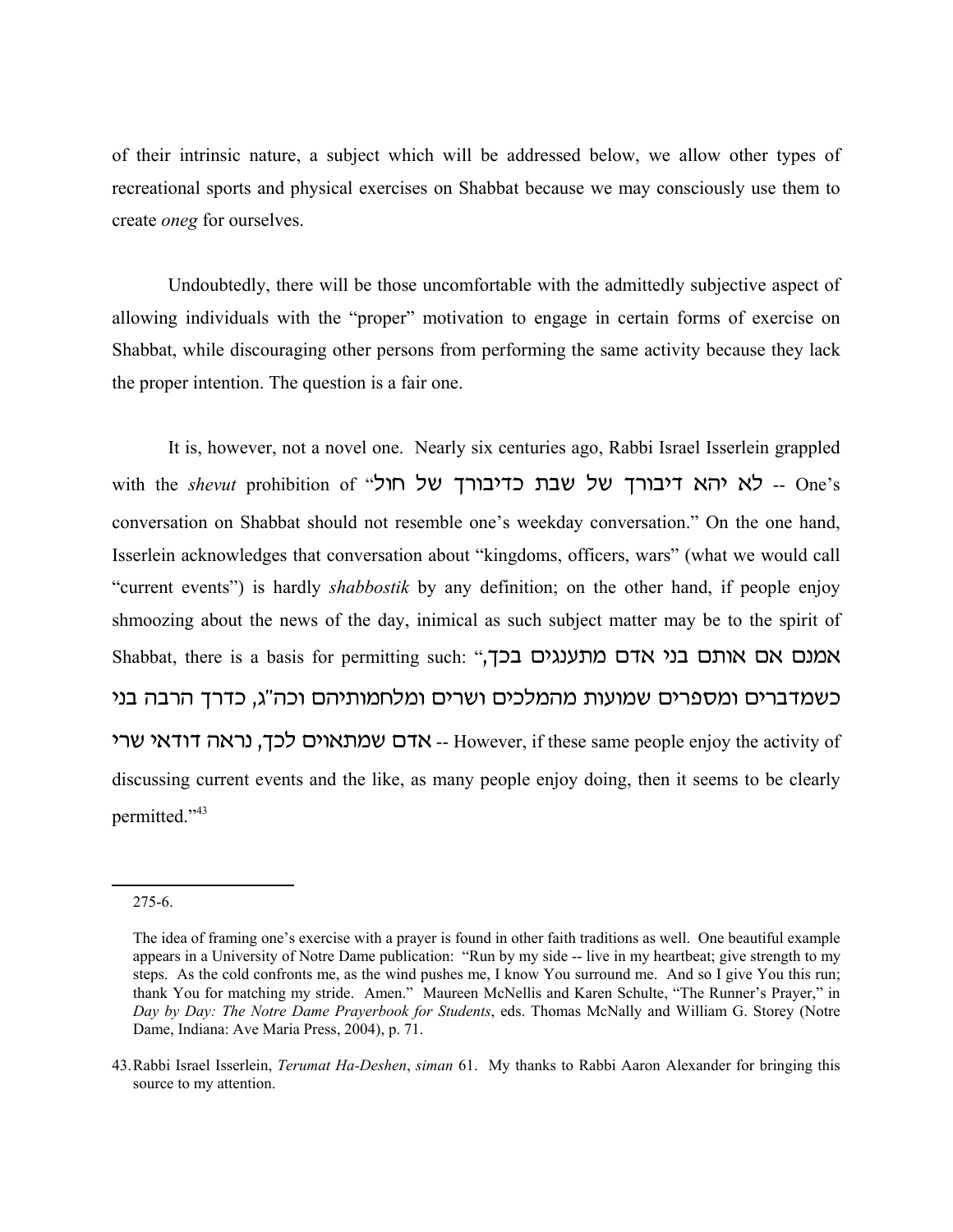of their intrinsic nature, a subject which will be addressed below, we allow other types of recreational sports and physical exercises on Shabbat because we may consciously use them to create *oneg* for ourselves.

Undoubtedly, there will be those uncomfortable with the admittedly subjective aspect of allowing individuals with the "proper" motivation to engage in certain forms of exercise on Shabbat, while discouraging other persons from performing the same activity because they lack the proper intention. The question is a fair one.

It is, however, not a novel one. Nearly six centuries ago, Rabbi Israel Isserlein grappled with the *shevut* prohibition of "לא יהא דיבורך של שבת כדיבורך של חול -- One's conversation on Shabbat should not resemble one's weekday conversation." On the one hand, Isserlein acknowledges that conversation about "kingdoms, officers, wars" (what we would call "current events") is hardly *shabbostik* by any definition; on the other hand, if people enjoy shmoozing about the news of the day, inimical as such subject matter may be to the spirit of Shabbat, there is a basis for permitting such: "אמנם אם אותם בני אדם מתענגים בכך, כשמדברים ומספרים שמועות מהמלכים ושרים ומלחמותיהם וכה"ג, כדרך הרבה בני אדם שמתאוים לכך, נראה דודאי שרי -- However, if these same people enjoy the activity of discussing current events and the like, as many people enjoy doing, then it seems to be clearly permitted."[43]

---

275-6.

The idea of framing one's exercise with a prayer is found in other faith traditions as well. One beautiful example appears in a University of Notre Dame publication: "Run by my side -- live in my heartbeat; give strength to my steps. As the cold confronts me, as the wind pushes me, I know You surround me. And so I give You this run; thank You for matching my stride. Amen." Maureen McNellis and Karen Schulte, "The Runner's Prayer," in *Day by Day: The Notre Dame Prayerbook for Students*, eds. Thomas McNally and William G. Storey (Notre Dame, Indiana: Ave Maria Press, 2004), p. 71.

43. Rabbi Israel Isserlein, *Terumat Ha-Deshen*, *siman* 61. My thanks to Rabbi Aaron Alexander for bringing this source to my attention.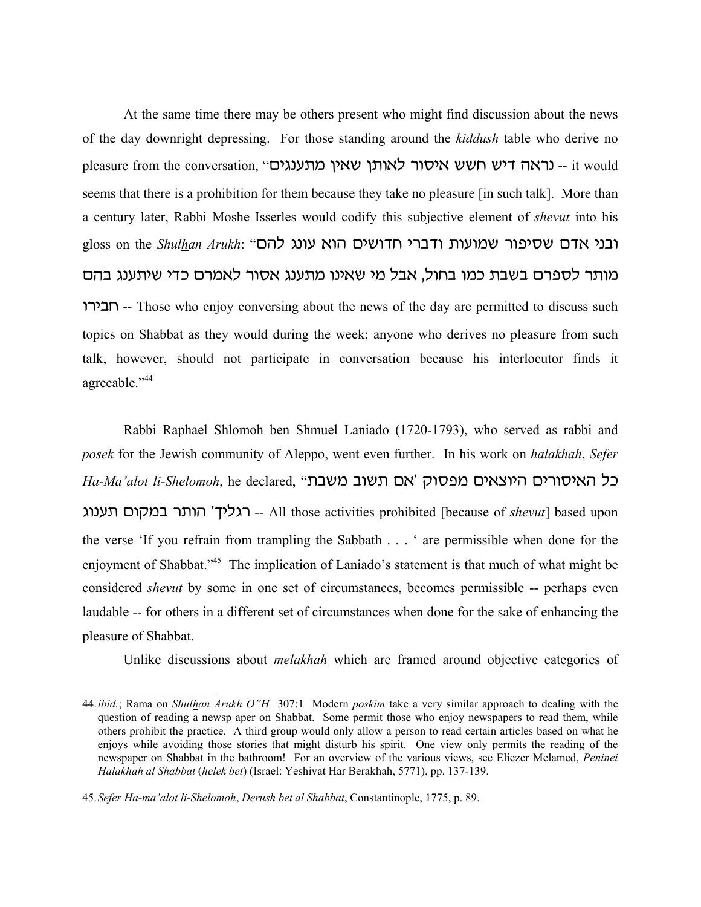At the same time there may be others present who might find discussion about the news of the day downright depressing. For those standing around the *kiddush* table who derive no pleasure from the conversation, "נראה דיש חשש איסור לאותן שאין מתענגים -- it would seems that there is a prohibition for them because they take no pleasure [in such talk]. More than a century later, Rabbi Moshe Isserles would codify this subjective element of *shevut* into his gloss on the *Shulhan Arukh*: "ובני אדם שסיפור שמועות ודברי חדושים הוא עונג להם מותר לספרם בשבת כמו בחול, אבל מי שאינו מתענג אסור לאמרם כדי שיתענג בהם חבירו -- Those who enjoy conversing about the news of the day are permitted to discuss such topics on Shabbat as they would during the week; anyone who derives no pleasure from such talk, however, should not participate in conversation because his interlocutor finds it agreeable."[44]

Rabbi Raphael Shlomoh ben Shmuel Laniado (1720-1793), who served as rabbi and *posek* for the Jewish community of Aleppo, went even further. In his work on *halakhah*, *Sefer Ha-Ma'alot li-Shelomoh*, he declared, "כל האיסורים היוצאים מפסוק 'אם תשוב משבת רגליך' הותר במקום תענוג -- All those activities prohibited [because of *shevut*] based upon the verse 'If you refrain from trampling the Sabbath . . . ' are permissible when done for the enjoyment of Shabbat."[45] The implication of Laniado's statement is that much of what might be considered *shevut* by some in one set of circumstances, becomes permissible -- perhaps even laudable -- for others in a different set of circumstances when done for the sake of enhancing the pleasure of Shabbat.

Unlike discussions about *melakhah* which are framed around objective categories of

---

44. *ibid.*; Rama on *Shulhan Arukh O"H* 307:1 Modern *poskim* take a very similar approach to dealing with the question of reading a newsp aper on Shabbat. Some permit those who enjoy newspapers to read them, while others prohibit the practice. A third group would only allow a person to read certain articles based on what he enjoys while avoiding those stories that might disturb his spirit. One view only permits the reading of the newspaper on Shabbat in the bathroom! For an overview of the various views, see Eliezer Melamed, *Peninei Halakhah al Shabbat* (*helek bet*) (Israel: Yeshivat Har Berakhah, 5771), pp. 137-139.

45. *Sefer Ha-ma'alot li-Shelomoh*, *Derush bet al Shabbat*, Constantinople, 1775, p. 89.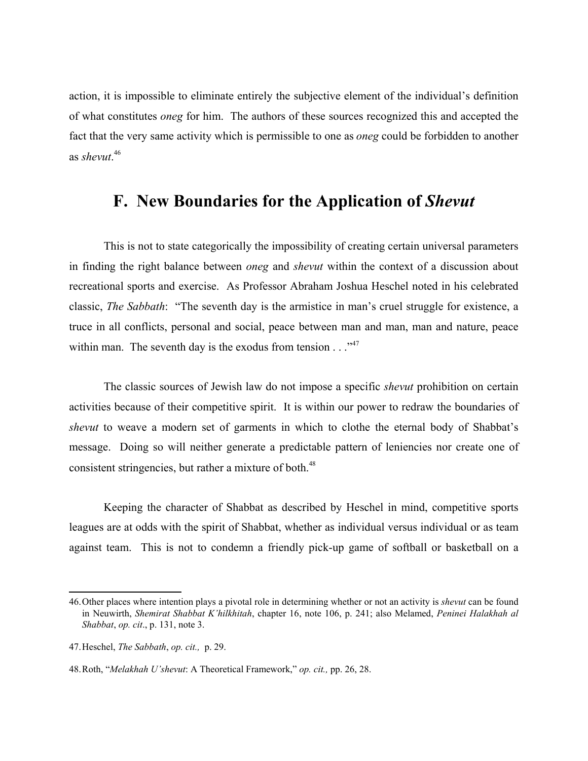action, it is impossible to eliminate entirely the subjective element of the individual's definition of what constitutes *oneg* for him. The authors of these sources recognized this and accepted the fact that the very same activity which is permissible to one as *oneg* could be forbidden to another as *shevut*.[46]

## F. New Boundaries for the Application of *Shevut*

This is not to state categorically the impossibility of creating certain universal parameters in finding the right balance between *oneg* and *shevut* within the context of a discussion about recreational sports and exercise. As Professor Abraham Joshua Heschel noted in his celebrated classic, *The Sabbath*: "The seventh day is the armistice in man's cruel struggle for existence, a truce in all conflicts, personal and social, peace between man and man, man and nature, peace within man. The seventh day is the exodus from tension . . ."[47]

The classic sources of Jewish law do not impose a specific *shevut* prohibition on certain activities because of their competitive spirit. It is within our power to redraw the boundaries of *shevut* to weave a modern set of garments in which to clothe the eternal body of Shabbat's message. Doing so will neither generate a predictable pattern of leniencies nor create one of consistent stringencies, but rather a mixture of both.[48]

Keeping the character of Shabbat as described by Heschel in mind, competitive sports leagues are at odds with the spirit of Shabbat, whether as individual versus individual or as team against team. This is not to condemn a friendly pick-up game of softball or basketball on a

---

46. Other places where intention plays a pivotal role in determining whether or not an activity is *shevut* can be found in Neuwirth, *Shemirat Shabbat K'hilkhitah*, chapter 16, note 106, p. 241; also Melamed, *Peninei Halakhah al Shabbat*, *op. cit*., p. 131, note 3.

47. Heschel, *The Sabbath*, *op. cit.,* p. 29.

48. Roth, "*Melakhah U'shevut*: A Theoretical Framework," *op. cit.,* pp. 26, 28.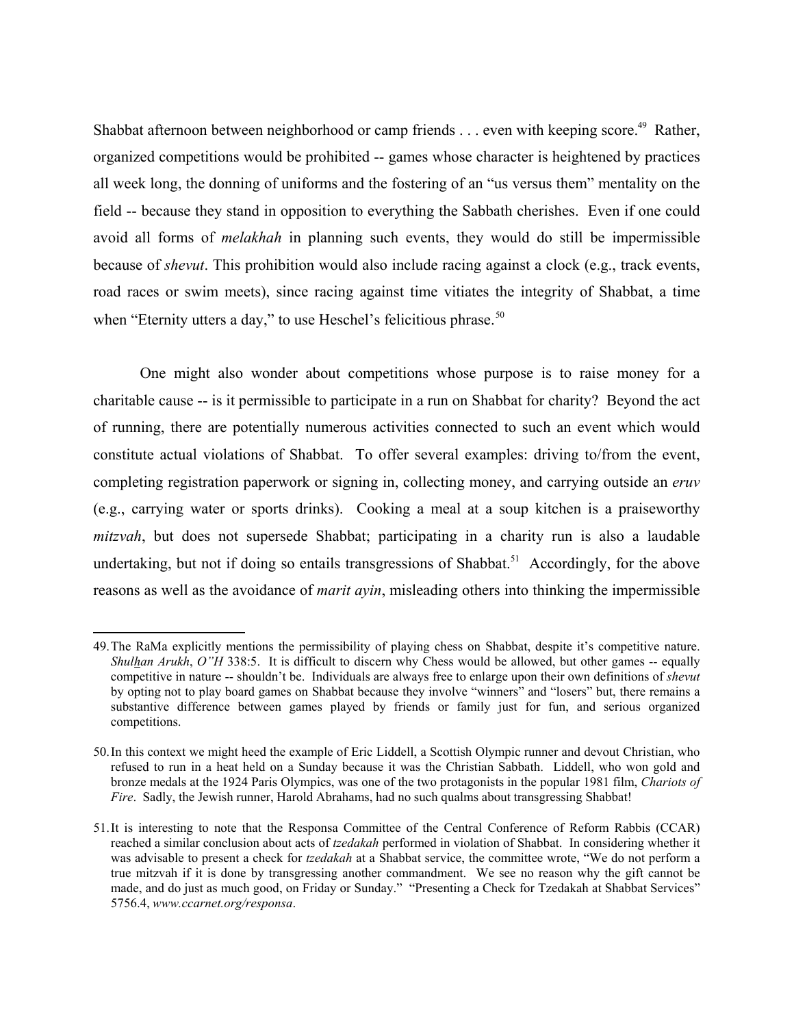Shabbat afternoon between neighborhood or camp friends . . . even with keeping score.[49] Rather, organized competitions would be prohibited -- games whose character is heightened by practices all week long, the donning of uniforms and the fostering of an "us versus them" mentality on the field -- because they stand in opposition to everything the Sabbath cherishes. Even if one could avoid all forms of *melakhah* in planning such events, they would do still be impermissible because of *shevut*. This prohibition would also include racing against a clock (e.g., track events, road races or swim meets), since racing against time vitiates the integrity of Shabbat, a time when "Eternity utters a day," to use Heschel's felicitious phrase.[50]

One might also wonder about competitions whose purpose is to raise money for a charitable cause -- is it permissible to participate in a run on Shabbat for charity? Beyond the act of running, there are potentially numerous activities connected to such an event which would constitute actual violations of Shabbat. To offer several examples: driving to/from the event, completing registration paperwork or signing in, collecting money, and carrying outside an *eruv* (e.g., carrying water or sports drinks). Cooking a meal at a soup kitchen is a praiseworthy *mitzvah*, but does not supersede Shabbat; participating in a charity run is also a laudable undertaking, but not if doing so entails transgressions of Shabbat.[51] Accordingly, for the above reasons as well as the avoidance of *marit ayin*, misleading others into thinking the impermissible

---

49. The RaMa explicitly mentions the permissibility of playing chess on Shabbat, despite it's competitive nature. *Shulhan Arukh*, *O"H* 338:5. It is difficult to discern why Chess would be allowed, but other games -- equally competitive in nature -- shouldn't be. Individuals are always free to enlarge upon their own definitions of *shevut* by opting not to play board games on Shabbat because they involve "winners" and "losers" but, there remains a substantive difference between games played by friends or family just for fun, and serious organized competitions.

50. In this context we might heed the example of Eric Liddell, a Scottish Olympic runner and devout Christian, who refused to run in a heat held on a Sunday because it was the Christian Sabbath. Liddell, who won gold and bronze medals at the 1924 Paris Olympics, was one of the two protagonists in the popular 1981 film, *Chariots of Fire*. Sadly, the Jewish runner, Harold Abrahams, had no such qualms about transgressing Shabbat!

51. It is interesting to note that the Responsa Committee of the Central Conference of Reform Rabbis (CCAR) reached a similar conclusion about acts of *tzedakah* performed in violation of Shabbat. In considering whether it was advisable to present a check for *tzedakah* at a Shabbat service, the committee wrote, "We do not perform a true mitzvah if it is done by transgressing another commandment. We see no reason why the gift cannot be made, and do just as much good, on Friday or Sunday." "Presenting a Check for Tzedakah at Shabbat Services" 5756.4, *www.ccarnet.org/responsa*.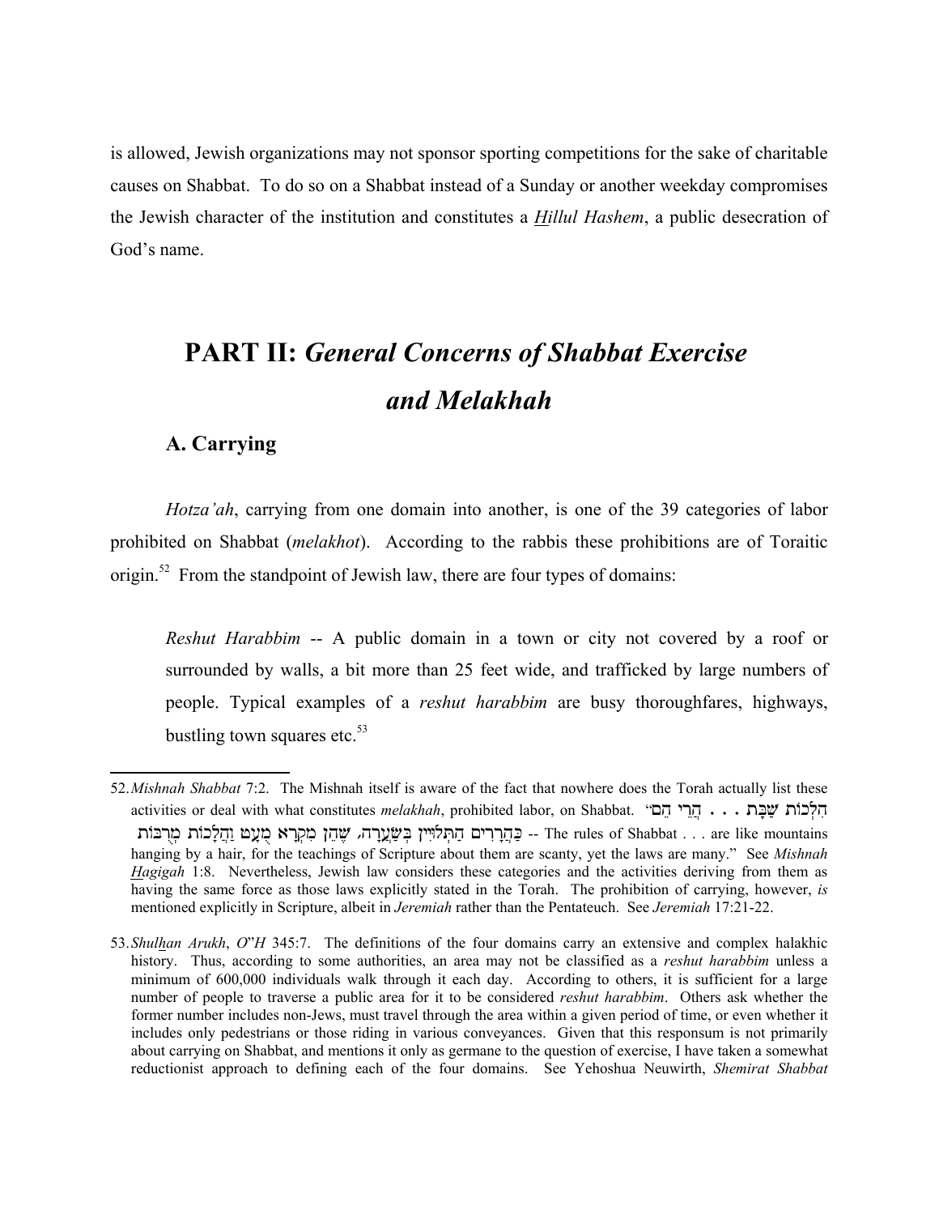is allowed, Jewish organizations may not sponsor sporting competitions for the sake of charitable causes on Shabbat. To do so on a Shabbat instead of a Sunday or another weekday compromises the Jewish character of the institution and constitutes a *Hillul Hashem*, a public desecration of God's name.

# PART II: *General Concerns of Shabbat Exercise and Melakhah*

## A. Carrying

*Hotza'ah*, carrying from one domain into another, is one of the 39 categories of labor prohibited on Shabbat (*melakhot*). According to the rabbis these prohibitions are of Toraitic origin.[52] From the standpoint of Jewish law, there are four types of domains:

> *Reshut Harabbim* -- A public domain in a town or city not covered by a roof or surrounded by walls, a bit more than 25 feet wide, and trafficked by large numbers of people. Typical examples of a *reshut harabbim* are busy thoroughfares, highways, bustling town squares etc.[53]

---

52. *Mishnah Shabbat* 7:2. The Mishnah itself is aware of the fact that nowhere does the Torah actually list these activities or deal with what constitutes *melakhah*, prohibited labor, on Shabbat. "הִלְכוֹת שַׁבָּת . . . הֲרֵי הֵם כַּהֲרָרִים הַתְּלוּיִין בְּשַׂעֲרָה, שֶׁהֵן מִקְרָא מֻעָט וַהֲלָכוֹת מְרֻבּוֹת -- The rules of Shabbat . . . are like mountains hanging by a hair, for the teachings of Scripture about them are scanty, yet the laws are many." See *Mishnah Hagigah* 1:8. Nevertheless, Jewish law considers these categories and the activities deriving from them as having the same force as those laws explicitly stated in the Torah. The prohibition of carrying, however, *is* mentioned explicitly in Scripture, albeit in *Jeremiah* rather than the Pentateuch. See *Jeremiah* 17:21-22.

53. *Shulhan Arukh*, *O"H* 345:7. The definitions of the four domains carry an extensive and complex halakhic history. Thus, according to some authorities, an area may not be classified as a *reshut harabbim* unless a minimum of 600,000 individuals walk through it each day. According to others, it is sufficient for a large number of people to traverse a public area for it to be considered *reshut harabbim*. Others ask whether the former number includes non-Jews, must travel through the area within a given period of time, or even whether it includes only pedestrians or those riding in various conveyances. Given that this responsum is not primarily about carrying on Shabbat, and mentions it only as germane to the question of exercise, I have taken a somewhat reductionist approach to defining each of the four domains. See Yehoshua Neuwirth, *Shemirat Shabbat*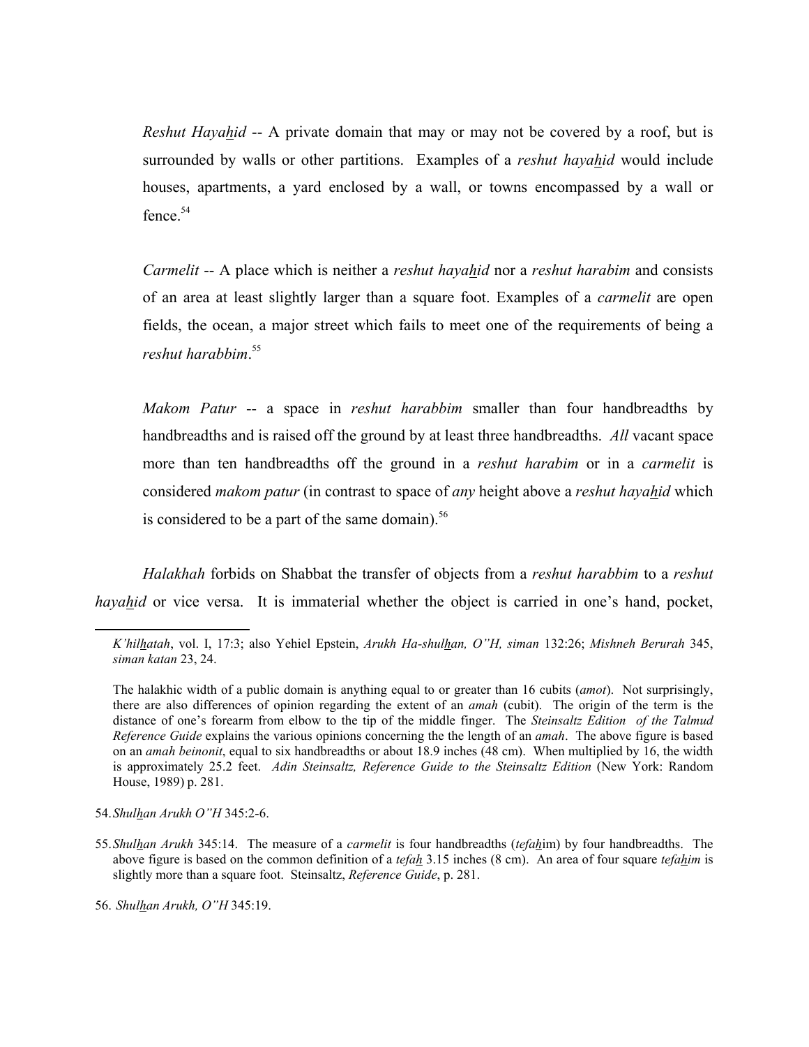*Reshut Hayahid* -- A private domain that may or may not be covered by a roof, but is surrounded by walls or other partitions. Examples of a *reshut hayahid* would include houses, apartments, a yard enclosed by a wall, or towns encompassed by a wall or fence.[54]

*Carmelit* -- A place which is neither a *reshut hayahid* nor a *reshut harabim* and consists of an area at least slightly larger than a square foot. Examples of a *carmelit* are open fields, the ocean, a major street which fails to meet one of the requirements of being a *reshut harabbim*.[55]

*Makom Patur* -- a space in *reshut harabbim* smaller than four handbreadths by handbreadths and is raised off the ground by at least three handbreadths. *All* vacant space more than ten handbreadths off the ground in a *reshut harabim* or in a *carmelit* is considered *makom patur* (in contrast to space of *any* height above a *reshut hayahid* which is considered to be a part of the same domain).[56]

*Halakhah* forbids on Shabbat the transfer of objects from a *reshut harabbim* to a *reshut hayahid* or vice versa. It is immaterial whether the object is carried in one's hand, pocket,

---

*K'hilhatah*, vol. I, 17:3; also Yehiel Epstein, *Arukh Ha-shulhan, O"H, siman* 132:26; *Mishneh Berurah* 345, *siman katan* 23, 24.

The halakhic width of a public domain is anything equal to or greater than 16 cubits (*amot*). Not surprisingly, there are also differences of opinion regarding the extent of an *amah* (cubit). The origin of the term is the distance of one's forearm from elbow to the tip of the middle finger. The *Steinsaltz Edition of the Talmud Reference Guide* explains the various opinions concerning the the length of an *amah*. The above figure is based on an *amah beinonit*, equal to six handbreadths or about 18.9 inches (48 cm). When multiplied by 16, the width is approximately 25.2 feet. *Adin Steinsaltz, Reference Guide to the Steinsaltz Edition* (New York: Random House, 1989) p. 281.

54. *Shulhan Arukh O"H* 345:2-6.

55. *Shulhan Arukh* 345:14. The measure of a *carmelit* is four handbreadths (*tefahim*) by four handbreadths. The above figure is based on the common definition of a *tefah* 3.15 inches (8 cm). An area of four square *tefahim* is slightly more than a square foot. Steinsaltz, *Reference Guide*, p. 281.

56. *Shulhan Arukh, O"H* 345:19.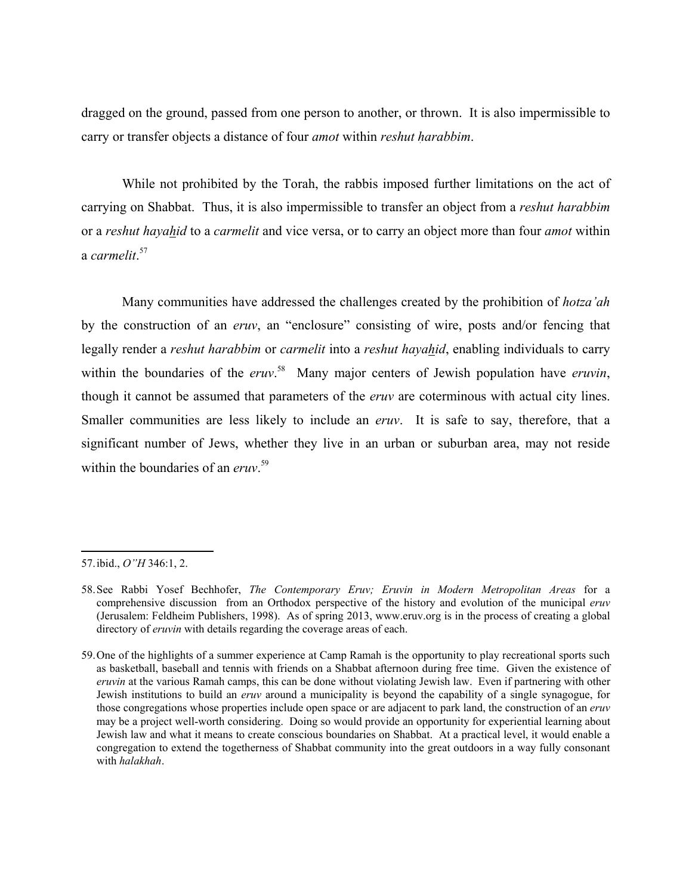dragged on the ground, passed from one person to another, or thrown. It is also impermissible to carry or transfer objects a distance of four *amot* within *reshut ḥarabbim*.

While not prohibited by the Torah, the rabbis imposed further limitations on the act of carrying on Shabbat. Thus, it is also impermissible to transfer an object from a *reshut harabbim* or a *reshut hayahid* to a *carmelit* and vice versa, or to carry an object more than four *amot* within a *carmelit*.[57]

Many communities have addressed the challenges created by the prohibition of *hotza'ah* by the construction of an *eruv*, an "enclosure" consisting of wire, posts and/or fencing that legally render a *reshut harabbim* or *carmelit* into a *reshut hayahid*, enabling individuals to carry within the boundaries of the *eruv*.[58] Many major centers of Jewish population have *eruvin*, though it cannot be assumed that parameters of the *eruv* are coterminous with actual city lines. Smaller communities are less likely to include an *eruv*. It is safe to say, therefore, that a significant number of Jews, whether they live in an urban or suburban area, may not reside within the boundaries of an *eruv*.[59]

---

57. ibid., *O"H* 346:1, 2.

58. See Rabbi Yosef Bechhofer, *The Contemporary Eruv; Eruvin in Modern Metropolitan Areas* for a comprehensive discussion from an Orthodox perspective of the history and evolution of the municipal *eruv* (Jerusalem: Feldheim Publishers, 1998). As of spring 2013, www.eruv.org is in the process of creating a global directory of *eruvin* with details regarding the coverage areas of each.

59. One of the highlights of a summer experience at Camp Ramah is the opportunity to play recreational sports such as basketball, baseball and tennis with friends on a Shabbat afternoon during free time. Given the existence of *eruvin* at the various Ramah camps, this can be done without violating Jewish law. Even if partnering with other Jewish institutions to build an *eruv* around a municipality is beyond the capability of a single synagogue, for those congregations whose properties include open space or are adjacent to park land, the construction of an *eruv* may be a project well-worth considering. Doing so would provide an opportunity for experiential learning about Jewish law and what it means to create conscious boundaries on Shabbat. At a practical level, it would enable a congregation to extend the togetherness of Shabbat community into the great outdoors in a way fully consonant with *halakhah*.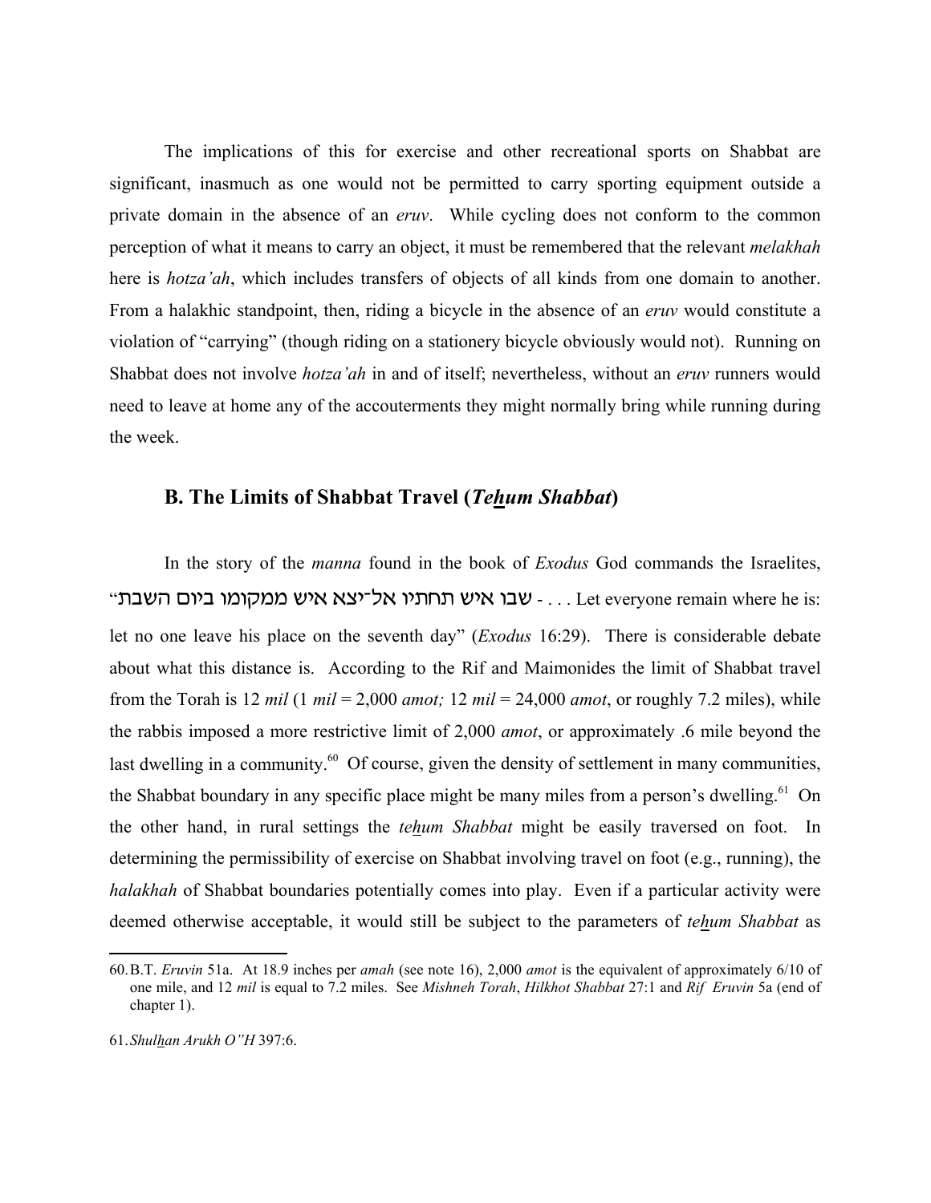The implications of this for exercise and other recreational sports on Shabbat are significant, inasmuch as one would not be permitted to carry sporting equipment outside a private domain in the absence of an *eruv*. While cycling does not conform to the common perception of what it means to carry an object, it must be remembered that the relevant *melakhah* here is *hotza'ah*, which includes transfers of objects of all kinds from one domain to another. From a halakhic standpoint, then, riding a bicycle in the absence of an *eruv* would constitute a violation of "carrying" (though riding on a stationery bicycle obviously would not). Running on Shabbat does not involve *hotza'ah* in and of itself; nevertheless, without an *eruv* runners would need to leave at home any of the accouterments they might normally bring while running during the week.

## B. The Limits of Shabbat Travel (*Tehum Shabbat*)

In the story of the *manna* found in the book of *Exodus* God commands the Israelites, "שבו איש תחתיו אל־יצא איש ממקומו ביום השבת - . . . Let everyone remain where he is: let no one leave his place on the seventh day" (*Exodus* 16:29). There is considerable debate about what this distance is. According to the Rif and Maimonides the limit of Shabbat travel from the Torah is 12 *mil* (1 *mil* = 2,000 *amot;* 12 *mil* = 24,000 *amot*, or roughly 7.2 miles), while the rabbis imposed a more restrictive limit of 2,000 *amot*, or approximately .6 mile beyond the last dwelling in a community.[60] Of course, given the density of settlement in many communities, the Shabbat boundary in any specific place might be many miles from a person's dwelling.[61] On the other hand, in rural settings the *tehum Shabbat* might be easily traversed on foot. In determining the permissibility of exercise on Shabbat involving travel on foot (e.g., running), the *halakhah* of Shabbat boundaries potentially comes into play. Even if a particular activity were deemed otherwise acceptable, it would still be subject to the parameters of *tehum Shabbat* as

---

60. B.T. *Eruvin* 51a. At 18.9 inches per *amah* (see note 16), 2,000 *amot* is the equivalent of approximately 6/10 of one mile, and 12 *mil* is equal to 7.2 miles. See *Mishneh Torah*, *Hilkhot Shabbat* 27:1 and *Rif Eruvin* 5a (end of chapter 1).

61. *Shulhan Arukh O"H* 397:6.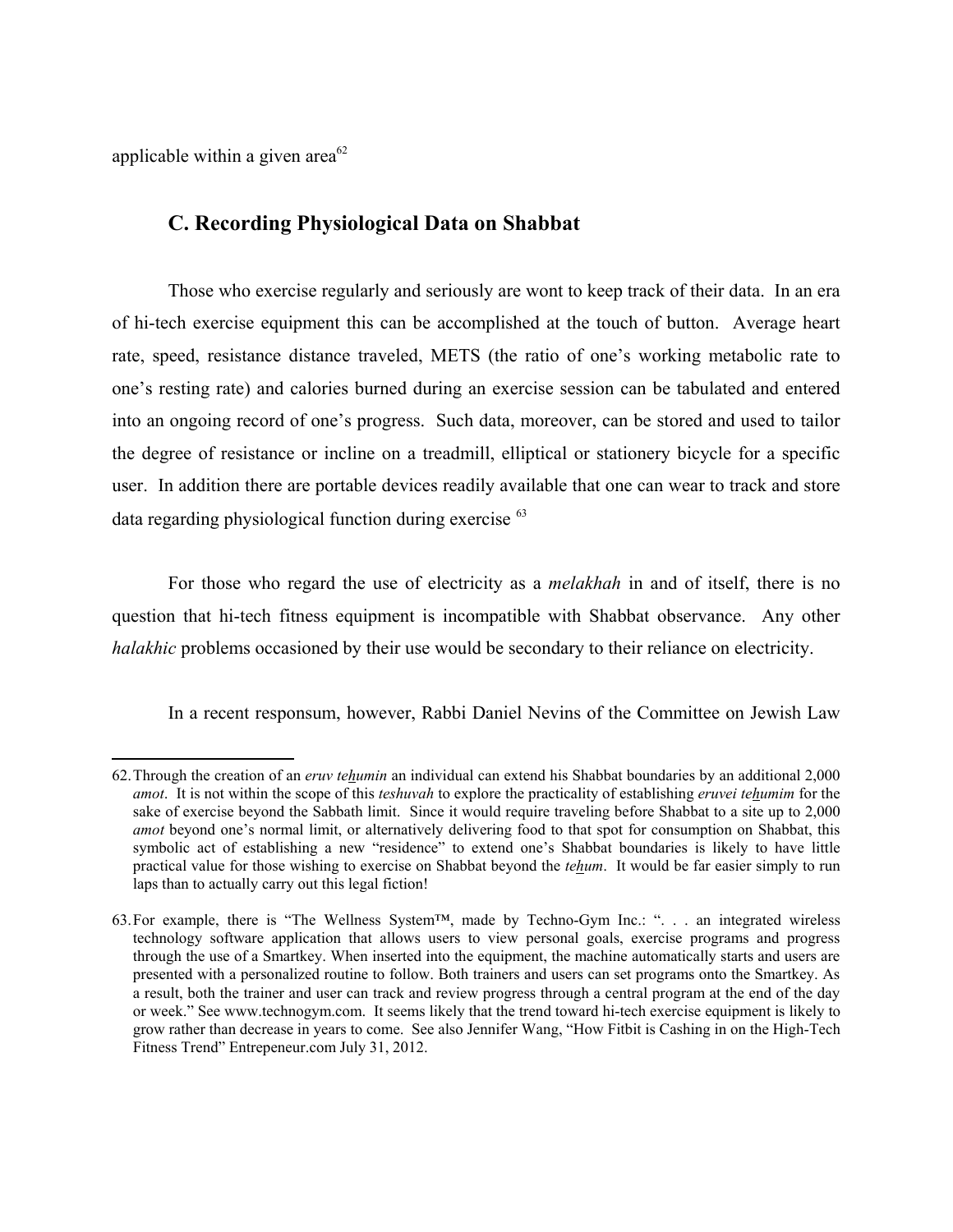applicable within a given area[62]

## C. Recording Physiological Data on Shabbat

Those who exercise regularly and seriously are wont to keep track of their data. In an era of hi-tech exercise equipment this can be accomplished at the touch of button. Average heart rate, speed, resistance distance traveled, METS (the ratio of one's working metabolic rate to one's resting rate) and calories burned during an exercise session can be tabulated and entered into an ongoing record of one's progress. Such data, moreover, can be stored and used to tailor the degree of resistance or incline on a treadmill, elliptical or stationery bicycle for a specific user. In addition there are portable devices readily available that one can wear to track and store data regarding physiological function during exercise [63]

For those who regard the use of electricity as a *melakhah* in and of itself, there is no question that hi-tech fitness equipment is incompatible with Shabbat observance. Any other *halakhic* problems occasioned by their use would be secondary to their reliance on electricity.

In a recent responsum, however, Rabbi Daniel Nevins of the Committee on Jewish Law

---

62. Through the creation of an *eruv te<u>h</u>umin* an individual can extend his Shabbat boundaries by an additional 2,000 *amot*. It is not within the scope of this *teshuvah* to explore the practicality of establishing *eruvei te<u>h</u>umim* for the sake of exercise beyond the Sabbath limit. Since it would require traveling before Shabbat to a site up to 2,000 *amot* beyond one's normal limit, or alternatively delivering food to that spot for consumption on Shabbat, this symbolic act of establishing a new "residence" to extend one's Shabbat boundaries is likely to have little practical value for those wishing to exercise on Shabbat beyond the *te<u>h</u>um*. It would be far easier simply to run laps than to actually carry out this legal fiction!

63. For example, there is "The Wellness System™, made by Techno-Gym Inc.: ". . . an integrated wireless technology software application that allows users to view personal goals, exercise programs and progress through the use of a Smartkey. When inserted into the equipment, the machine automatically starts and users are presented with a personalized routine to follow. Both trainers and users can set programs onto the Smartkey. As a result, both the trainer and user can track and review progress through a central program at the end of the day or week." See www.technogym.com. It seems likely that the trend toward hi-tech exercise equipment is likely to grow rather than decrease in years to come. See also Jennifer Wang, "How Fitbit is Cashing in on the High-Tech Fitness Trend" Entrepeneur.com July 31, 2012.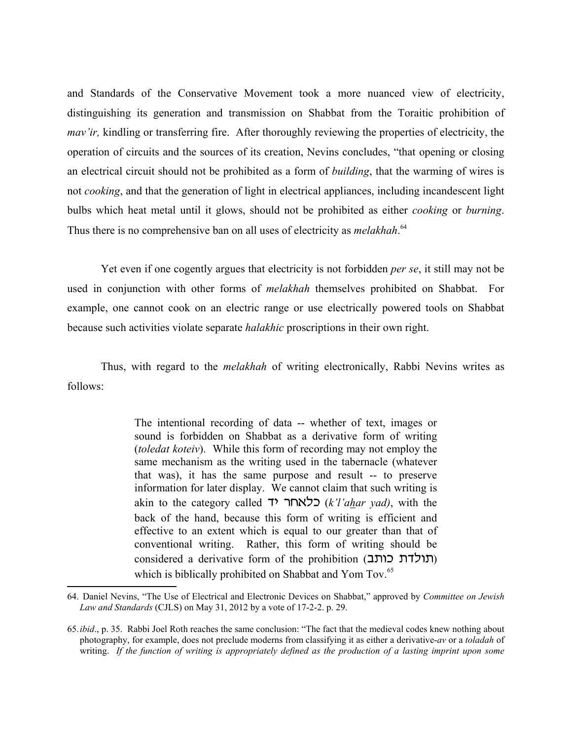and Standards of the Conservative Movement took a more nuanced view of electricity, distinguishing its generation and transmission on Shabbat from the Toraitic prohibition of *mav'ir,* kindling or transferring fire. After thoroughly reviewing the properties of electricity, the operation of circuits and the sources of its creation, Nevins concludes, "that opening or closing an electrical circuit should not be prohibited as a form of *building*, that the warming of wires is not *cooking*, and that the generation of light in electrical appliances, including incandescent light bulbs which heat metal until it glows, should not be prohibited as either *cooking* or *burning*. Thus there is no comprehensive ban on all uses of electricity as *melakhah*.[64]

Yet even if one cogently argues that electricity is not forbidden *per se*, it still may not be used in conjunction with other forms of *melakhah* themselves prohibited on Shabbat. For example, one cannot cook on an electric range or use electrically powered tools on Shabbat because such activities violate separate *halakhic* proscriptions in their own right.

Thus, with regard to the *melakhah* of writing electronically, Rabbi Nevins writes as follows:

> The intentional recording of data -- whether of text, images or sound is forbidden on Shabbat as a derivative form of writing (*toledat koteiv*). While this form of recording may not employ the same mechanism as the writing used in the tabernacle (whatever that was), it has the same purpose and result -- to preserve information for later display. We cannot claim that such writing is akin to the category called כלאחר יד (*k'l'a<u>h</u>ar yad)*, with the back of the hand, because this form of writing is efficient and effective to an extent which is equal to our greater than that of conventional writing. Rather, this form of writing should be considered a derivative form of the prohibition (תולדת כותב) which is biblically prohibited on Shabbat and Yom Tov.[65]

---

64. Daniel Nevins, "The Use of Electrical and Electronic Devices on Shabbat," approved by *Committee on Jewish Law and Standards* (CJLS) on May 31, 2012 by a vote of 17-2-2. p. 29.

65. *ibid*., p. 35. Rabbi Joel Roth reaches the same conclusion: "The fact that the medieval codes knew nothing about photography, for example, does not preclude moderns from classifying it as either a derivative-*av* or a *toladah* of writing. *If the function of writing is appropriately defined as the production of a lasting imprint upon some*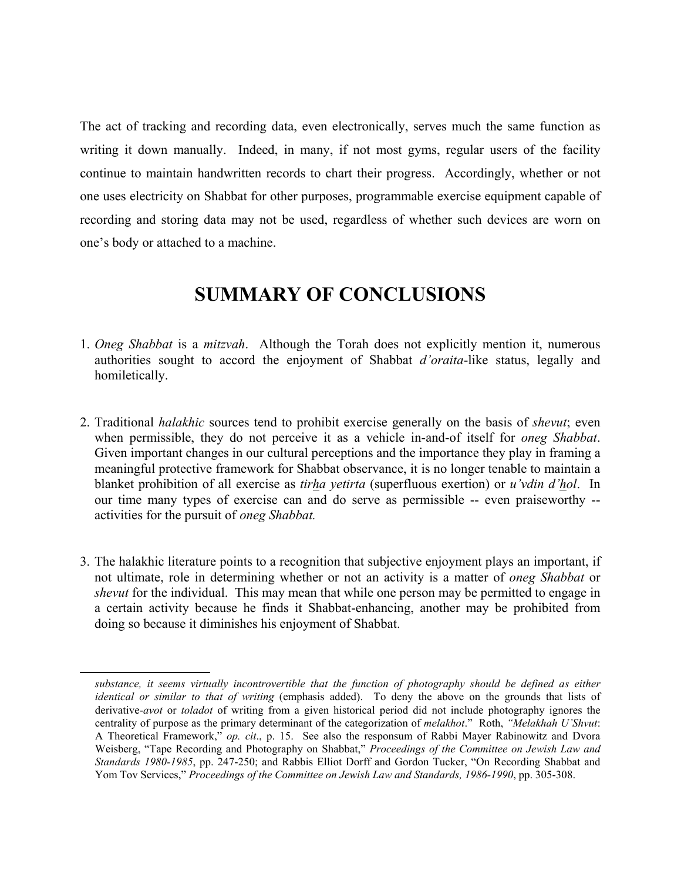The act of tracking and recording data, even electronically, serves much the same function as writing it down manually. Indeed, in many, if not most gyms, regular users of the facility continue to maintain handwritten records to chart their progress. Accordingly, whether or not one uses electricity on Shabbat for other purposes, programmable exercise equipment capable of recording and storing data may not be used, regardless of whether such devices are worn on one's body or attached to a machine.

## SUMMARY OF CONCLUSIONS

1. *Oneg Shabbat* is a *mitzvah*. Although the Torah does not explicitly mention it, numerous authorities sought to accord the enjoyment of Shabbat *d'oraita*-like status, legally and homiletically.

2. Traditional *halakhic* sources tend to prohibit exercise generally on the basis of *shevut*; even when permissible, they do not perceive it as a vehicle in-and-of itself for *oneg Shabbat*. Given important changes in our cultural perceptions and the importance they play in framing a meaningful protective framework for Shabbat observance, it is no longer tenable to maintain a blanket prohibition of all exercise as *tirha yetirta* (superfluous exertion) or *u'vdin d'hol*. In our time many types of exercise can and do serve as permissible -- even praiseworthy -- activities for the pursuit of *oneg Shabbat.*

3. The halakhic literature points to a recognition that subjective enjoyment plays an important, if not ultimate, role in determining whether or not an activity is a matter of *oneg Shabbat* or *shevut* for the individual. This may mean that while one person may be permitted to engage in a certain activity because he finds it Shabbat-enhancing, another may be prohibited from doing so because it diminishes his enjoyment of Shabbat.

---

*substance, it seems virtually incontrovertible that the function of photography should be defined as either identical or similar to that of writing* (emphasis added). To deny the above on the grounds that lists of derivative-*avot* or *toladot* of writing from a given historical period did not include photography ignores the centrality of purpose as the primary determinant of the categorization of *melakhot*." Roth, *"Melakhah U'Shvut*: A Theoretical Framework," *op. cit*., p. 15. See also the responsum of Rabbi Mayer Rabinowitz and Dvora Weisberg, "Tape Recording and Photography on Shabbat," *Proceedings of the Committee on Jewish Law and Standards 1980-1985*, pp. 247-250; and Rabbis Elliot Dorff and Gordon Tucker, "On Recording Shabbat and Yom Tov Services," *Proceedings of the Committee on Jewish Law and Standards, 1986-1990*, pp. 305-308.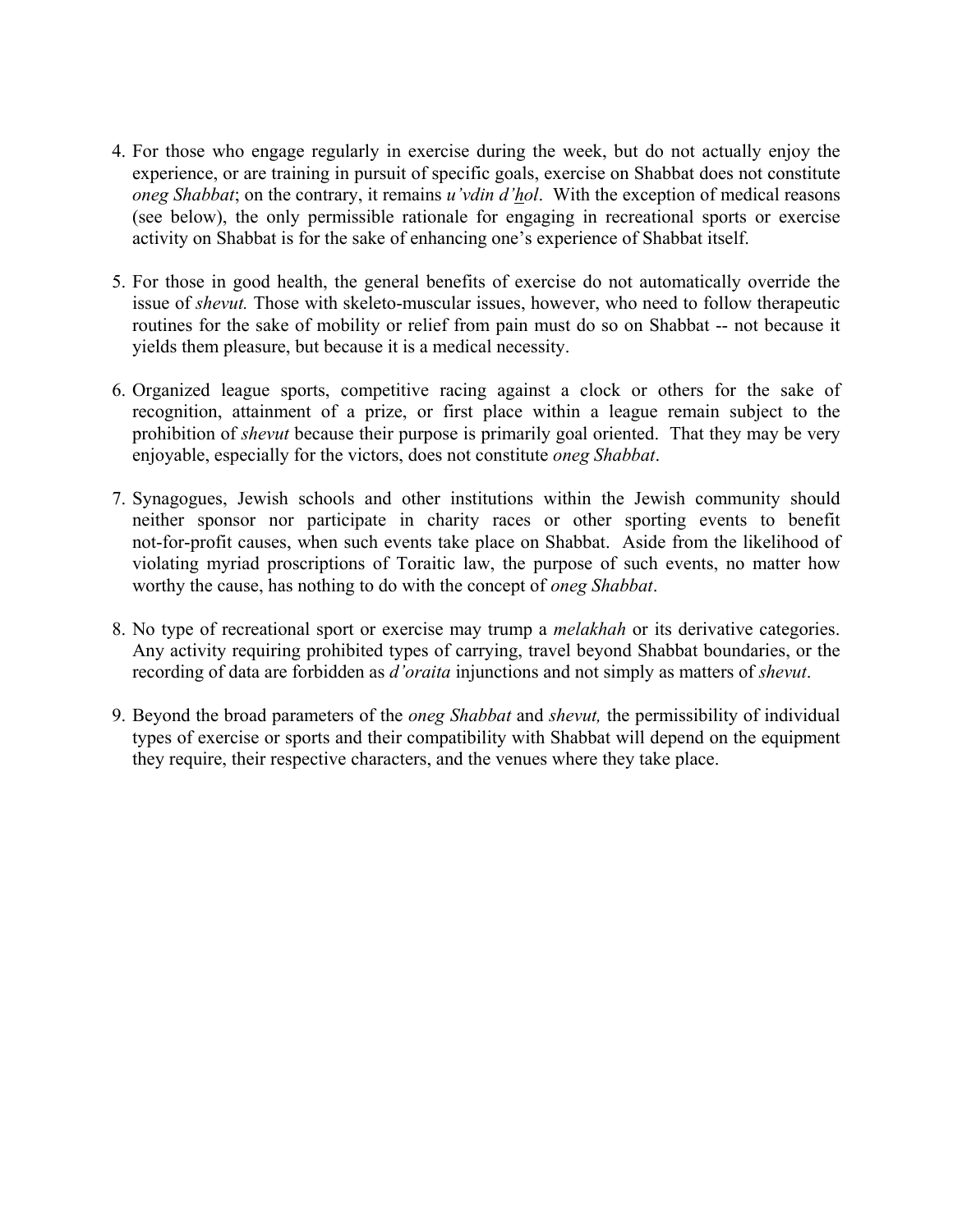4. For those who engage regularly in exercise during the week, but do not actually enjoy the experience, or are training in pursuit of specific goals, exercise on Shabbat does not constitute *oneg Shabbat*; on the contrary, it remains *u'vdin d'hol*. With the exception of medical reasons (see below), the only permissible rationale for engaging in recreational sports or exercise activity on Shabbat is for the sake of enhancing one's experience of Shabbat itself.

5. For those in good health, the general benefits of exercise do not automatically override the issue of *shevut.* Those with skeleto-muscular issues, however, who need to follow therapeutic routines for the sake of mobility or relief from pain must do so on Shabbat -- not because it yields them pleasure, but because it is a medical necessity.

6. Organized league sports, competitive racing against a clock or others for the sake of recognition, attainment of a prize, or first place within a league remain subject to the prohibition of *shevut* because their purpose is primarily goal oriented. That they may be very enjoyable, especially for the victors, does not constitute *oneg Shabbat*.

7. Synagogues, Jewish schools and other institutions within the Jewish community should neither sponsor nor participate in charity races or other sporting events to benefit not-for-profit causes, when such events take place on Shabbat. Aside from the likelihood of violating myriad proscriptions of Toraitic law, the purpose of such events, no matter how worthy the cause, has nothing to do with the concept of *oneg Shabbat*.

8. No type of recreational sport or exercise may trump a *melakhah* or its derivative categories. Any activity requiring prohibited types of carrying, travel beyond Shabbat boundaries, or the recording of data are forbidden as *d'oraita* injunctions and not simply as matters of *shevut*.

9. Beyond the broad parameters of the *oneg Shabbat* and *shevut,* the permissibility of individual types of exercise or sports and their compatibility with Shabbat will depend on the equipment they require, their respective characters, and the venues where they take place.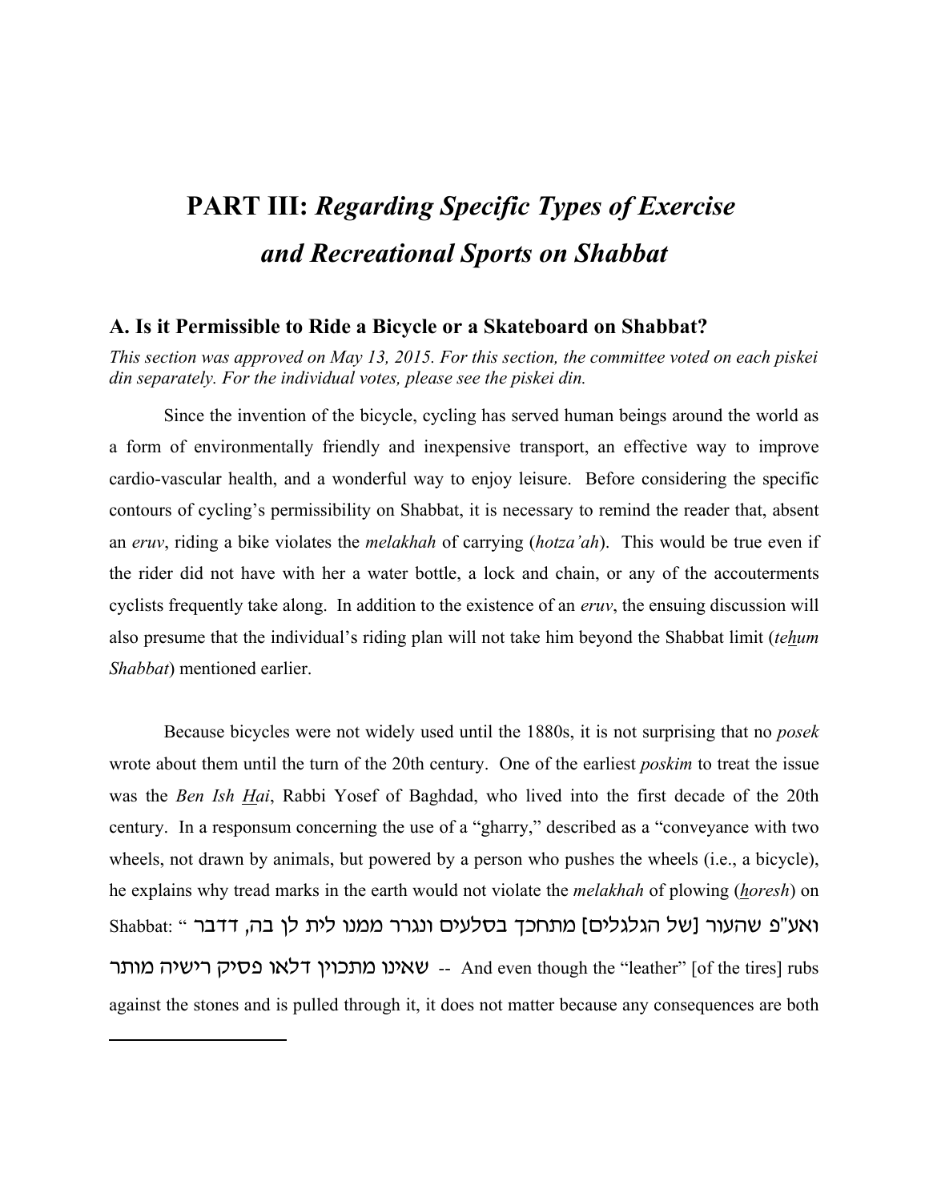# PART III: *Regarding Specific Types of Exercise and Recreational Sports on Shabbat*

## A. Is it Permissible to Ride a Bicycle or a Skateboard on Shabbat?

*This section was approved on May 13, 2015. For this section, the committee voted on each piskei din separately. For the individual votes, please see the piskei din.*

Since the invention of the bicycle, cycling has served human beings around the world as a form of environmentally friendly and inexpensive transport, an effective way to improve cardio-vascular health, and a wonderful way to enjoy leisure. Before considering the specific contours of cycling's permissibility on Shabbat, it is necessary to remind the reader that, absent an *eruv*, riding a bike violates the *melakhah* of carrying (*hotza'ah*). This would be true even if the rider did not have with her a water bottle, a lock and chain, or any of the accouterments cyclists frequently take along. In addition to the existence of an *eruv*, the ensuing discussion will also presume that the individual's riding plan will not take him beyond the Shabbat limit (*te<u>h</u>um Shabbat*) mentioned earlier.

Because bicycles were not widely used until the 1880s, it is not surprising that no *posek* wrote about them until the turn of the 20th century. One of the earliest *poskim* to treat the issue was the *Ben Ish <u>H</u>ai*, Rabbi Yosef of Baghdad, who lived into the first decade of the 20th century. In a responsum concerning the use of a "gharry," described as a "conveyance with two wheels, not drawn by animals, but powered by a person who pushes the wheels (i.e., a bicycle), he explains why tread marks in the earth would not violate the *melakhah* of plowing (*<u>h</u>oresh*) on Shabbat: " ואע"פ שהעור [של הגלגלים] מתחכך בסלעים ונגרר ממנו לית לן בה, דדבר שאינו מתכוין דלאו פסיק רישיה מותר -- And even though the "leather" [of the tires] rubs against the stones and is pulled through it, it does not matter because any consequences are both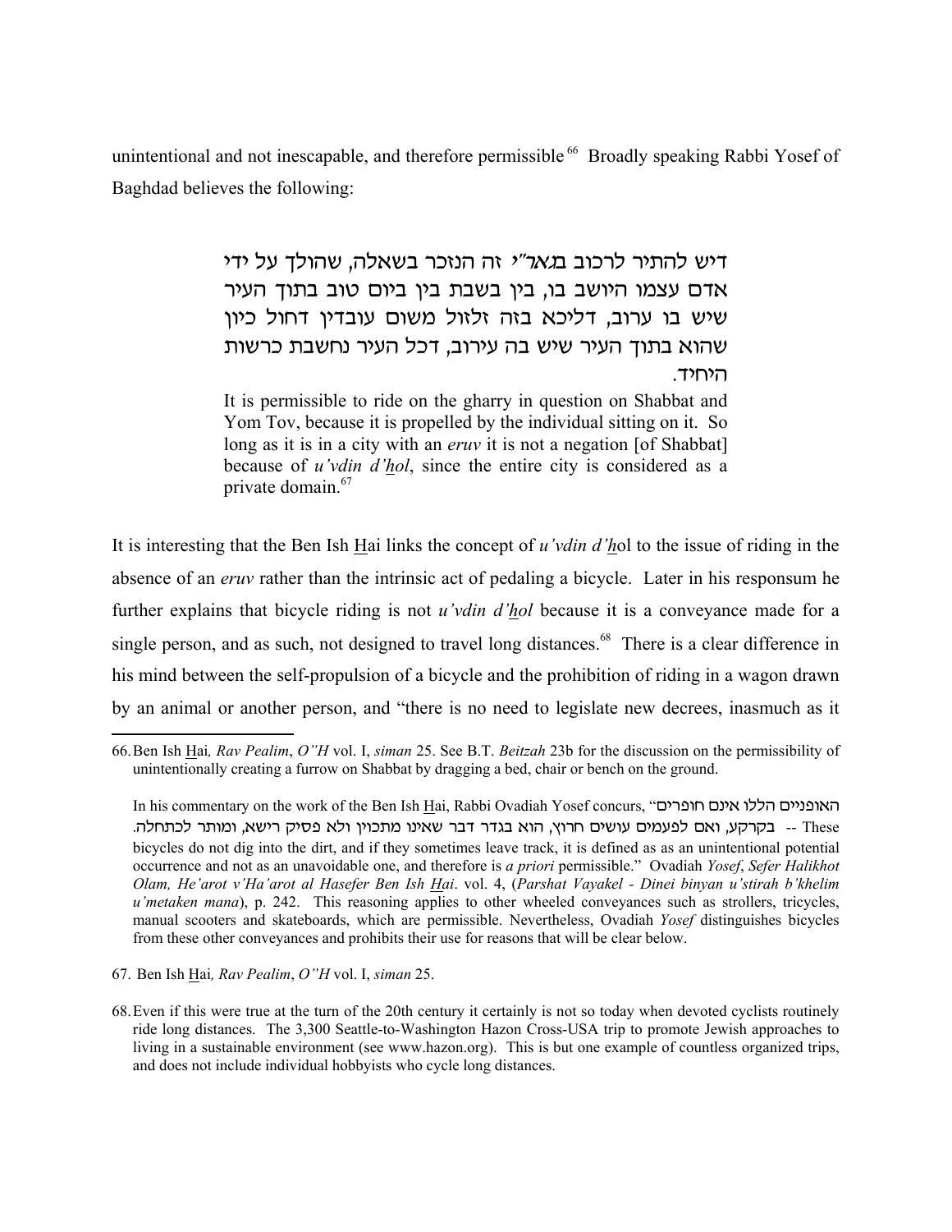unintentional and not inescapable, and therefore permissible[66] Broadly speaking Rabbi Yosef of Baghdad believes the following:

> דיש להתיר לרכוב במאר"י זה הנזכר בשאלה, שהולך על ידי אדם עצמו היושב בו, בין בשבת בין ביום טוב בתוך העיר שיש בו ערוב, דליכא בזה זלזול משום עובדין דחול כיון שהוא בתוך העיר שיש בה עירוב, דכל העיר נחשבת כרשות היחיד.
>
> It is permissible to ride on the gharry in question on Shabbat and Yom Tov, because it is propelled by the individual sitting on it. So long as it is in a city with an *eruv* it is not a negation [of Shabbat] because of *u'vdin d'hol*, since the entire city is considered as a private domain.[67]

It is interesting that the Ben Ish Hai links the concept of *u'vdin d'ho*l to the issue of riding in the absence of an *eruv* rather than the intrinsic act of pedaling a bicycle. Later in his responsum he further explains that bicycle riding is not *u'vdin d'hol* because it is a conveyance made for a single person, and as such, not designed to travel long distances.[68] There is a clear difference in his mind between the self-propulsion of a bicycle and the prohibition of riding in a wagon drawn by an animal or another person, and "there is no need to legislate new decrees, inasmuch as it

---

66. Ben Ish Hai*, Rav Pealim*, *O"H* vol. I, *siman* 25. See B.T. *Beitzah* 23b for the discussion on the permissibility of unintentionally creating a furrow on Shabbat by dragging a bed, chair or bench on the ground.

In his commentary on the work of the Ben Ish Hai, Rabbi Ovadiah Yosef concurs, "האופניים הללו אינם חופרים בקרקע, ואם לפעמים עושים חרוץ, הוא בגדר דבר שאינו מתכוין ולא פסיק רישא, ומותר לכתחלה. -- These bicycles do not dig into the dirt, and if they sometimes leave track, it is defined as as an unintentional potential occurrence and not as an unavoidable one, and therefore is *a priori* permissible." Ovadiah *Yosef*, *Sefer Halikhot Olam, He'arot v'Ha'arot al Hasefer Ben Ish Hai*. vol. 4, (*Parshat Vayakel - Dinei binyan u'stirah b'khelim u'metaken mana*), p. 242. This reasoning applies to other wheeled conveyances such as strollers, tricycles, manual scooters and skateboards, which are permissible. Nevertheless, Ovadiah *Yosef* distinguishes bicycles from these other conveyances and prohibits their use for reasons that will be clear below.

67. Ben Ish Hai*, Rav Pealim*, *O"H* vol. I, *siman* 25.

68. Even if this were true at the turn of the 20th century it certainly is not so today when devoted cyclists routinely ride long distances. The 3,300 Seattle-to-Washington Hazon Cross-USA trip to promote Jewish approaches to living in a sustainable environment (see www.hazon.org). This is but one example of countless organized trips, and does not include individual hobbyists who cycle long distances.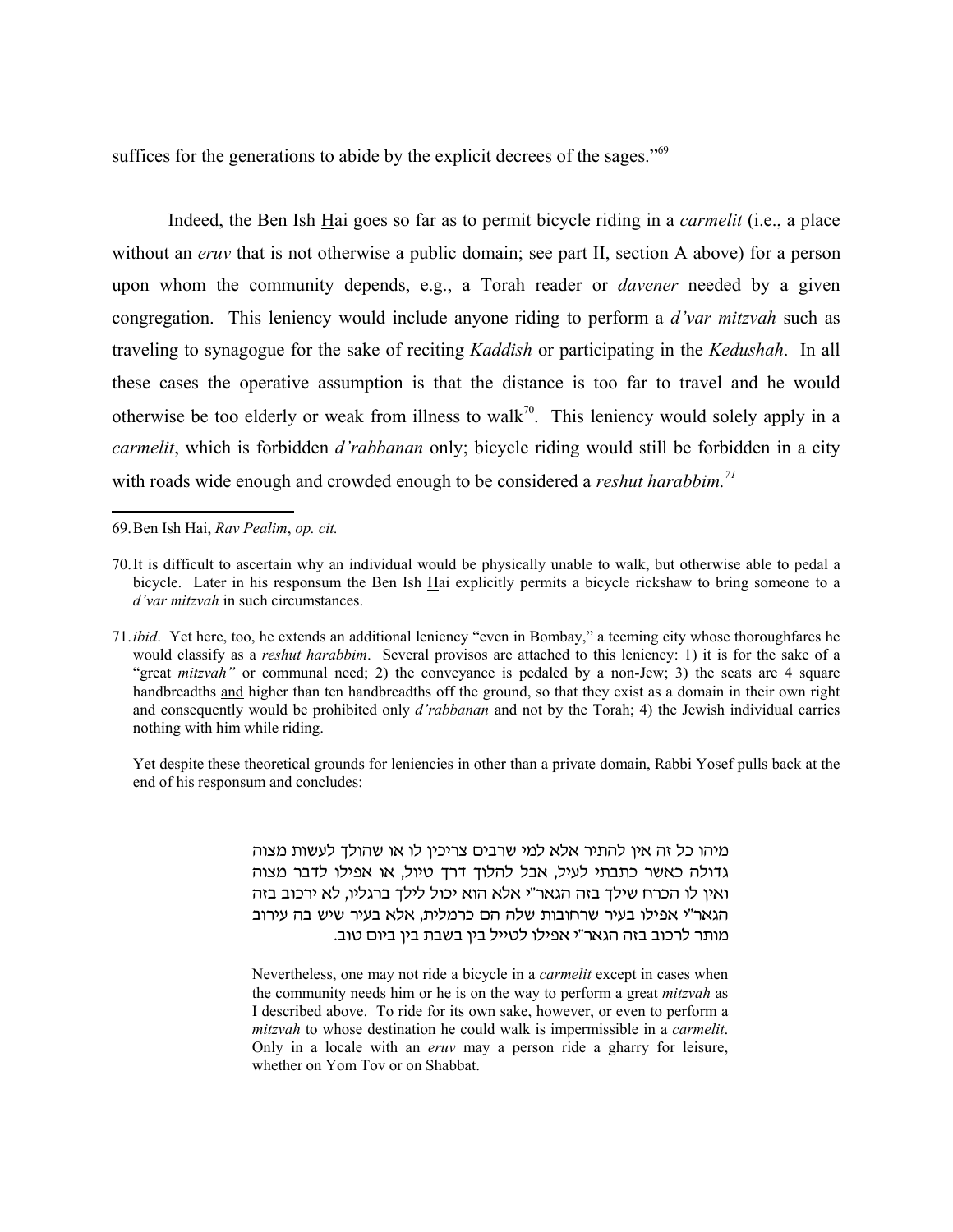suffices for the generations to abide by the explicit decrees of the sages."[69]

Indeed, the Ben Ish Hai goes so far as to permit bicycle riding in a *carmelit* (i.e., a place without an *eruv* that is not otherwise a public domain; see part II, section A above) for a person upon whom the community depends, e.g., a Torah reader or *davener* needed by a given congregation. This leniency would include anyone riding to perform a *d'var mitzvah* such as traveling to synagogue for the sake of reciting *Kaddish* or participating in the *Kedushah*. In all these cases the operative assumption is that the distance is too far to travel and he would otherwise be too elderly or weak from illness to walk[70]. This leniency would solely apply in a *carmelit*, which is forbidden *d'rabbanan* only; bicycle riding would still be forbidden in a city with roads wide enough and crowded enough to be considered a *reshut harabbim.*[71]

---

69. Ben Ish Hai, *Rav Pealim*, *op. cit.*

70. It is difficult to ascertain why an individual would be physically unable to walk, but otherwise able to pedal a bicycle. Later in his responsum the Ben Ish Hai explicitly permits a bicycle rickshaw to bring someone to a *d'var mitzvah* in such circumstances.

71. *ibid*. Yet here, too, he extends an additional leniency "even in Bombay," a teeming city whose thoroughfares he would classify as a *reshut harabbim*. Several provisos are attached to this leniency: 1) it is for the sake of a "great *mitzvah"* or communal need; 2) the conveyance is pedaled by a non-Jew; 3) the seats are 4 square handbreadths and higher than ten handbreadths off the ground, so that they exist as a domain in their own right and consequently would be prohibited only *d'rabbanan* and not by the Torah; 4) the Jewish individual carries nothing with him while riding.

Yet despite these theoretical grounds for leniencies in other than a private domain, Rabbi Yosef pulls back at the end of his responsum and concludes:

> מיהו כל זה אין להתיר אלא למי שרבים צריכין לו או שהולך לעשות מצוה גדולה כאשר כתבתי לעיל, אבל להלוך דרך טיול, או אפילו לדבר מצוה ואין לו הכרח שילך בזה הגאר"י אלא הוא יכול לילך ברגליו, לא ירכוב בזה הגאר"י אפילו בעיר שרחובות שלה הם כרמלית, אלא בעיר שיש בה עירוב מותר לרכוב בזה הגאר"י אפילו לטייל בין בשבת בין ביום טוב.
>
> Nevertheless, one may not ride a bicycle in a *carmelit* except in cases when the community needs him or he is on the way to perform a great *mitzvah* as I described above. To ride for its own sake, however, or even to perform a *mitzvah* to whose destination he could walk is impermissible in a *carmelit*. Only in a locale with an *eruv* may a person ride a gharry for leisure, whether on Yom Tov or on Shabbat.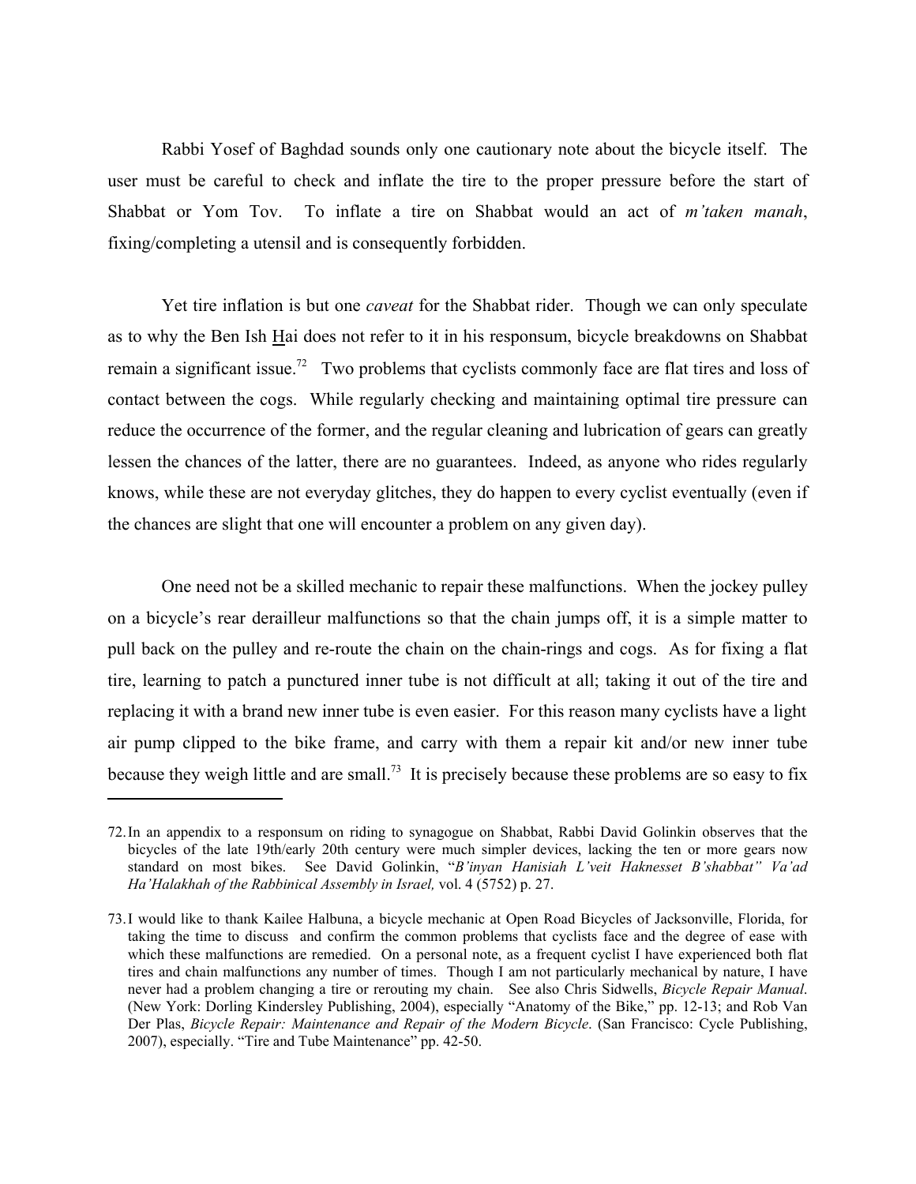Rabbi Yosef of Baghdad sounds only one cautionary note about the bicycle itself. The user must be careful to check and inflate the tire to the proper pressure before the start of Shabbat or Yom Tov. To inflate a tire on Shabbat would an act of *m'taken manah*, fixing/completing a utensil and is consequently forbidden.

Yet tire inflation is but one *caveat* for the Shabbat rider. Though we can only speculate as to why the Ben Ish Hai does not refer to it in his responsum, bicycle breakdowns on Shabbat remain a significant issue.[72] Two problems that cyclists commonly face are flat tires and loss of contact between the cogs. While regularly checking and maintaining optimal tire pressure can reduce the occurrence of the former, and the regular cleaning and lubrication of gears can greatly lessen the chances of the latter, there are no guarantees. Indeed, as anyone who rides regularly knows, while these are not everyday glitches, they do happen to every cyclist eventually (even if the chances are slight that one will encounter a problem on any given day).

One need not be a skilled mechanic to repair these malfunctions. When the jockey pulley on a bicycle's rear derailleur malfunctions so that the chain jumps off, it is a simple matter to pull back on the pulley and re-route the chain on the chain-rings and cogs. As for fixing a flat tire, learning to patch a punctured inner tube is not difficult at all; taking it out of the tire and replacing it with a brand new inner tube is even easier. For this reason many cyclists have a light air pump clipped to the bike frame, and carry with them a repair kit and/or new inner tube because they weigh little and are small.[73] It is precisely because these problems are so easy to fix

---

72. In an appendix to a responsum on riding to synagogue on Shabbat, Rabbi David Golinkin observes that the bicycles of the late 19th/early 20th century were much simpler devices, lacking the ten or more gears now standard on most bikes. See David Golinkin, "*B'inyan Hanisiah L'veit Haknesset B'shabbat" Va'ad Ha'Halakhah of the Rabbinical Assembly in Israel,* vol. 4 (5752) p. 27.

73. I would like to thank Kailee Halbuna, a bicycle mechanic at Open Road Bicycles of Jacksonville, Florida, for taking the time to discuss and confirm the common problems that cyclists face and the degree of ease with which these malfunctions are remedied. On a personal note, as a frequent cyclist I have experienced both flat tires and chain malfunctions any number of times. Though I am not particularly mechanical by nature, I have never had a problem changing a tire or rerouting my chain. See also Chris Sidwells, *Bicycle Repair Manual*. (New York: Dorling Kindersley Publishing, 2004), especially "Anatomy of the Bike," pp. 12-13; and Rob Van Der Plas, *Bicycle Repair: Maintenance and Repair of the Modern Bicycle*. (San Francisco: Cycle Publishing, 2007), especially. "Tire and Tube Maintenance" pp. 42-50.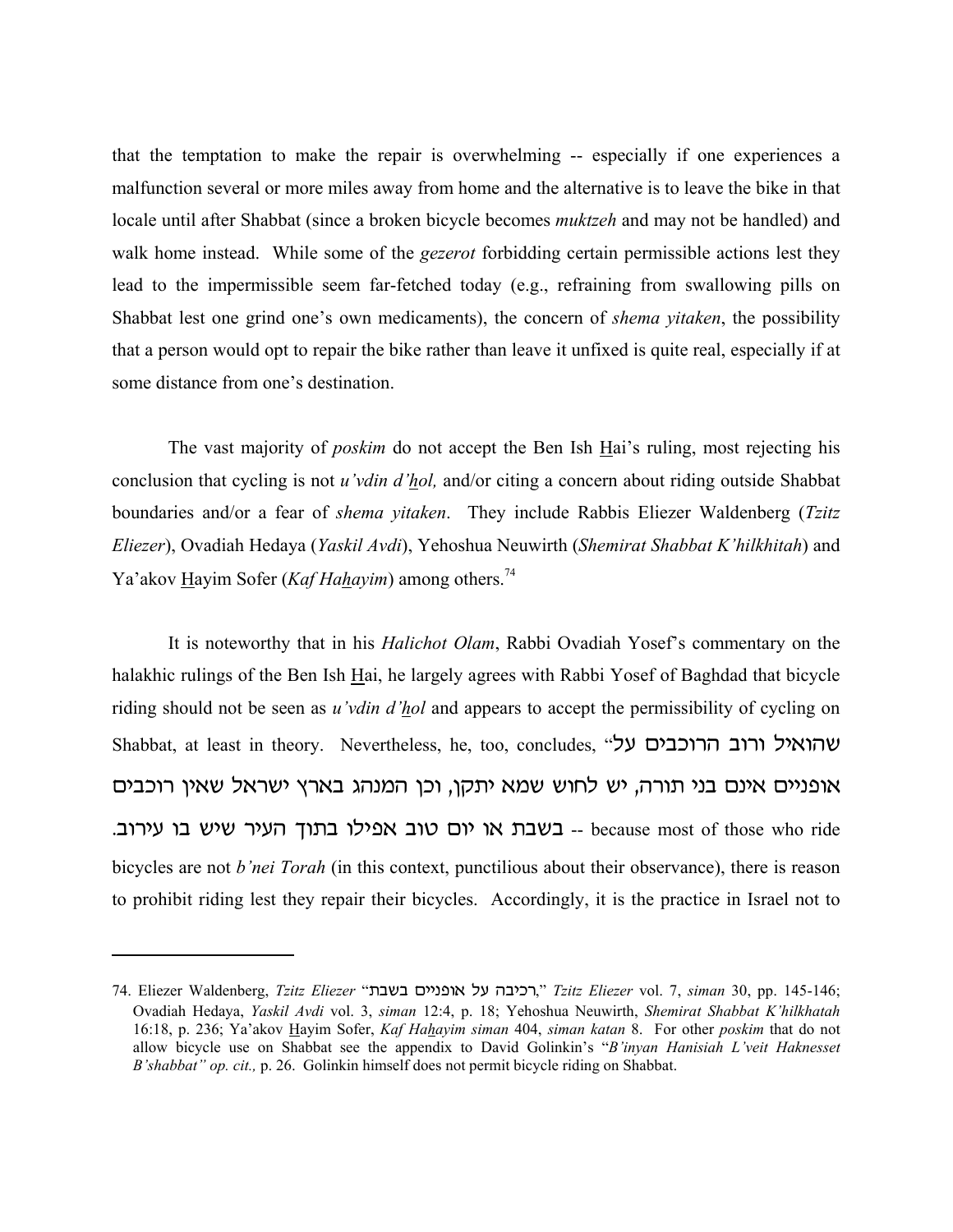that the temptation to make the repair is overwhelming -- especially if one experiences a malfunction several or more miles away from home and the alternative is to leave the bike in that locale until after Shabbat (since a broken bicycle becomes *muktzeh* and may not be handled) and walk home instead. While some of the *gezerot* forbidding certain permissible actions lest they lead to the impermissible seem far-fetched today (e.g., refraining from swallowing pills on Shabbat lest one grind one's own medicaments), the concern of *shema yitaken*, the possibility that a person would opt to repair the bike rather than leave it unfixed is quite real, especially if at some distance from one's destination.

The vast majority of *poskim* do not accept the Ben Ish Hai's ruling, most rejecting his conclusion that cycling is not *u'vdin d'hol,* and/or citing a concern about riding outside Shabbat boundaries and/or a fear of *shema yitaken*. They include Rabbis Eliezer Waldenberg (*Tzitz Eliezer*), Ovadiah Hedaya (*Yaskil Avdi*), Yehoshua Neuwirth (*Shemirat Shabbat K'hilkhitah*) and Ya'akov Hayim Sofer (*Kaf Hahayim*) among others.[74]

It is noteworthy that in his *Halichot Olam*, Rabbi Ovadiah Yosef's commentary on the halakhic rulings of the Ben Ish Hai, he largely agrees with Rabbi Yosef of Baghdad that bicycle riding should not be seen as *u'vdin d'hol* and appears to accept the permissibility of cycling on Shabbat, at least in theory. Nevertheless, he, too, concludes, "שהואיל ורוב הרוכבים על אופניים אינם בני תורה, יש לחוש שמא יתקן, וכן המנהג בארץ ישראל שאין רוכבים בשבת או יום טוב אפילו בתוך העיר שיש בו עירוב. -- because most of those who ride bicycles are not *b'nei Torah* (in this context, punctilious about their observance), there is reason to prohibit riding lest they repair their bicycles. Accordingly, it is the practice in Israel not to

---

74. Eliezer Waldenberg, *Tzitz Eliezer* "רכיבה על אופניים בשבת," *Tzitz Eliezer* vol. 7, *siman* 30, pp. 145-146; Ovadiah Hedaya, *Yaskil Avdi* vol. 3, *siman* 12:4, p. 18; Yehoshua Neuwirth, *Shemirat Shabbat K'hilkhatah* 16:18, p. 236; Ya'akov Hayim Sofer, *Kaf Hahayim siman* 404, *siman katan* 8. For other *poskim* that do not allow bicycle use on Shabbat see the appendix to David Golinkin's "*B'inyan Hanisiah L'veit Haknesset B'shabbat" op. cit.,* p. 26. Golinkin himself does not permit bicycle riding on Shabbat.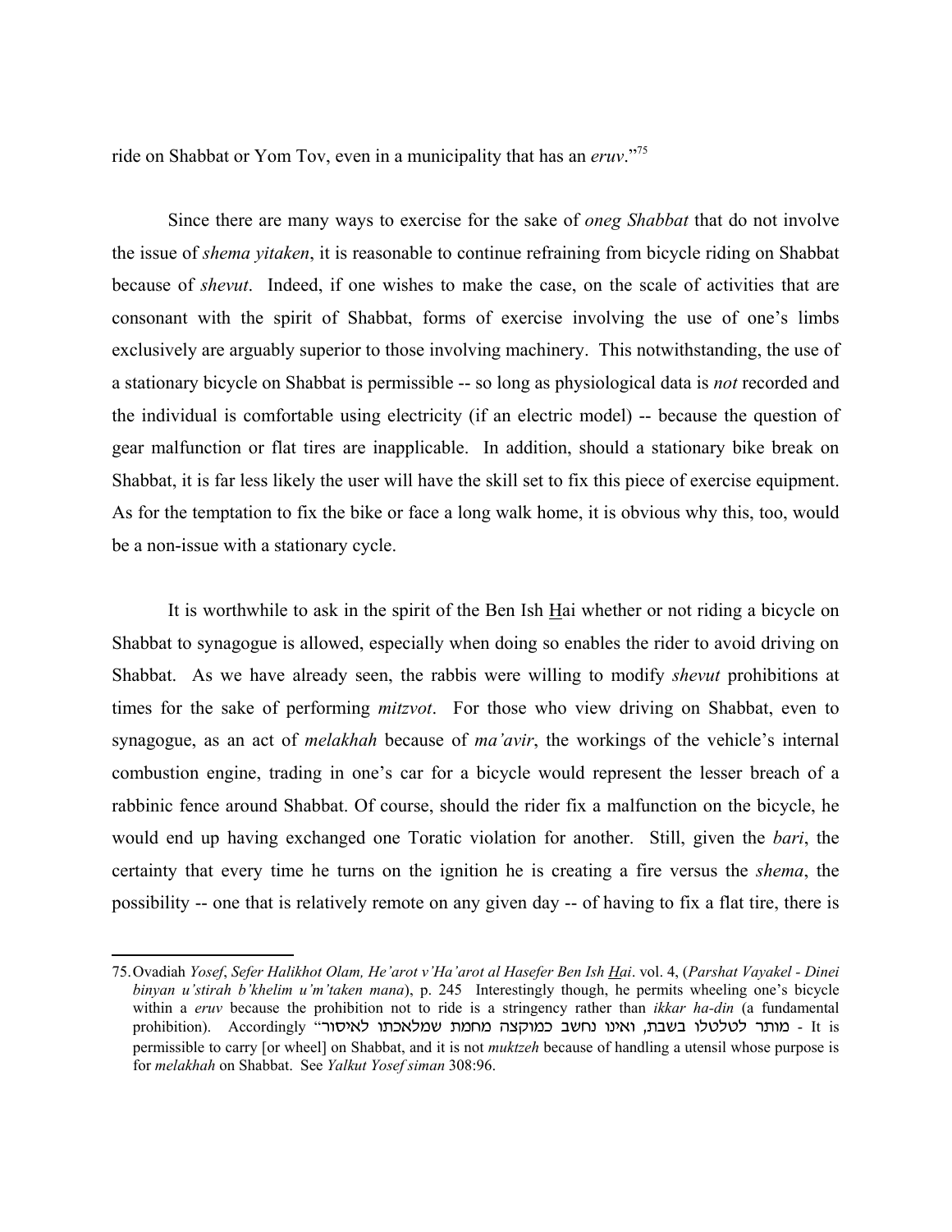ride on Shabbat or Yom Tov, even in a municipality that has an *eruv*."[75]

Since there are many ways to exercise for the sake of *oneg Shabbat* that do not involve the issue of *shema yitaken*, it is reasonable to continue refraining from bicycle riding on Shabbat because of *shevut*. Indeed, if one wishes to make the case, on the scale of activities that are consonant with the spirit of Shabbat, forms of exercise involving the use of one's limbs exclusively are arguably superior to those involving machinery. This notwithstanding, the use of a stationary bicycle on Shabbat is permissible -- so long as physiological data is *not* recorded and the individual is comfortable using electricity (if an electric model) -- because the question of gear malfunction or flat tires are inapplicable. In addition, should a stationary bike break on Shabbat, it is far less likely the user will have the skill set to fix this piece of exercise equipment. As for the temptation to fix the bike or face a long walk home, it is obvious why this, too, would be a non-issue with a stationary cycle.

It is worthwhile to ask in the spirit of the Ben Ish Hai whether or not riding a bicycle on Shabbat to synagogue is allowed, especially when doing so enables the rider to avoid driving on Shabbat. As we have already seen, the rabbis were willing to modify *shevut* prohibitions at times for the sake of performing *mitzvot*. For those who view driving on Shabbat, even to synagogue, as an act of *melakhah* because of *ma'avir*, the workings of the vehicle's internal combustion engine, trading in one's car for a bicycle would represent the lesser breach of a rabbinic fence around Shabbat. Of course, should the rider fix a malfunction on the bicycle, he would end up having exchanged one Toratic violation for another. Still, given the *bari*, the certainty that every time he turns on the ignition he is creating a fire versus the *shema*, the possibility -- one that is relatively remote on any given day -- of having to fix a flat tire, there is

---

75. Ovadiah *Yosef*, *Sefer Halikhot Olam, He'arot v'Ha'arot al Hasefer Ben Ish Hai*. vol. 4, (*Parshat Vayakel - Dinei binyan u'stirah b'khelim u'm'taken mana*), p. 245 Interestingly though, he permits wheeling one's bicycle within a *eruv* because the prohibition not to ride is a stringency rather than *ikkar ha-din* (a fundamental prohibition). Accordingly "מותר לטלטלו בשבת, ואינו נחשב כמוקצה מחמת שמלאכתו לאיסור - It is permissible to carry [or wheel] on Shabbat, and it is not *muktzeh* because of handling a utensil whose purpose is for *melakhah* on Shabbat. See *Yalkut Yosef siman* 308:96.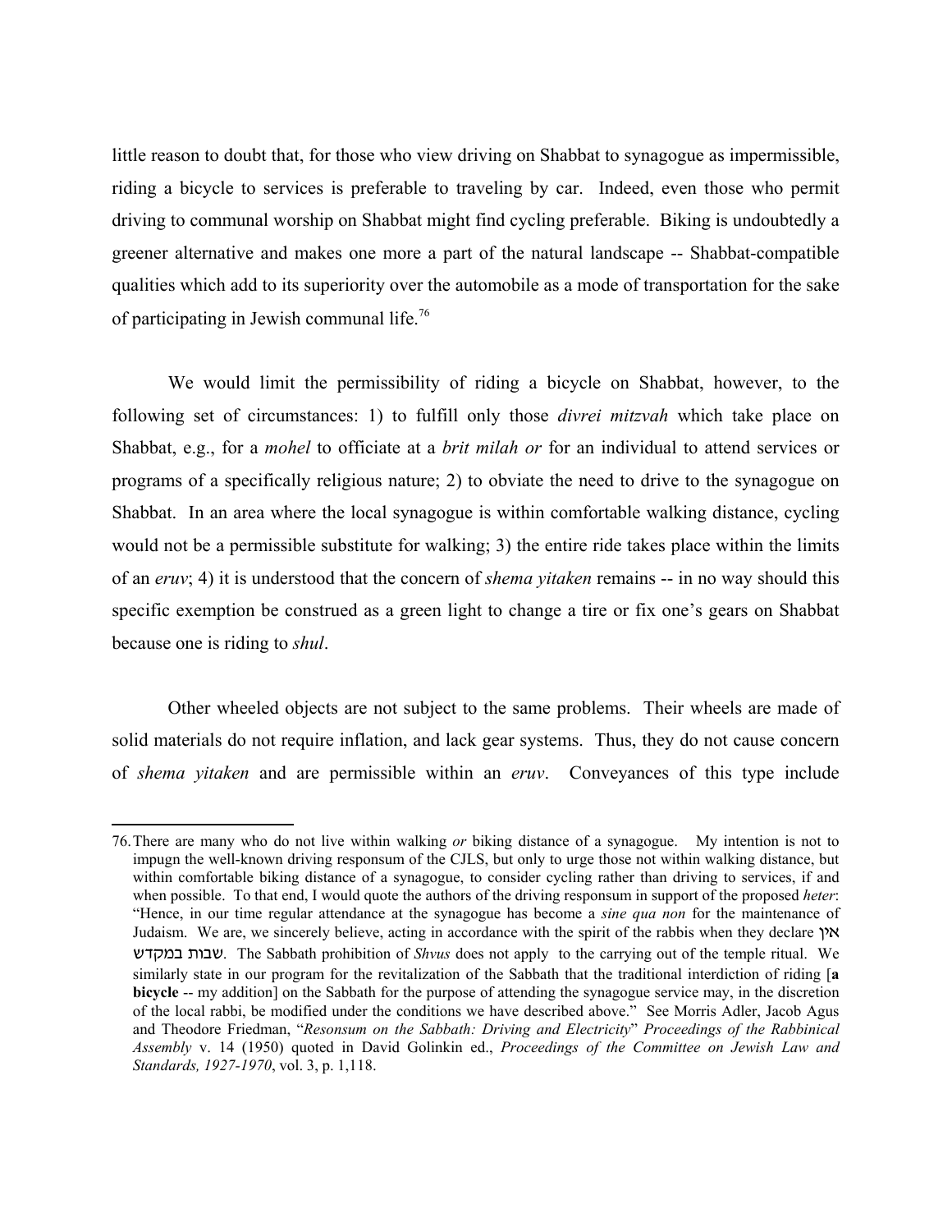little reason to doubt that, for those who view driving on Shabbat to synagogue as impermissible, riding a bicycle to services is preferable to traveling by car. Indeed, even those who permit driving to communal worship on Shabbat might find cycling preferable. Biking is undoubtedly a greener alternative and makes one more a part of the natural landscape -- Shabbat-compatible qualities which add to its superiority over the automobile as a mode of transportation for the sake of participating in Jewish communal life.[76]

We would limit the permissibility of riding a bicycle on Shabbat, however, to the following set of circumstances: 1) to fulfill only those *divrei mitzvah* which take place on Shabbat, e.g., for a *mohel* to officiate at a *brit milah or* for an individual to attend services or programs of a specifically religious nature; 2) to obviate the need to drive to the synagogue on Shabbat. In an area where the local synagogue is within comfortable walking distance, cycling would not be a permissible substitute for walking; 3) the entire ride takes place within the limits of an *eruv*; 4) it is understood that the concern of *shema yitaken* remains -- in no way should this specific exemption be construed as a green light to change a tire or fix one's gears on Shabbat because one is riding to *shul*.

Other wheeled objects are not subject to the same problems. Their wheels are made of solid materials do not require inflation, and lack gear systems. Thus, they do not cause concern of *shema yitaken* and are permissible within an *eruv*. Conveyances of this type include

---

76. There are many who do not live within walking *or* biking distance of a synagogue. My intention is not to impugn the well-known driving responsum of the CJLS, but only to urge those not within walking distance, but within comfortable biking distance of a synagogue, to consider cycling rather than driving to services, if and when possible. To that end, I would quote the authors of the driving responsum in support of the proposed *heter*: "Hence, in our time regular attendance at the synagogue has become a *sine qua non* for the maintenance of Judaism. We are, we sincerely believe, acting in accordance with the spirit of the rabbis when they declare אין שבות במקדש. The Sabbath prohibition of *Shvus* does not apply to the carrying out of the temple ritual. We similarly state in our program for the revitalization of the Sabbath that the traditional interdiction of riding [**a bicycle** -- my addition] on the Sabbath for the purpose of attending the synagogue service may, in the discretion of the local rabbi, be modified under the conditions we have described above." See Morris Adler, Jacob Agus and Theodore Friedman, "*Resonsum on the Sabbath: Driving and Electricity*" *Proceedings of the Rabbinical Assembly* v. 14 (1950) quoted in David Golinkin ed., *Proceedings of the Committee on Jewish Law and Standards, 1927-1970*, vol. 3, p. 1,118.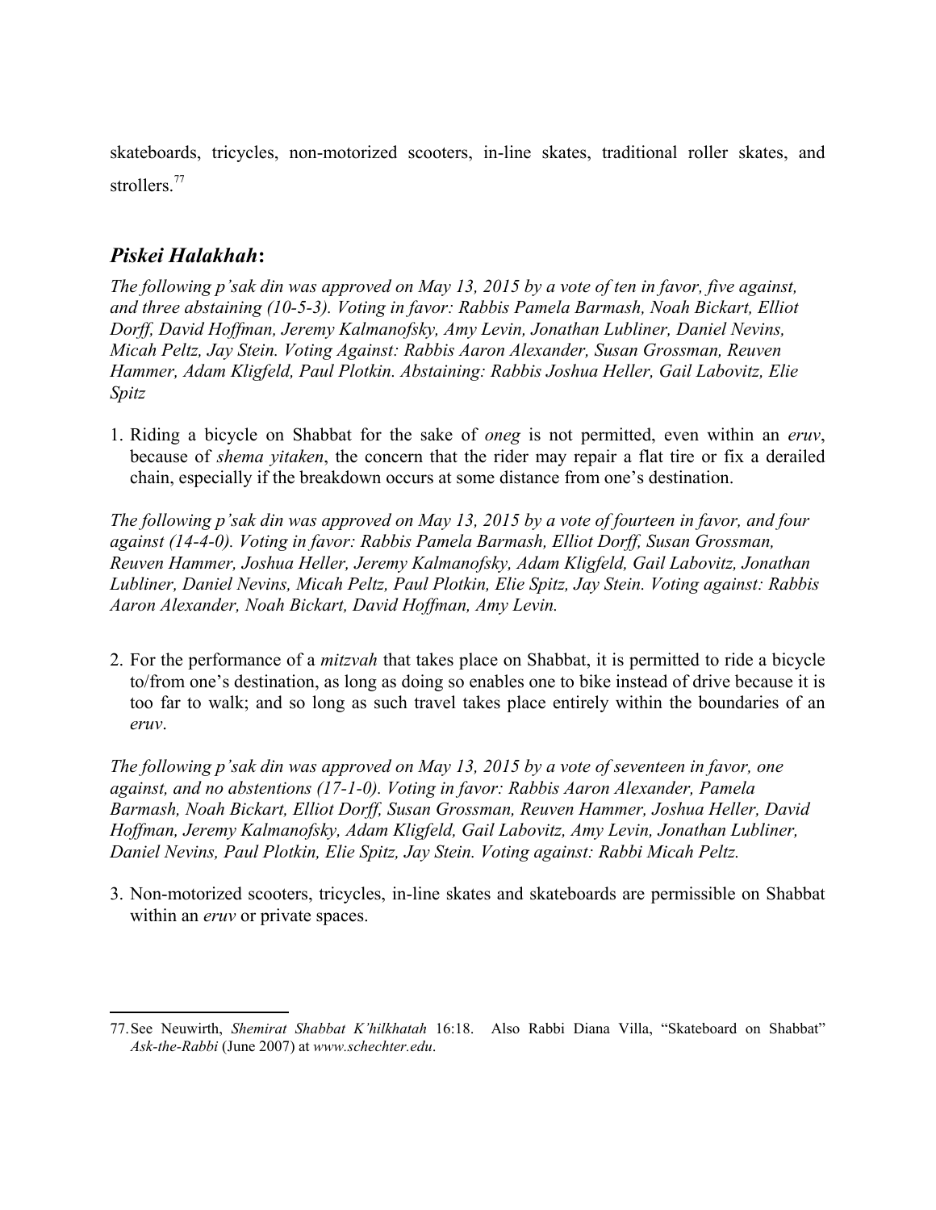skateboards, tricycles, non-motorized scooters, in-line skates, traditional roller skates, and strollers.[77]

## ***Piskei Halakhah*:**

*The following p'sak din was approved on May 13, 2015 by a vote of ten in favor, five against, and three abstaining (10-5-3). Voting in favor: Rabbis Pamela Barmash, Noah Bickart, Elliot Dorff, David Hoffman, Jeremy Kalmanofsky, Amy Levin, Jonathan Lubliner, Daniel Nevins, Micah Peltz, Jay Stein. Voting Against: Rabbis Aaron Alexander, Susan Grossman, Reuven Hammer, Adam Kligfeld, Paul Plotkin. Abstaining: Rabbis Joshua Heller, Gail Labovitz, Elie Spitz*

1. Riding a bicycle on Shabbat for the sake of *oneg* is not permitted, even within an *eruv*, because of *shema yitaken*, the concern that the rider may repair a flat tire or fix a derailed chain, especially if the breakdown occurs at some distance from one's destination.

*The following p'sak din was approved on May 13, 2015 by a vote of fourteen in favor, and four against (14-4-0). Voting in favor: Rabbis Pamela Barmash, Elliot Dorff, Susan Grossman, Reuven Hammer, Joshua Heller, Jeremy Kalmanofsky, Adam Kligfeld, Gail Labovitz, Jonathan Lubliner, Daniel Nevins, Micah Peltz, Paul Plotkin, Elie Spitz, Jay Stein. Voting against: Rabbis Aaron Alexander, Noah Bickart, David Hoffman, Amy Levin.*

2. For the performance of a *mitzvah* that takes place on Shabbat, it is permitted to ride a bicycle to/from one's destination, as long as doing so enables one to bike instead of drive because it is too far to walk; and so long as such travel takes place entirely within the boundaries of an *eruv*.

*The following p'sak din was approved on May 13, 2015 by a vote of seventeen in favor, one against, and no abstentions (17-1-0). Voting in favor: Rabbis Aaron Alexander, Pamela Barmash, Noah Bickart, Elliot Dorff, Susan Grossman, Reuven Hammer, Joshua Heller, David Hoffman, Jeremy Kalmanofsky, Adam Kligfeld, Gail Labovitz, Amy Levin, Jonathan Lubliner, Daniel Nevins, Paul Plotkin, Elie Spitz, Jay Stein. Voting against: Rabbi Micah Peltz.*

3. Non-motorized scooters, tricycles, in-line skates and skateboards are permissible on Shabbat within an *eruv* or private spaces.

---

77. See Neuwirth, *Shemirat Shabbat K'hilkhatah* 16:18. Also Rabbi Diana Villa, "Skateboard on Shabbat" *Ask-the-Rabbi* (June 2007) at *www.schechter.edu*.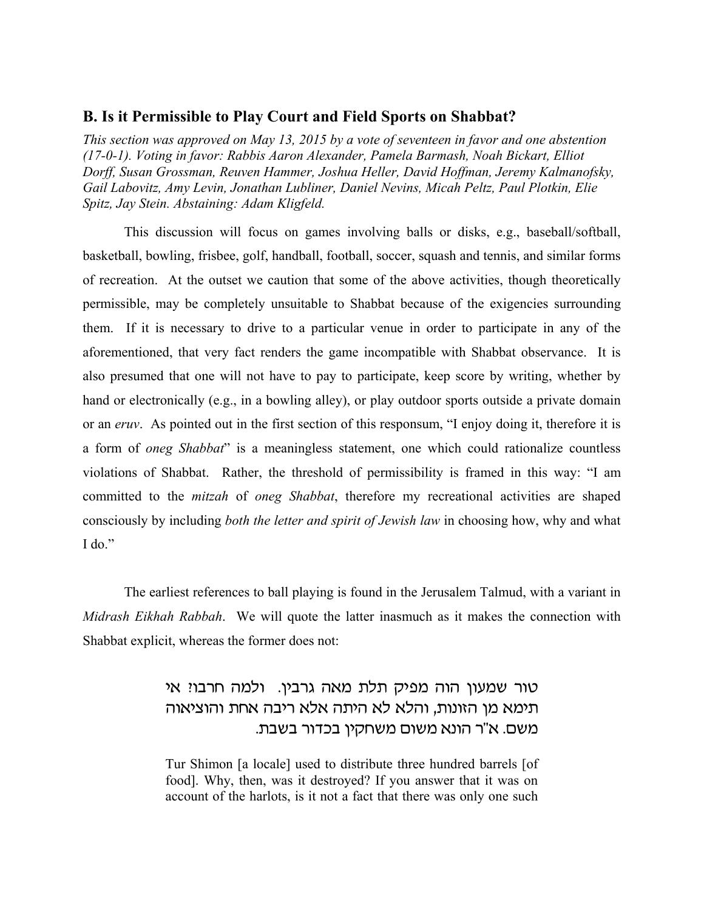## B. Is it Permissible to Play Court and Field Sports on Shabbat?

*This section was approved on May 13, 2015 by a vote of seventeen in favor and one abstention (17-0-1). Voting in favor: Rabbis Aaron Alexander, Pamela Barmash, Noah Bickart, Elliot Dorff, Susan Grossman, Reuven Hammer, Joshua Heller, David Hoffman, Jeremy Kalmanofsky, Gail Labovitz, Amy Levin, Jonathan Lubliner, Daniel Nevins, Micah Peltz, Paul Plotkin, Elie Spitz, Jay Stein. Abstaining: Adam Kligfeld.*

This discussion will focus on games involving balls or disks, e.g., baseball/softball, basketball, bowling, frisbee, golf, handball, football, soccer, squash and tennis, and similar forms of recreation. At the outset we caution that some of the above activities, though theoretically permissible, may be completely unsuitable to Shabbat because of the exigencies surrounding them. If it is necessary to drive to a particular venue in order to participate in any of the aforementioned, that very fact renders the game incompatible with Shabbat observance. It is also presumed that one will not have to pay to participate, keep score by writing, whether by hand or electronically (e.g., in a bowling alley), or play outdoor sports outside a private domain or an *eruv*. As pointed out in the first section of this responsum, "I enjoy doing it, therefore it is a form of *oneg Shabbat*" is a meaningless statement, one which could rationalize countless violations of Shabbat. Rather, the threshold of permissibility is framed in this way: "I am committed to the *mitzah* of *oneg Shabbat*, therefore my recreational activities are shaped consciously by including *both the letter and spirit of Jewish law* in choosing how, why and what I do."

The earliest references to ball playing is found in the Jerusalem Talmud, with a variant in *Midrash Eikhah Rabbah*. We will quote the latter inasmuch as it makes the connection with Shabbat explicit, whereas the former does not:

> טור שמעון הוה מפיק תלת מאה גרבין. ולמה חרבו? אי תימא מן הזונות, והלא לא היתה אלא ריבה אחת והוציאוה משם. א"ר הונא משום משחקין בכדור בשבת.
>
> Tur Shimon [a locale] used to distribute three hundred barrels [of food]. Why, then, was it destroyed? If you answer that it was on account of the harlots, is it not a fact that there was only one such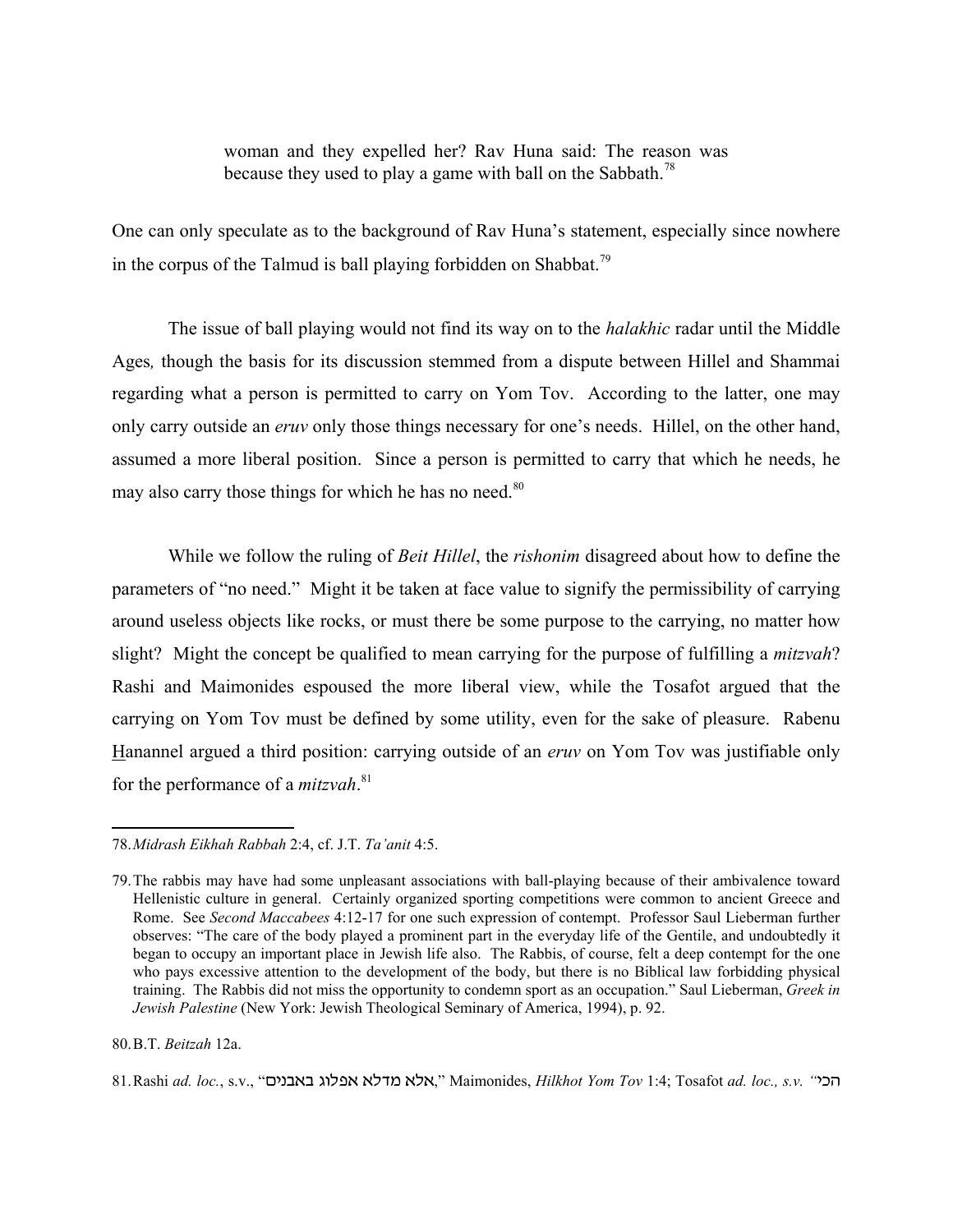> woman and they expelled her? Rav Huna said: The reason was because they used to play a game with ball on the Sabbath.[78]

One can only speculate as to the background of Rav Huna's statement, especially since nowhere in the corpus of the Talmud is ball playing forbidden on Shabbat.[79]

The issue of ball playing would not find its way on to the *halakhic* radar until the Middle Ages*,* though the basis for its discussion stemmed from a dispute between Hillel and Shammai regarding what a person is permitted to carry on Yom Tov. According to the latter, one may only carry outside an *eruv* only those things necessary for one's needs. Hillel, on the other hand, assumed a more liberal position. Since a person is permitted to carry that which he needs, he may also carry those things for which he has no need.[80]

While we follow the ruling of *Beit Hillel*, the *rishonim* disagreed about how to define the parameters of "no need." Might it be taken at face value to signify the permissibility of carrying around useless objects like rocks, or must there be some purpose to the carrying, no matter how slight? Might the concept be qualified to mean carrying for the purpose of fulfilling a *mitzvah*? Rashi and Maimonides espoused the more liberal view, while the Tosafot argued that the carrying on Yom Tov must be defined by some utility, even for the sake of pleasure. Rabenu Hananel argued a third position: carrying outside of an *eruv* on Yom Tov was justifiable only for the performance of a *mitzvah*.[81]

---

78. *Midrash Eikhah Rabbah* 2:4, cf. J.T. *Ta'anit* 4:5.

79. The rabbis may have had some unpleasant associations with ball-playing because of their ambivalence toward Hellenistic culture in general. Certainly organized sporting competitions were common to ancient Greece and Rome. See *Second Maccabees* 4:12-17 for one such expression of contempt. Professor Saul Lieberman further observes: "The care of the body played a prominent part in the everyday life of the Gentile, and undoubtedly it began to occupy an important place in Jewish life also. The Rabbis, of course, felt a deep contempt for the one who pays excessive attention to the development of the body, but there is no Biblical law forbidding physical training. The Rabbis did not miss the opportunity to condemn sport as an occupation." Saul Lieberman, *Greek in Jewish Palestine* (New York: Jewish Theological Seminary of America, 1994), p. 92.

80. B.T. *Beitzah* 12a.

81. Rashi *ad. loc.*, s.v., "אלא מדלא אפלוג באבנים," Maimonides, *Hilkhot Yom Tov* 1:4; Tosafot *ad. loc., s.v.* "הכי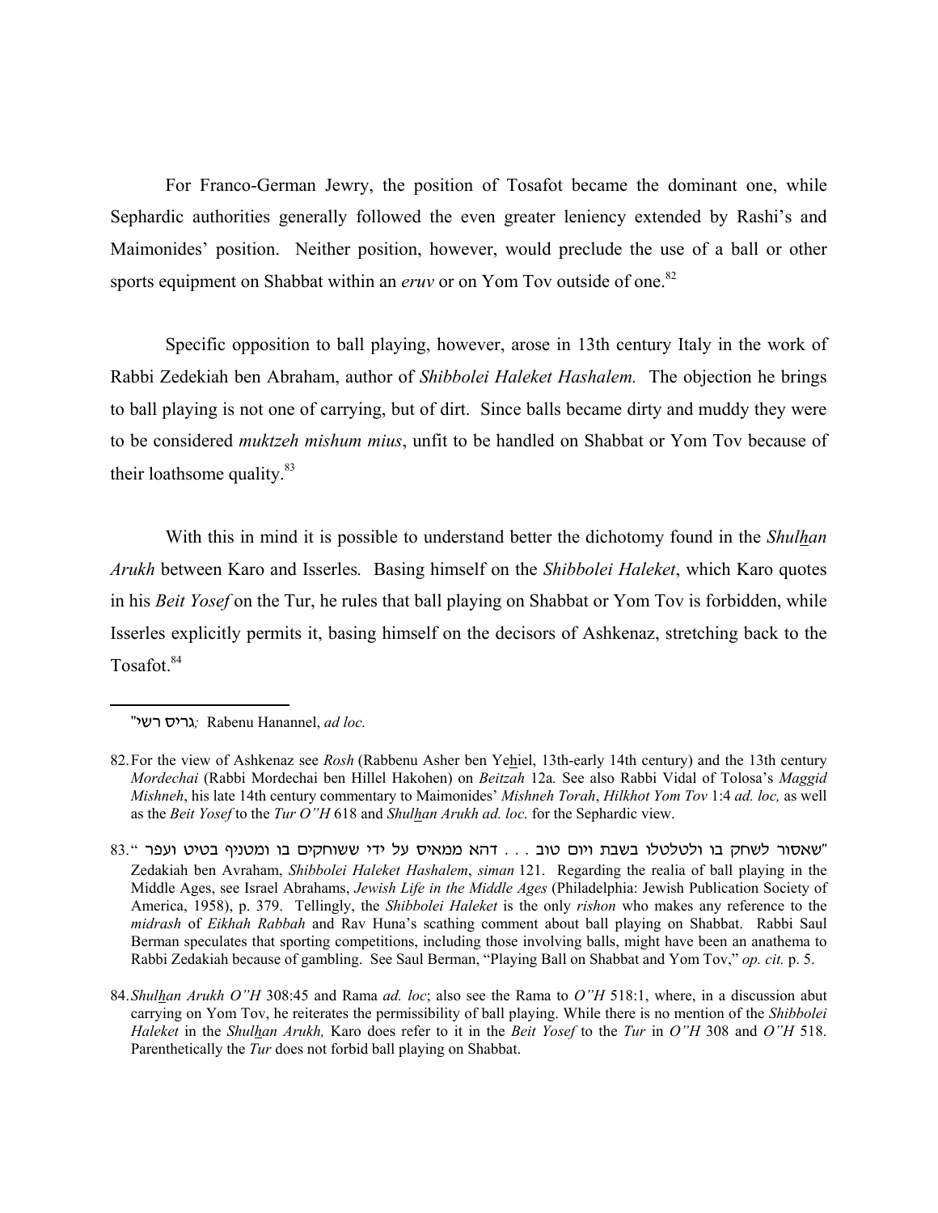For Franco-German Jewry, the position of Tosafot became the dominant one, while Sephardic authorities generally followed the even greater leniency extended by Rashi's and Maimonides' position. Neither position, however, would preclude the use of a ball or other sports equipment on Shabbat within an *eruv* or on Yom Tov outside of one.[82]

Specific opposition to ball playing, however, arose in 13th century Italy in the work of Rabbi Zedekiah ben Abraham, author of *Shibbolei Haleket Hashalem.* The objection he brings to ball playing is not one of carrying, but of dirt. Since balls became dirty and muddy they were to be considered *muktzeh mishum mius*, unfit to be handled on Shabbat or Yom Tov because of their loathsome quality.[83]

With this in mind it is possible to understand better the dichotomy found in the *Shulhan Arukh* between Karo and Isserles*.* Basing himself on the *Shibbolei Haleket*, which Karo quotes in his *Beit Yosef* on the Tur, he rules that ball playing on Shabbat or Yom Tov is forbidden, while Isserles explicitly permits it, basing himself on the decisors of Ashkenaz, stretching back to the Tosafot.[84]

---

גריס רשי"*;* Rabenu Hanannel, *ad loc.*

82. For the view of Ashkenaz see *Rosh* (Rabbenu Asher ben Yehiel, 13th-early 14th century) and the 13th century *Mordechai* (Rabbi Mordechai ben Hillel Hakohen) on *Beitzah* 12a*.* See also Rabbi Vidal of Tolosa's *Maggid Mishneh*, his late 14th century commentary to Maimonides' *Mishneh Torah*, *Hilkhot Yom Tov* 1:4 *ad. loc,* as well as the *Beit Yosef* to the *Tur O"H* 618 and *Shulhan Arukh ad. loc.* for the Sephardic view.

83. "שאסור לשחק בו ולטלטלו בשבת ויום טוב . . . דהא ממאיס על ידי ששוחקים בו ומטנף בטיט ועפר" Zedakiah ben Avraham, *Shibbolei Haleket Hashalem*, *siman* 121. Regarding the realia of ball playing in the Middle Ages, see Israel Abrahams, *Jewish Life in the Middle Ages* (Philadelphia: Jewish Publication Society of America, 1958), p. 379. Tellingly, the *Shibbolei Haleket* is the only *rishon* who makes any reference to the *midrash* of *Eikhah Rabbah* and Rav Huna's scathing comment about ball playing on Shabbat. Rabbi Saul Berman speculates that sporting competitions, including those involving balls, might have been an anathema to Rabbi Zedakiah because of gambling. See Saul Berman, "Playing Ball on Shabbat and Yom Tov," *op. cit.* p. 5.

84. *Shulhan Arukh O"H* 308:45 and Rama *ad. loc*; also see the Rama to *O"H* 518:1, where, in a discussion abut carrying on Yom Tov, he reiterates the permissibility of ball playing. While there is no mention of the *Shibbolei Haleket* in the *Shulhan Arukh,* Karo does refer to it in the *Beit Yosef* to the *Tur* in *O"H* 308 and *O"H* 518. Parenthetically the *Tur* does not forbid ball playing on Shabbat.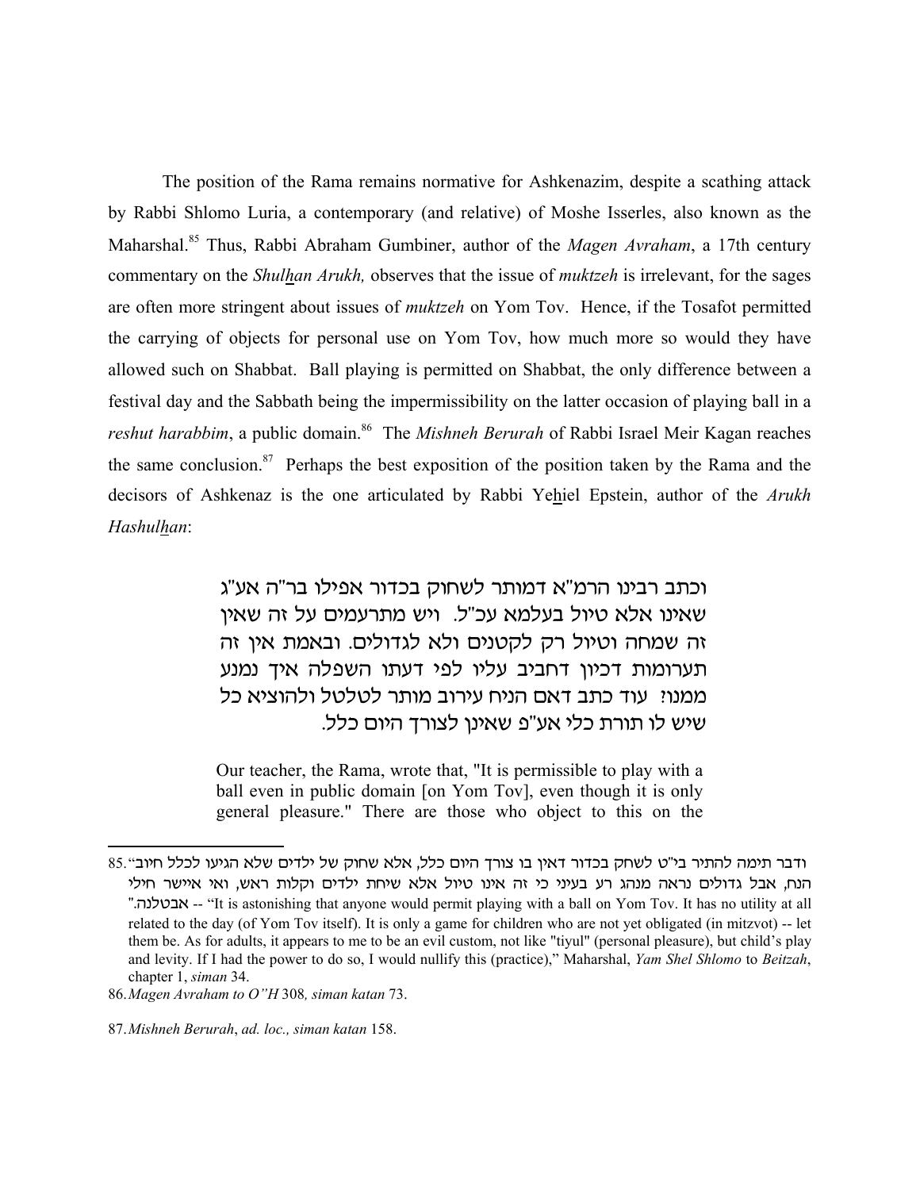The position of the Rama remains normative for Ashkenazim, despite a scathing attack by Rabbi Shlomo Luria, a contemporary (and relative) of Moshe Isserles, also known as the Maharshal.[85] Thus, Rabbi Abraham Gumbiner, author of the *Magen Avraham*, a 17th century commentary on the *Shulhan Arukh,* observes that the issue of *muktzeh* is irrelevant, for the sages are often more stringent about issues of *muktzeh* on Yom Tov. Hence, if the Tosafot permitted the carrying of objects for personal use on Yom Tov, how much more so would they have allowed such on Shabbat. Ball playing is permitted on Shabbat, the only difference between a festival day and the Sabbath being the impermissibility on the latter occasion of playing ball in a *reshut harabbim*, a public domain.[86] The *Mishneh Berurah* of Rabbi Israel Meir Kagan reaches the same conclusion.[87] Perhaps the best exposition of the position taken by the Rama and the decisors of Ashkenaz is the one articulated by Rabbi Yehiel Epstein, author of the *Arukh Hashulhan*:

> וכתב רבינו הרמ"א דמותר לשחוק בכדור אפילו בר"ה אע"ג שאינו אלא טיול בעלמא עכ"ל. ויש מתרעמים על זה שאין זה שמחה וטיול רק לקטנים ולא לגדולים. ובאמת אין זה תערומות דכיון דחביב עליו לפי דעתו השפלה איך נמנע ממנו? עוד כתב דאם הניח עירוב מותר לטלטל ולהוציא כל שיש לו תורת כלי אע"פ שאינן לצורך היום כלל.
>
> Our teacher, the Rama, wrote that, "It is permissible to play with a ball even in public domain [on Yom Tov], even though it is only general pleasure." There are those who object to this on the

---

85. "ודבר תימה להתיר בי"ט לשחק בכדור דאין בו צורך היום כלל, אלא שחוק של ילדים שלא הגיעו לכלל חיוב הנח, אבל גדולים נראה מנהג רע בעיני כי זה אינו טיול אלא שיחת ילדים וקלות ראש, ואי איישר חילי אבטלנה." -- "It is astonishing that anyone would permit playing with a ball on Yom Tov. It has no utility at all related to the day (of Yom Tov itself). It is only a game for children who are not yet obligated (in mitzvot) -- let them be. As for adults, it appears to me to be an evil custom, not like "tiyul" (personal pleasure), but child's play and levity. If I had the power to do so, I would nullify this (practice)," Maharshal, *Yam Shel Shlomo* to *Beitzah*, chapter 1, *siman* 34.

86. *Magen Avraham to O"H* 308*, siman katan* 73.

87. *Mishneh Berurah*, *ad. loc., siman katan* 158.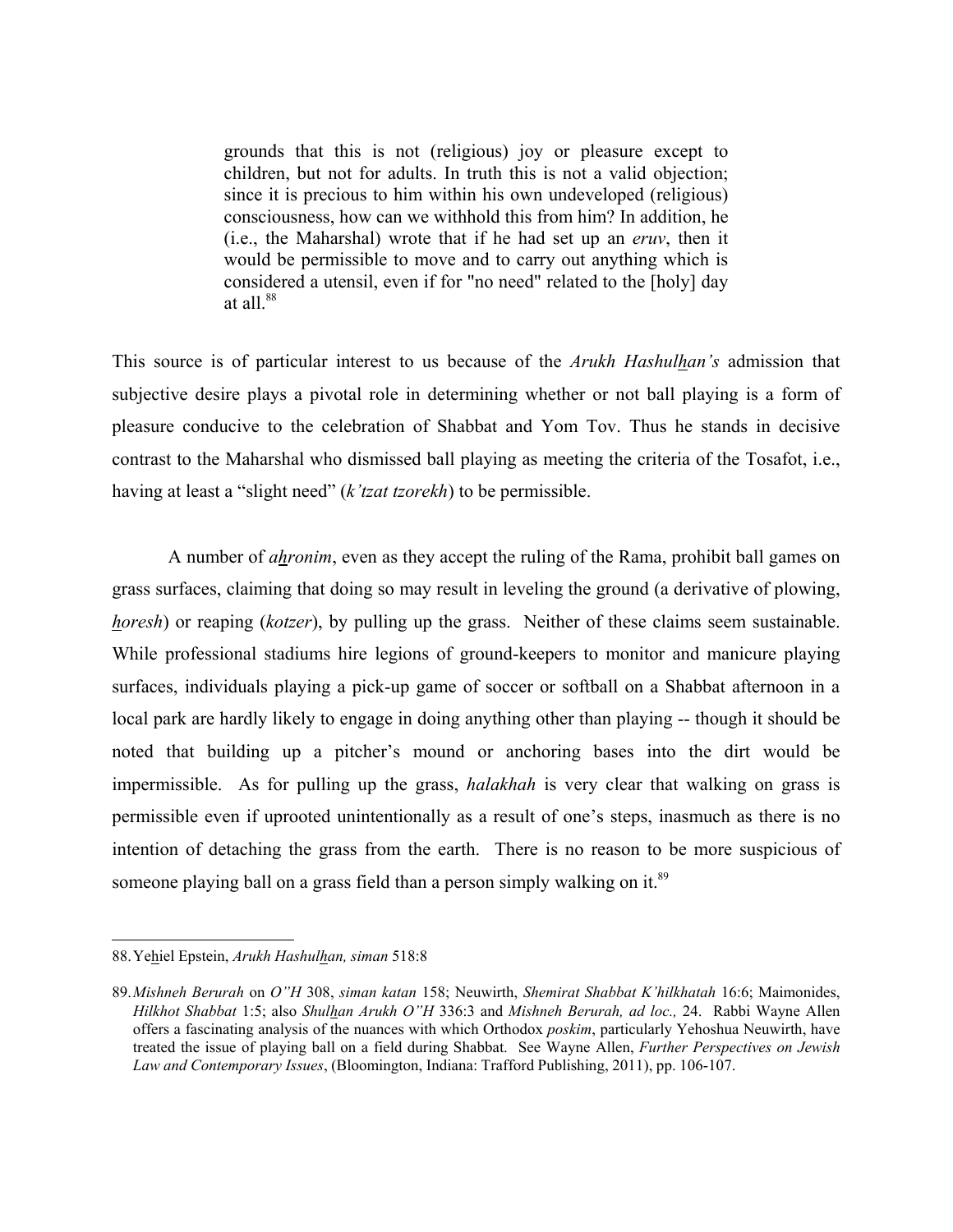> grounds that this is not (religious) joy or pleasure except to children, but not for adults. In truth this is not a valid objection; since it is precious to him within his own undeveloped (religious) consciousness, how can we withhold this from him? In addition, he (i.e., the Maharshal) wrote that if he had set up an *eruv*, then it would be permissible to move and to carry out anything which is considered a utensil, even if for "no need" related to the [holy] day at all.[88]

This source is of particular interest to us because of the *Arukh Hashulhan's* admission that subjective desire plays a pivotal role in determining whether or not ball playing is a form of pleasure conducive to the celebration of Shabbat and Yom Tov. Thus he stands in decisive contrast to the Maharshal who dismissed ball playing as meeting the criteria of the Tosafot, i.e., having at least a "slight need" (*k'tzat tzorekh*) to be permissible.

A number of *ahronim*, even as they accept the ruling of the Rama, prohibit ball games on grass surfaces, claiming that doing so may result in leveling the ground (a derivative of plowing, *horesh*) or reaping (*kotzer*), by pulling up the grass. Neither of these claims seem sustainable. While professional stadiums hire legions of ground-keepers to monitor and manicure playing surfaces, individuals playing a pick-up game of soccer or softball on a Shabbat afternoon in a local park are hardly likely to engage in doing anything other than playing -- though it should be noted that building up a pitcher's mound or anchoring bases into the dirt would be impermissible. As for pulling up the grass, *halakhah* is very clear that walking on grass is permissible even if uprooted unintentionally as a result of one's steps, inasmuch as there is no intention of detaching the grass from the earth. There is no reason to be more suspicious of someone playing ball on a grass field than a person simply walking on it.[89]

---

88. Yehiel Epstein, *Arukh Hashulhan, siman* 518:8

89. *Mishneh Berurah* on *O"H* 308, *siman katan* 158; Neuwirth, *Shemirat Shabbat K'hilkhatah* 16:6; Maimonides, *Hilkhot Shabbat* 1:5; also *Shulhan Arukh O"H* 336:3 and *Mishneh Berurah, ad loc.,* 24. Rabbi Wayne Allen offers a fascinating analysis of the nuances with which Orthodox *poskim*, particularly Yehoshua Neuwirth, have treated the issue of playing ball on a field during Shabbat. See Wayne Allen, *Further Perspectives on Jewish Law and Contemporary Issues*, (Bloomington, Indiana: Trafford Publishing, 2011), pp. 106-107.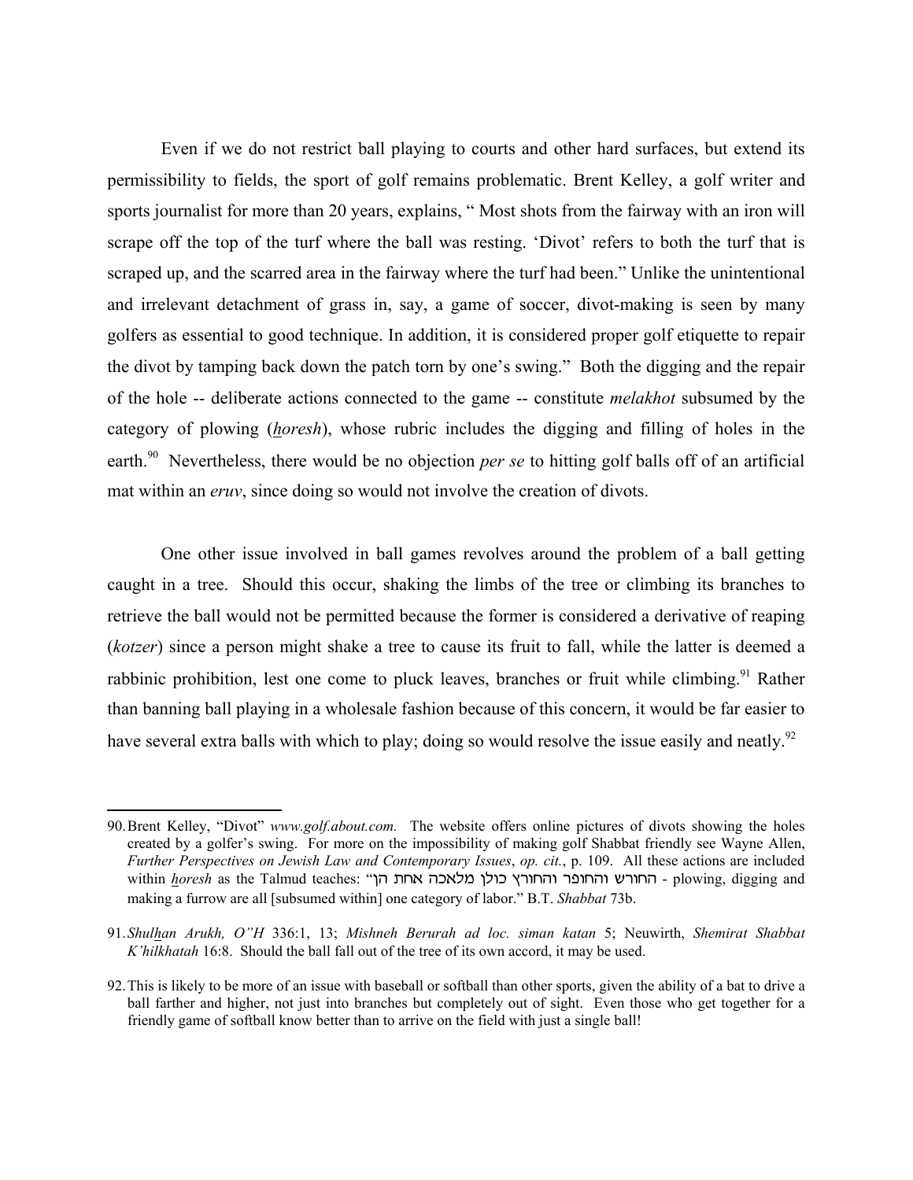Even if we do not restrict ball playing to courts and other hard surfaces, but extend its permissibility to fields, the sport of golf remains problematic. Brent Kelley, a golf writer and sports journalist for more than 20 years, explains, " Most shots from the fairway with an iron will scrape off the top of the turf where the ball was resting. 'Divot' refers to both the turf that is scraped up, and the scarred area in the fairway where the turf had been." Unlike the unintentional and irrelevant detachment of grass in, say, a game of soccer, divot-making is seen by many golfers as essential to good technique. In addition, it is considered proper golf etiquette to repair the divot by tamping back down the patch torn by one's swing." Both the digging and the repair of the hole -- deliberate actions connected to the game -- constitute *melakhot* subsumed by the category of plowing (*horesh*), whose rubric includes the digging and filling of holes in the earth.[90] Nevertheless, there would be no objection *per se* to hitting golf balls off of an artificial mat within an *eruv*, since doing so would not involve the creation of divots.

One other issue involved in ball games revolves around the problem of a ball getting caught in a tree. Should this occur, shaking the limbs of the tree or climbing its branches to retrieve the ball would not be permitted because the former is considered a derivative of reaping (*kotzer*) since a person might shake a tree to cause its fruit to fall, while the latter is deemed a rabbinic prohibition, lest one come to pluck leaves, branches or fruit while climbing.[91] Rather than banning ball playing in a wholesale fashion because of this concern, it would be far easier to have several extra balls with which to play; doing so would resolve the issue easily and neatly.[92]

---

90. Brent Kelley, "Divot" *www.golf.about.com.* The website offers online pictures of divots showing the holes created by a golfer's swing. For more on the impossibility of making golf Shabbat friendly see Wayne Allen, *Further Perspectives on Jewish Law and Contemporary Issues*, *op. cit.*, p. 109. All these actions are included within *horesh* as the Talmud teaches: "החורש והחופר והחורץ כולן מלאכה אחת הן - plowing, digging and making a furrow are all [subsumed within] one category of labor." B.T. *Shabbat* 73b.

91. *Shulhan Arukh, O"H* 336:1, 13; *Mishneh Berurah ad loc. siman katan* 5; Neuwirth, *Shemirat Shabbat K'hilkhatah* 16:8. Should the ball fall out of the tree of its own accord, it may be used.

92. This is likely to be more of an issue with baseball or softball than other sports, given the ability of a bat to drive a ball farther and higher, not just into branches but completely out of sight. Even those who get together for a friendly game of softball know better than to arrive on the field with just a single ball!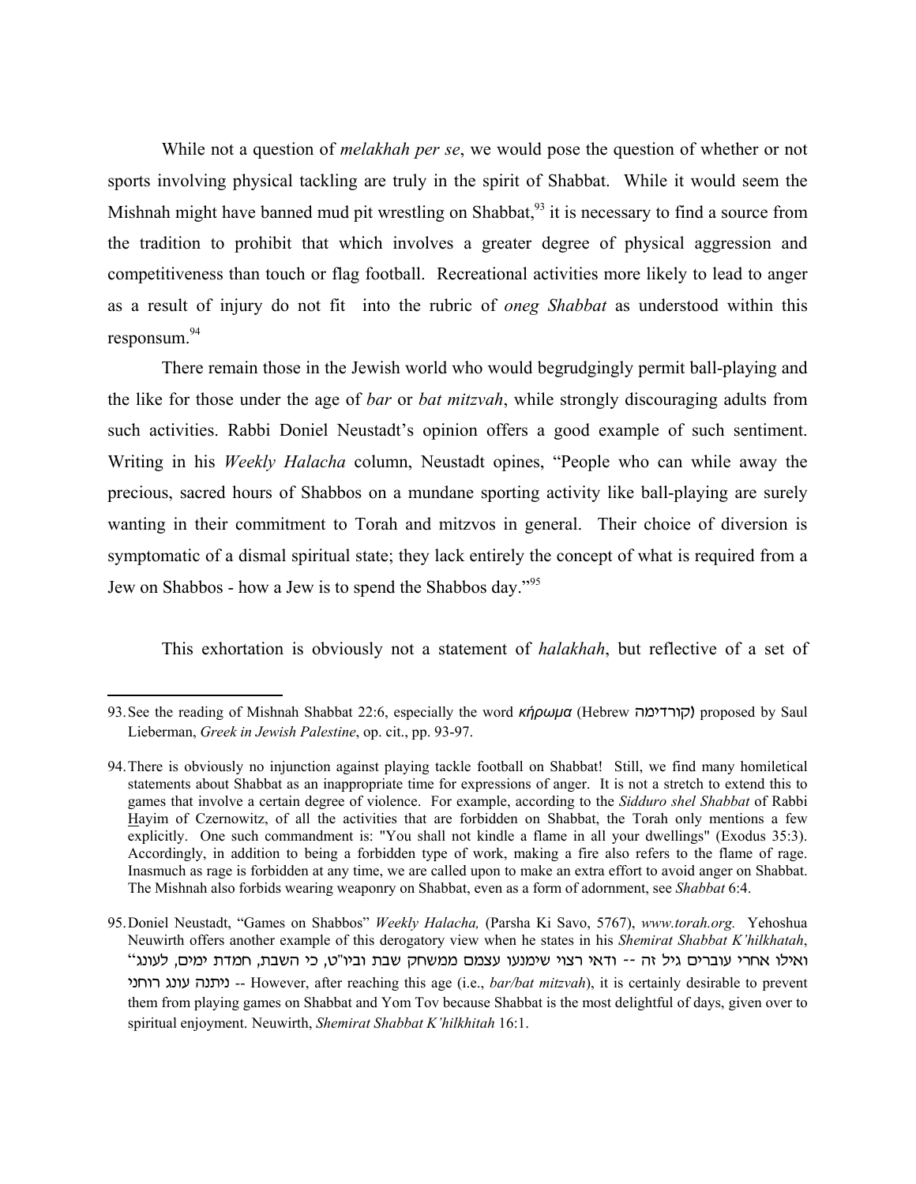While not a question of *melakhah per se*, we would pose the question of whether or not sports involving physical tackling are truly in the spirit of Shabbat. While it would seem the Mishnah might have banned mud pit wrestling on Shabbat,[93] it is necessary to find a source from the tradition to prohibit that which involves a greater degree of physical aggression and competitiveness than touch or flag football. Recreational activities more likely to lead to anger as a result of injury do not fit into the rubric of *oneg Shabbat* as understood within this responsum.[94]

There remain those in the Jewish world who would begrudgingly permit ball-playing and the like for those under the age of *bar* or *bat mitzvah*, while strongly discouraging adults from such activities. Rabbi Doniel Neustadt's opinion offers a good example of such sentiment. Writing in his *Weekly Halacha* column, Neustadt opines, "People who can while away the precious, sacred hours of Shabbos on a mundane sporting activity like ball-playing are surely wanting in their commitment to Torah and mitzvos in general. Their choice of diversion is symptomatic of a dismal spiritual state; they lack entirely the concept of what is required from a Jew on Shabbos - how a Jew is to spend the Shabbos day."[95]

This exhortation is obviously not a statement of *halakhah*, but reflective of a set of

---

93. See the reading of Mishnah Shabbat 22:6, especially the word *κήρωμα* (Hebrew קורדימה) proposed by Saul Lieberman, *Greek in Jewish Palestine*, op. cit., pp. 93-97.

94. There is obviously no injunction against playing tackle football on Shabbat! Still, we find many homiletical statements about Shabbat as an inappropriate time for expressions of anger. It is not a stretch to extend this to games that involve a certain degree of violence. For example, according to the *Sidduro shel Shabbat* of Rabbi Hayim of Czernowitz, of all the activities that are forbidden on Shabbat, the Torah only mentions a few explicitly. One such commandment is: "You shall not kindle a flame in all your dwellings" (Exodus 35:3). Accordingly, in addition to being a forbidden type of work, making a fire also refers to the flame of rage. Inasmuch as rage is forbidden at any time, we are called upon to make an extra effort to avoid anger on Shabbat. The Mishnah also forbids wearing weaponry on Shabbat, even as a form of adornment, see *Shabbat* 6:4.

95. Doniel Neustadt, "Games on Shabbos" *Weekly Halacha,* (Parsha Ki Savo, 5767), *www.torah.org.* Yehoshua Neuwirth offers another example of this derogatory view when he states in his *Shemirat Shabbat K'hilkhatah*, "ואילו אחרי עוברים גיל זה -- ודאי רצוי שימנעו עצמם ממשחק שבת וביו"ט, כי השבת, חמדת ימים, לעונג ניתנה עונג רוחני -- However, after reaching this age (i.e., *bar/bat mitzvah*), it is certainly desirable to prevent them from playing games on Shabbat and Yom Tov because Shabbat is the most delightful of days, given over to spiritual enjoyment. Neuwirth, *Shemirat Shabbat K'hilkhitah* 16:1.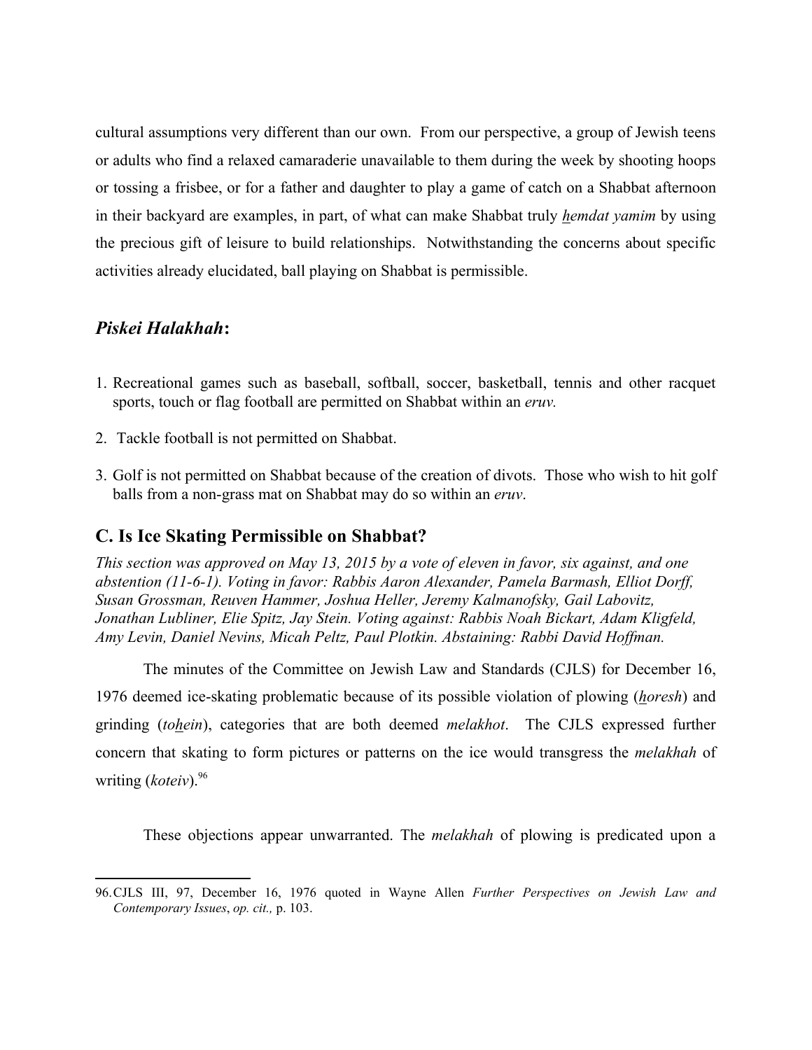cultural assumptions very different than our own. From our perspective, a group of Jewish teens or adults who find a relaxed camaraderie unavailable to them during the week by shooting hoops or tossing a frisbee, or for a father and daughter to play a game of catch on a Shabbat afternoon in their backyard are examples, in part, of what can make Shabbat truly *hemdat yamim* by using the precious gift of leisure to build relationships. Notwithstanding the concerns about specific activities already elucidated, ball playing on Shabbat is permissible.

## *Piskei Halakhah*:

1. Recreational games such as baseball, softball, soccer, basketball, tennis and other racquet sports, touch or flag football are permitted on Shabbat within an *eruv.*

2. Tackle football is not permitted on Shabbat.

3. Golf is not permitted on Shabbat because of the creation of divots. Those who wish to hit golf balls from a non-grass mat on Shabbat may do so within an *eruv*.

## C. Is Ice Skating Permissible on Shabbat?

*This section was approved on May 13, 2015 by a vote of eleven in favor, six against, and one abstention (11-6-1). Voting in favor: Rabbis Aaron Alexander, Pamela Barmash, Elliot Dorff, Susan Grossman, Reuven Hammer, Joshua Heller, Jeremy Kalmanofsky, Gail Labovitz, Jonathan Lubliner, Elie Spitz, Jay Stein. Voting against: Rabbis Noah Bickart, Adam Kligfeld, Amy Levin, Daniel Nevins, Micah Peltz, Paul Plotkin. Abstaining: Rabbi David Hoffman.*

The minutes of the Committee on Jewish Law and Standards (CJLS) for December 16, 1976 deemed ice-skating problematic because of its possible violation of plowing (*horesh*) and grinding (*tohein*), categories that are both deemed *melakhot*. The CJLS expressed further concern that skating to form pictures or patterns on the ice would transgress the *melakhah* of writing (*koteiv*).[96]

These objections appear unwarranted. The *melakhah* of plowing is predicated upon a

96. CJLS III, 97, December 16, 1976 quoted in Wayne Allen *Further Perspectives on Jewish Law and Contemporary Issues*, *op. cit.,* p. 103.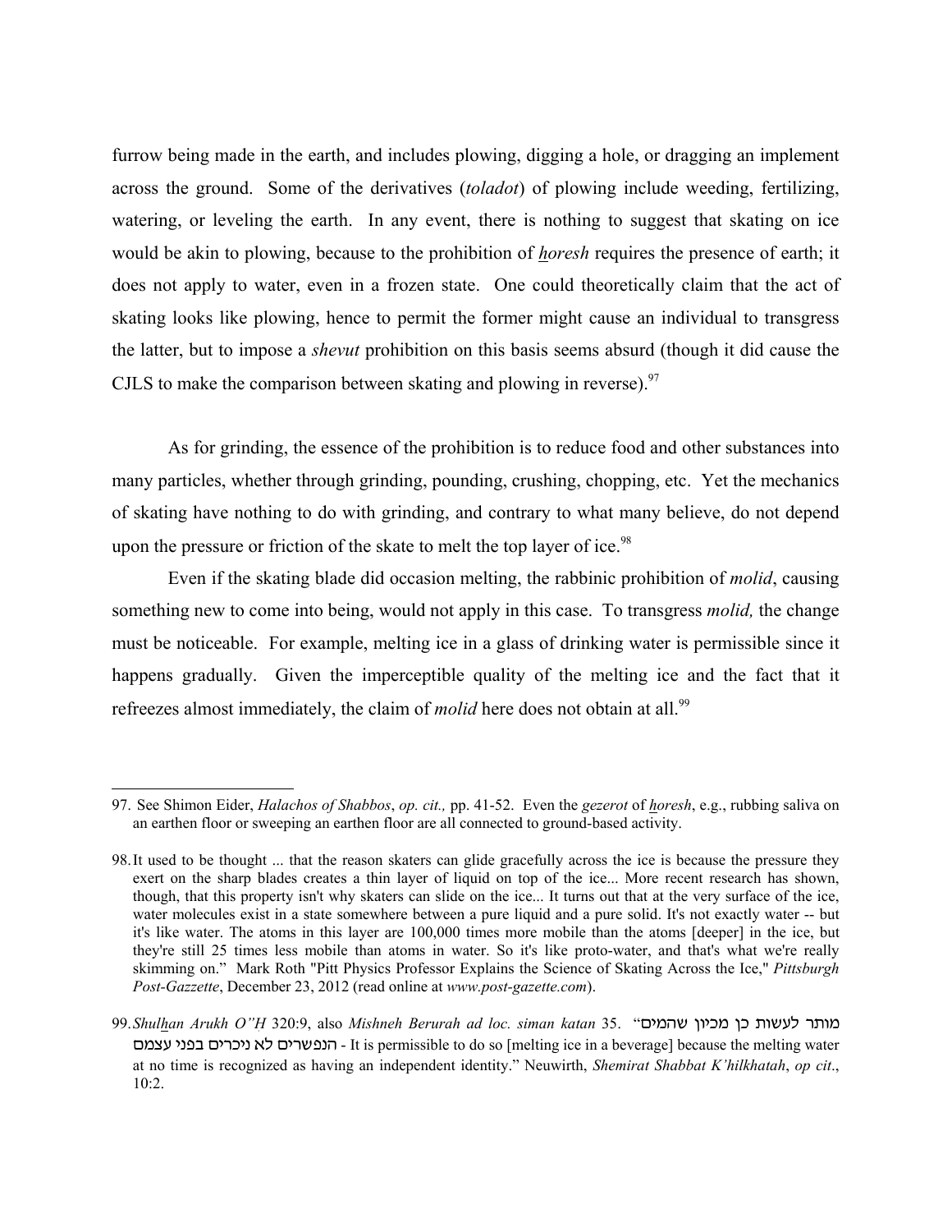furrow being made in the earth, and includes plowing, digging a hole, or dragging an implement across the ground. Some of the derivatives (*toladot*) of plowing include weeding, fertilizing, watering, or leveling the earth. In any event, there is nothing to suggest that skating on ice would be akin to plowing, because to the prohibition of *ḥoresh* requires the presence of earth; it does not apply to water, even in a frozen state. One could theoretically claim that the act of skating looks like plowing, hence to permit the former might cause an individual to transgress the latter, but to impose a *shevut* prohibition on this basis seems absurd (though it did cause the CJLS to make the comparison between skating and plowing in reverse).[97]

As for grinding, the essence of the prohibition is to reduce food and other substances into many particles, whether through grinding, pounding, crushing, chopping, etc. Yet the mechanics of skating have nothing to do with grinding, and contrary to what many believe, do not depend upon the pressure or friction of the skate to melt the top layer of ice.[98]

Even if the skating blade did occasion melting, the rabbinic prohibition of *molid*, causing something new to come into being, would not apply in this case. To transgress *molid,* the change must be noticeable. For example, melting ice in a glass of drinking water is permissible since it happens gradually. Given the imperceptible quality of the melting ice and the fact that it refreezes almost immediately, the claim of *molid* here does not obtain at all.[99]

---

97. See Shimon Eider, *Halachos of Shabbos*, *op. cit.,* pp. 41-52. Even the *gezerot* of *ḥoresh*, e.g., rubbing saliva on an earthen floor or sweeping an earthen floor are all connected to ground-based activity.

98. It used to be thought ... that the reason skaters can glide gracefully across the ice is because the pressure they exert on the sharp blades creates a thin layer of liquid on top of the ice... More recent research has shown, though, that this property isn't why skaters can slide on the ice... It turns out that at the very surface of the ice, water molecules exist in a state somewhere between a pure liquid and a pure solid. It's not exactly water -- but it's like water. The atoms in this layer are 100,000 times more mobile than the atoms [deeper] in the ice, but they're still 25 times less mobile than atoms in water. So it's like proto-water, and that's what we're really skimming on." Mark Roth "Pitt Physics Professor Explains the Science of Skating Across the Ice," *Pittsburgh Post-Gazzette*, December 23, 2012 (read online at *www.post-gazzette.com*).

99. *Shulḥan Arukh O"H* 320:9, also *Mishneh Berurah ad loc. siman katan* 35. "מותר לעשות כן מכיון שהמים הנפשרים לא ניכרים בפני עצמם - It is permissible to do so [melting ice in a beverage] because the melting water at no time is recognized as having an independent identity." Neuwirth, *Shemirat Shabbat K'hilkhatah*, *op cit*., 10:2.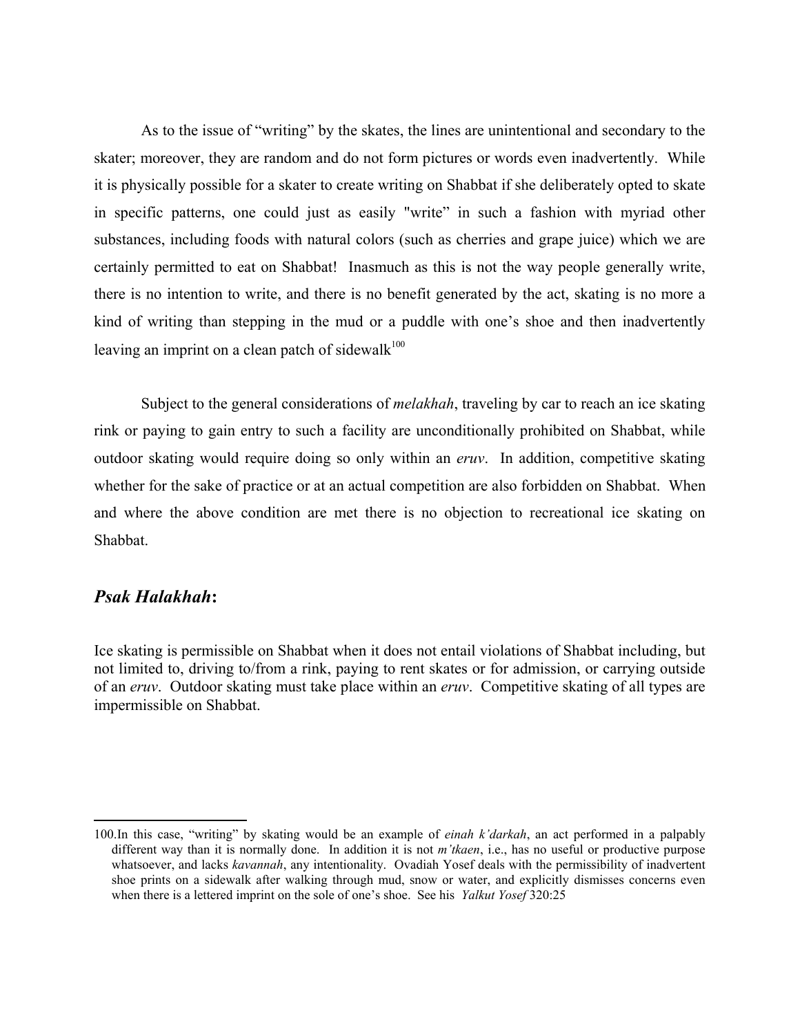As to the issue of "writing" by the skates, the lines are unintentional and secondary to the skater; moreover, they are random and do not form pictures or words even inadvertently. While it is physically possible for a skater to create writing on Shabbat if she deliberately opted to skate in specific patterns, one could just as easily "write" in such a fashion with myriad other substances, including foods with natural colors (such as cherries and grape juice) which we are certainly permitted to eat on Shabbat! Inasmuch as this is not the way people generally write, there is no intention to write, and there is no benefit generated by the act, skating is no more a kind of writing than stepping in the mud or a puddle with one's shoe and then inadvertently leaving an imprint on a clean patch of sidewalk[100]

Subject to the general considerations of *melakhah*, traveling by car to reach an ice skating rink or paying to gain entry to such a facility are unconditionally prohibited on Shabbat, while outdoor skating would require doing so only within an *eruv*. In addition, competitive skating whether for the sake of practice or at an actual competition are also forbidden on Shabbat. When and where the above condition are met there is no objection to recreational ice skating on Shabbat.

## *Psak Halakhah*:

Ice skating is permissible on Shabbat when it does not entail violations of Shabbat including, but not limited to, driving to/from a rink, paying to rent skates or for admission, or carrying outside of an *eruv*. Outdoor skating must take place within an *eruv*. Competitive skating of all types are impermissible on Shabbat.

---

100.In this case, "writing" by skating would be an example of *einah k'darkah*, an act performed in a palpably different way than it is normally done. In addition it is not *m'tkaen*, i.e., has no useful or productive purpose whatsoever, and lacks *kavannah*, any intentionality. Ovadiah Yosef deals with the permissibility of inadvertent shoe prints on a sidewalk after walking through mud, snow or water, and explicitly dismisses concerns even when there is a lettered imprint on the sole of one's shoe. See his *Yalkut Yosef* 320:25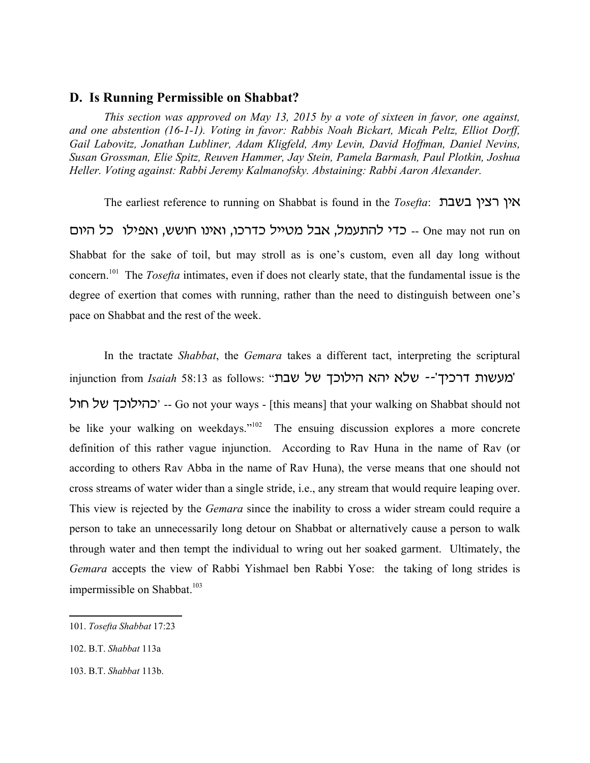## D. Is Running Permissible on Shabbat?

*This section was approved on May 13, 2015 by a vote of sixteen in favor, one against, and one abstention (16-1-1). Voting in favor: Rabbis Noah Bickart, Micah Peltz, Elliot Dorff, Gail Labovitz, Jonathan Lubliner, Adam Kligfeld, Amy Levin, David Hoffman, Daniel Nevins, Susan Grossman, Elie Spitz, Reuven Hammer, Jay Stein, Pamela Barmash, Paul Plotkin, Joshua Heller. Voting against: Rabbi Jeremy Kalmanofsky. Abstaining: Rabbi Aaron Alexander.*

The earliest reference to running on Shabbat is found in the *Tosefta*: אין רצין בשבת כדי להתעמל, אבל מטייל כדרכו, ואינו חושש, ואפילו כל היום -- One may not run on Shabbat for the sake of toil, but may stroll as is one's custom, even all day long without concern.[101] The *Tosefta* intimates, even if does not clearly state, that the fundamental issue is the degree of exertion that comes with running, rather than the need to distinguish between one's pace on Shabbat and the rest of the week.

In the tractate *Shabbat*, the *Gemara* takes a different tact, interpreting the scriptural injunction from *Isaiah* 58:13 as follows: "'מעשות דרכיך'-- שלא יהא הילוכך של שבת כהילוכך של חול' -- Go not your ways - [this means] that your walking on Shabbat should not be like your walking on weekdays."[102] The ensuing discussion explores a more concrete definition of this rather vague injunction. According to Rav Huna in the name of Rav (or according to others Rav Abba in the name of Rav Huna), the verse means that one should not cross streams of water wider than a single stride, i.e., any stream that would require leaping over. This view is rejected by the *Gemara* since the inability to cross a wider stream could require a person to take an unnecessarily long detour on Shabbat or alternatively cause a person to walk through water and then tempt the individual to wring out her soaked garment. Ultimately, the *Gemara* accepts the view of Rabbi Yishmael ben Rabbi Yose: the taking of long strides is impermissible on Shabbat.[103]

---

101. *Tosefta Shabbat* 17:23

102. B.T. *Shabbat* 113a

103. B.T. *Shabbat* 113b.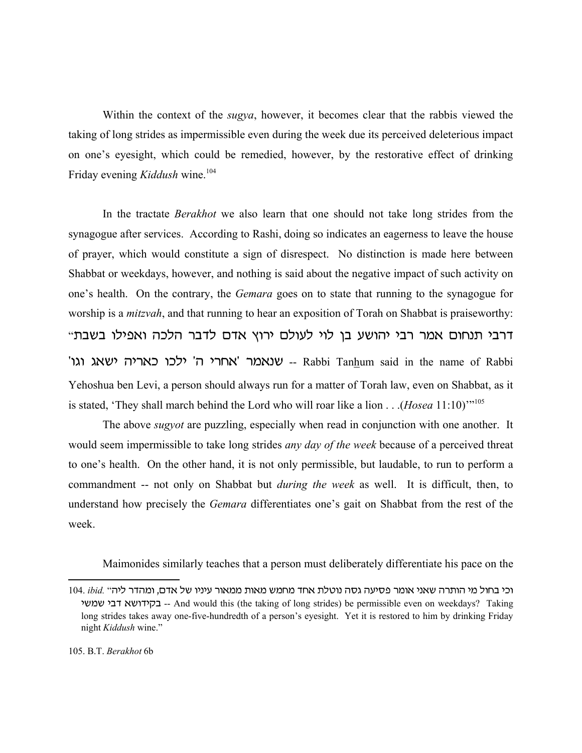Within the context of the *sugya*, however, it becomes clear that the rabbis viewed the taking of long strides as impermissible even during the week due its perceived deleterious impact on one's eyesight, which could be remedied, however, by the restorative effect of drinking Friday evening *Kiddush* wine.[104]

In the tractate *Berakhot* we also learn that one should not take long strides from the synagogue after services. According to Rashi, doing so indicates an eagerness to leave the house of prayer, which would constitute a sign of disrespect. No distinction is made here between Shabbat or weekdays, however, and nothing is said about the negative impact of such activity on one's health. On the contrary, the *Gemara* goes on to state that running to the synagogue for worship is a *mitzvah*, and that running to hear an exposition of Torah on Shabbat is praiseworthy: "דרבי תנחום אמר רבי יהושע בן לוי לעולם ירוץ אדם לדבר הלכה ואפילו בשבת שנאמר 'אחרי ה' ילכו כאריה ישאג וגו' -- Rabbi Tanhum said in the name of Rabbi Yehoshua ben Levi, a person should always run for a matter of Torah law, even on Shabbat, as it is stated, 'They shall march behind the Lord who will roar like a lion . . .(*Hosea* 11:10)'"[105]

The above *sugyot* are puzzling, especially when read in conjunction with one another. It would seem impermissible to take long strides *any day of the week* because of a perceived threat to one's health. On the other hand, it is not only permissible, but laudable, to run to perform a commandment -- not only on Shabbat but *during the week* as well. It is difficult, then, to understand how precisely the *Gemara* differentiates one's gait on Shabbat from the rest of the week.

Maimonides similarly teaches that a person must deliberately differentiate his pace on the

---

104. *ibid.* "וכי בחול מי הותרה שאני אומר פסיעה גסה נוטלת אחד מחמש מאות ממאור עיניו של אדם, ומהדר ליה בקידושא דבי שמשי -- And would this (the taking of long strides) be permissible even on weekdays? Taking long strides takes away one-five-hundredth of a person's eyesight. Yet it is restored to him by drinking Friday night *Kiddush* wine."

105. B.T. *Berakhot* 6b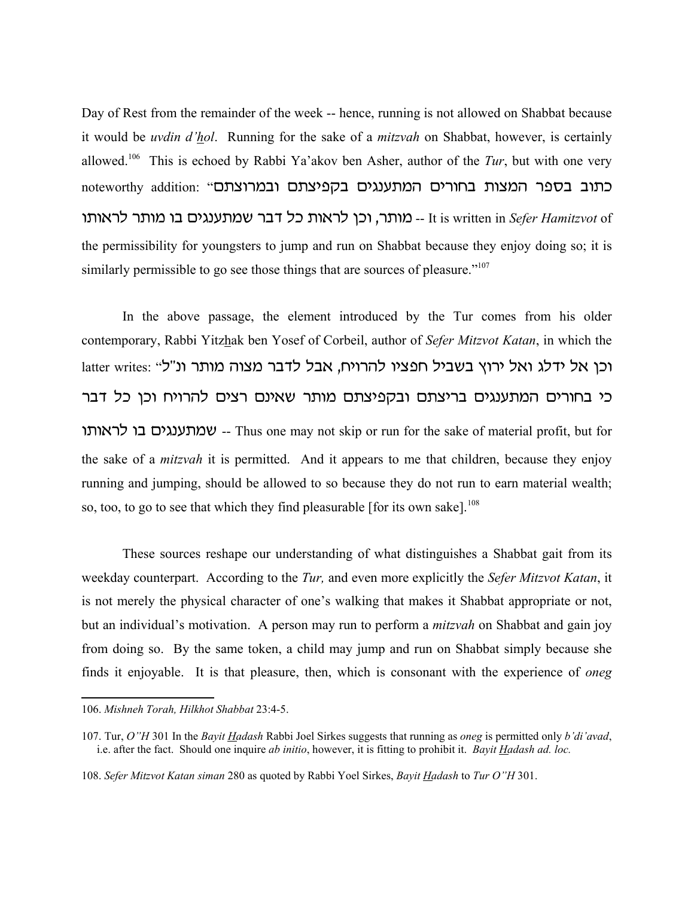Day of Rest from the remainder of the week -- hence, running is not allowed on Shabbat because it would be *uvdin d'hol*. Running for the sake of a *mitzvah* on Shabbat, however, is certainly allowed.[106] This is echoed by Rabbi Ya'akov ben Asher, author of the *Tur*, but with one very noteworthy addition: "כתוב בספר המצות בחורים המתענגים בקפיצתם ובמרוצתם מותר, וכן לראות כל דבר שמתענגים בו מותר לראותו -- It is written in *Sefer Hamitzvot* of the permissibility for youngsters to jump and run on Shabbat because they enjoy doing so; it is similarly permissible to go see those things that are sources of pleasure."[107]

In the above passage, the element introduced by the Tur comes from his older contemporary, Rabbi Yitzhak ben Yosef of Corbeil, author of *Sefer Mitzvot Katan*, in which the latter writes: "וכן אל ידלג ואל ירוץ בשביל חפציו להרויח, אבל לדבר מצוה מותר ונ"ל כי בחורים המתענגים בריצתם ובקפיצתם מותר שאינם רצים להרויח וכן כל דבר שמתענגים בו לראותו -- Thus one may not skip or run for the sake of material profit, but for the sake of a *mitzvah* it is permitted. And it appears to me that children, because they enjoy running and jumping, should be allowed to so because they do not run to earn material wealth; so, too, to go to see that which they find pleasurable [for its own sake].[108]

These sources reshape our understanding of what distinguishes a Shabbat gait from its weekday counterpart. According to the *Tur,* and even more explicitly the *Sefer Mitzvot Katan*, it is not merely the physical character of one's walking that makes it Shabbat appropriate or not, but an individual's motivation. A person may run to perform a *mitzvah* on Shabbat and gain joy from doing so. By the same token, a child may jump and run on Shabbat simply because she finds it enjoyable. It is that pleasure, then, which is consonant with the experience of *oneg*

---

106. *Mishneh Torah, Hilkhot Shabbat* 23:4-5.

107. Tur, *O"H* 301 In the *Bayit Hadash* Rabbi Joel Sirkes suggests that running as *oneg* is permitted only *b'di'avad*, i.e. after the fact. Should one inquire *ab initio*, however, it is fitting to prohibit it. *Bayit Hadash ad. loc.*

108. *Sefer Mitzvot Katan siman* 280 as quoted by Rabbi Yoel Sirkes, *Bayit Hadash* to *Tur O"H* 301.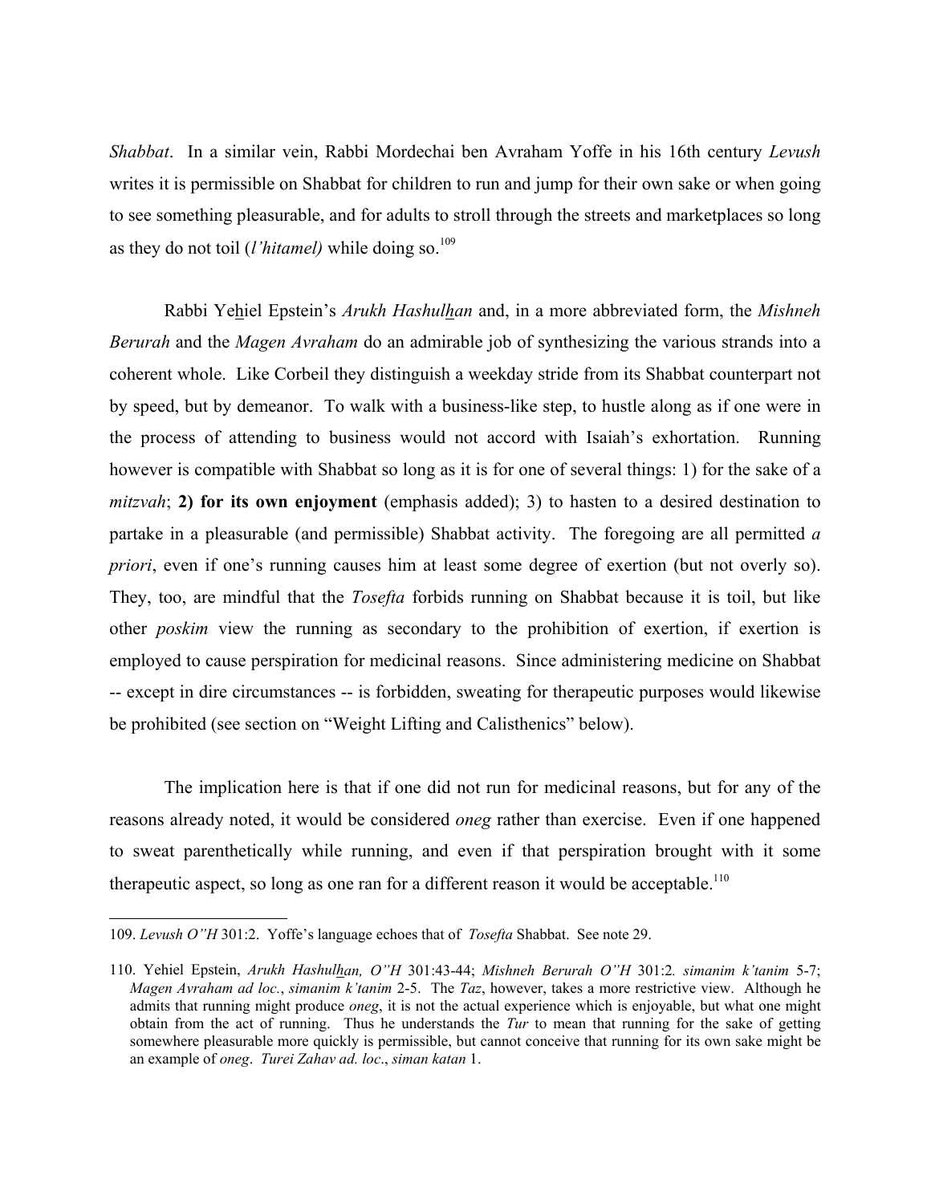*Shabbat*. In a similar vein, Rabbi Mordechai ben Avraham Yoffe in his 16th century *Levush* writes it is permissible on Shabbat for children to run and jump for their own sake or when going to see something pleasurable, and for adults to stroll through the streets and marketplaces so long as they do not toil (*l'hitamel)* while doing so.[109]

Rabbi Yehiel Epstein's *Arukh Hashulhan* and, in a more abbreviated form, the *Mishneh Berurah* and the *Magen Avraham* do an admirable job of synthesizing the various strands into a coherent whole. Like Corbeil they distinguish a weekday stride from its Shabbat counterpart not by speed, but by demeanor. To walk with a business-like step, to hustle along as if one were in the process of attending to business would not accord with Isaiah's exhortation. Running however is compatible with Shabbat so long as it is for one of several things: 1) for the sake of a *mitzvah*; **2) for its own enjoyment** (emphasis added); 3) to hasten to a desired destination to partake in a pleasurable (and permissible) Shabbat activity. The foregoing are all permitted *a priori*, even if one's running causes him at least some degree of exertion (but not overly so). They, too, are mindful that the *Tosefta* forbids running on Shabbat because it is toil, but like other *poskim* view the running as secondary to the prohibition of exertion, if exertion is employed to cause perspiration for medicinal reasons. Since administering medicine on Shabbat -- except in dire circumstances -- is forbidden, sweating for therapeutic purposes would likewise be prohibited (see section on "Weight Lifting and Calisthenics" below).

The implication here is that if one did not run for medicinal reasons, but for any of the reasons already noted, it would be considered *oneg* rather than exercise. Even if one happened to sweat parenthetically while running, and even if that perspiration brought with it some therapeutic aspect, so long as one ran for a different reason it would be acceptable.[110]

---

109. *Levush O"H* 301:2. Yoffe's language echoes that of *Tosefta* Shabbat. See note 29.

110. Yehiel Epstein, *Arukh Hashulhan, O"H* 301:43-44; *Mishneh Berurah O"H* 301:2. *simanim k'tanim* 5-7; *Magen Avraham ad loc.*, *simanim k'tanim* 2-5. The *Taz*, however, takes a more restrictive view. Although he admits that running might produce *oneg*, it is not the actual experience which is enjoyable, but what one might obtain from the act of running. Thus he understands the *Tur* to mean that running for the sake of getting somewhere pleasurable more quickly is permissible, but cannot conceive that running for its own sake might be an example of *oneg*. *Turei Zahav ad. loc*., *siman katan* 1.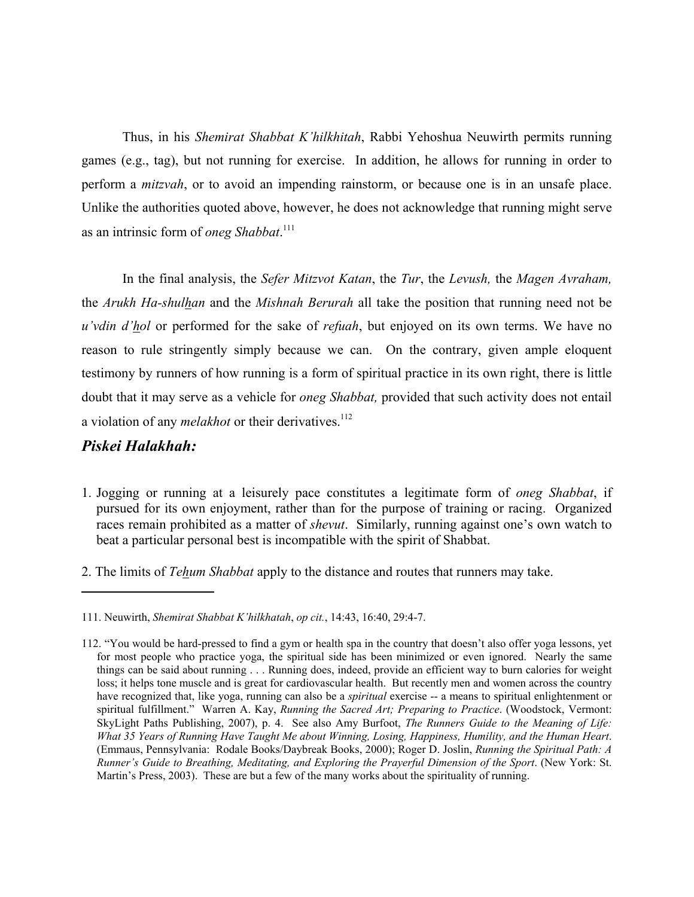Thus, in his *Shemirat Shabbat K'hilkhitah*, Rabbi Yehoshua Neuwirth permits running games (e.g., tag), but not running for exercise. In addition, he allows for running in order to perform a *mitzvah*, or to avoid an impending rainstorm, or because one is in an unsafe place. Unlike the authorities quoted above, however, he does not acknowledge that running might serve as an intrinsic form of *oneg Shabbat*.[111]

In the final analysis, the *Sefer Mitzvot Katan*, the *Tur*, the *Levush,* the *Magen Avraham,* the *Arukh Ha-shulhan* and the *Mishnah Berurah* all take the position that running need not be *u'vdin d'hol* or performed for the sake of *refuah*, but enjoyed on its own terms. We have no reason to rule stringently simply because we can. On the contrary, given ample eloquent testimony by runners of how running is a form of spiritual practice in its own right, there is little doubt that it may serve as a vehicle for *oneg Shabbat,* provided that such activity does not entail a violation of any *melakhot* or their derivatives.[112]

## *Piskei Halakhah:*

1. Jogging or running at a leisurely pace constitutes a legitimate form of *oneg Shabbat*, if pursued for its own enjoyment, rather than for the purpose of training or racing. Organized races remain prohibited as a matter of *shevut*. Similarly, running against one's own watch to beat a particular personal best is incompatible with the spirit of Shabbat.

2. The limits of *Tehum Shabbat* apply to the distance and routes that runners may take.

---

111. Neuwirth, *Shemirat Shabbat K'hilkhatah*, *op cit.*, 14:43, 16:40, 29:4-7.

112. "You would be hard-pressed to find a gym or health spa in the country that doesn't also offer yoga lessons, yet for most people who practice yoga, the spiritual side has been minimized or even ignored. Nearly the same things can be said about running . . . Running does, indeed, provide an efficient way to burn calories for weight loss; it helps tone muscle and is great for cardiovascular health. But recently men and women across the country have recognized that, like yoga, running can also be a *spiritual* exercise -- a means to spiritual enlightenment or spiritual fulfillment." Warren A. Kay, *Running the Sacred Art; Preparing to Practice*. (Woodstock, Vermont: SkyLight Paths Publishing, 2007), p. 4. See also Amy Burfoot, *The Runners Guide to the Meaning of Life: What 35 Years of Running Have Taught Me about Winning, Losing, Happiness, Humility, and the Human Heart*. (Emmaus, Pennsylvania: Rodale Books/Daybreak Books, 2000); Roger D. Joslin, *Running the Spiritual Path: A Runner's Guide to Breathing, Meditating, and Exploring the Prayerful Dimension of the Sport*. (New York: St. Martin's Press, 2003). These are but a few of the many works about the spirituality of running.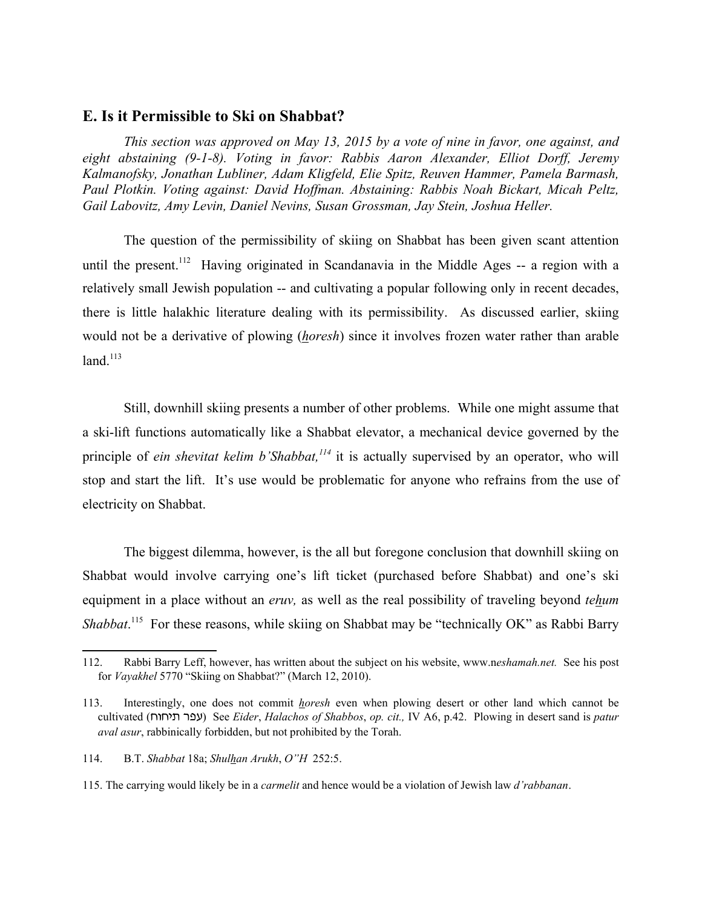## E. Is it Permissible to Ski on Shabbat?

*This section was approved on May 13, 2015 by a vote of nine in favor, one against, and eight abstaining (9-1-8). Voting in favor: Rabbis Aaron Alexander, Elliot Dorff, Jeremy Kalmanofsky, Jonathan Lubliner, Adam Kligfeld, Elie Spitz, Reuven Hammer, Pamela Barmash, Paul Plotkin. Voting against: David Hoffman. Abstaining: Rabbis Noah Bickart, Micah Peltz, Gail Labovitz, Amy Levin, Daniel Nevins, Susan Grossman, Jay Stein, Joshua Heller.*

The question of the permissibility of skiing on Shabbat has been given scant attention until the present.[112] Having originated in Scandanavia in the Middle Ages -- a region with a relatively small Jewish population -- and cultivating a popular following only in recent decades, there is little halakhic literature dealing with its permissibility. As discussed earlier, skiing would not be a derivative of plowing (*horesh*) since it involves frozen water rather than arable land.[113]

Still, downhill skiing presents a number of other problems. While one might assume that a ski-lift functions automatically like a Shabbat elevator, a mechanical device governed by the principle of *ein shevitat kelim b'Shabbat,*[114] it is actually supervised by an operator, who will stop and start the lift. It's use would be problematic for anyone who refrains from the use of electricity on Shabbat.

The biggest dilemma, however, is the all but foregone conclusion that downhill skiing on Shabbat would involve carrying one's lift ticket (purchased before Shabbat) and one's ski equipment in a place without an *eruv,* as well as the real possibility of traveling beyond *tehum Shabbat*.[115] For these reasons, while skiing on Shabbat may be "technically OK" as Rabbi Barry

---

112. Rabbi Barry Leff, however, has written about the subject on his website, www.n*eshamah.net.* See his post for *Vayakhel* 5770 "Skiing on Shabbat?" (March 12, 2010).

113. Interestingly, one does not commit *horesh* even when plowing desert or other land which cannot be cultivated (עפר תיחוח) See *Eider*, *Halachos of Shabbos*, *op. cit.,* IV A6, p.42. Plowing in desert sand is *patur aval asur*, rabbinically forbidden, but not prohibited by the Torah.

114. B.T. *Shabbat* 18a; *Shulhan Arukh*, *O"H* 252:5.

115. The carrying would likely be in a *carmelit* and hence would be a violation of Jewish law *d'rabbanan*.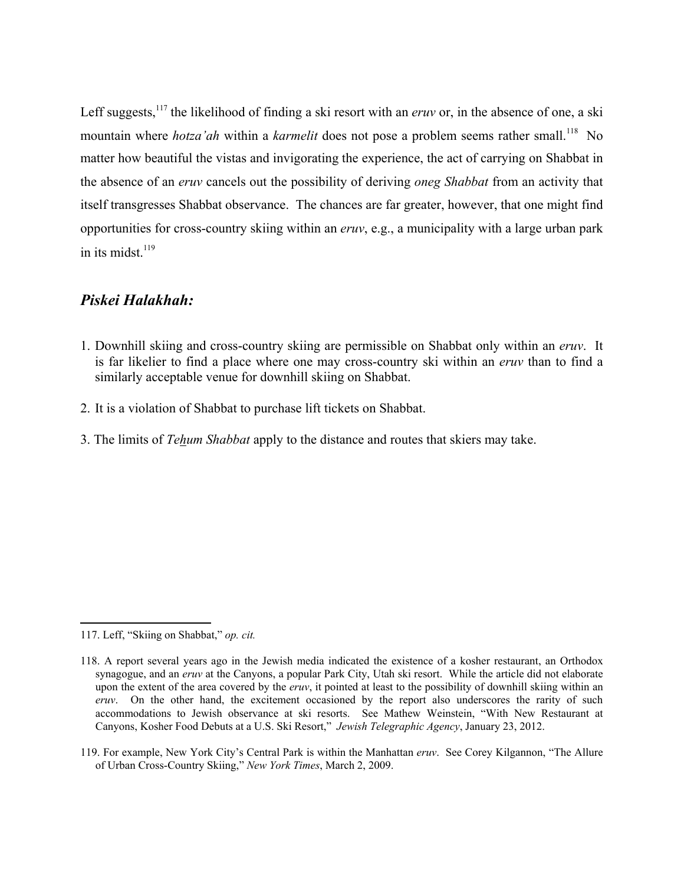Leff suggests,[117] the likelihood of finding a ski resort with an *eruv* or, in the absence of one, a ski mountain where *hotza'ah* within a *karmelit* does not pose a problem seems rather small.[118] No matter how beautiful the vistas and invigorating the experience, the act of carrying on Shabbat in the absence of an *eruv* cancels out the possibility of deriving *oneg Shabbat* from an activity that itself transgresses Shabbat observance. The chances are far greater, however, that one might find opportunities for cross-country skiing within an *eruv*, e.g., a municipality with a large urban park in its midst.[119]

## *Piskei Halakhah:*

1. Downhill skiing and cross-country skiing are permissible on Shabbat only within an *eruv*. It is far likelier to find a place where one may cross-country ski within an *eruv* than to find a similarly acceptable venue for downhill skiing on Shabbat.
2. It is a violation of Shabbat to purchase lift tickets on Shabbat.
3. The limits of *Te<u>h</u>um Shabbat* apply to the distance and routes that skiers may take.

---

117. Leff, "Skiing on Shabbat," *op. cit.*

118. A report several years ago in the Jewish media indicated the existence of a kosher restaurant, an Orthodox synagogue, and an *eruv* at the Canyons, a popular Park City, Utah ski resort. While the article did not elaborate upon the extent of the area covered by the *eruv*, it pointed at least to the possibility of downhill skiing within an *eruv*. On the other hand, the excitement occasioned by the report also underscores the rarity of such accommodations to Jewish observance at ski resorts. See Mathew Weinstein, "With New Restaurant at Canyons, Kosher Food Debuts at a U.S. Ski Resort," *Jewish Telegraphic Agency*, January 23, 2012.

119. For example, New York City's Central Park is within the Manhattan *eruv*. See Corey Kilgannon, "The Allure of Urban Cross-Country Skiing," *New York Times*, March 2, 2009.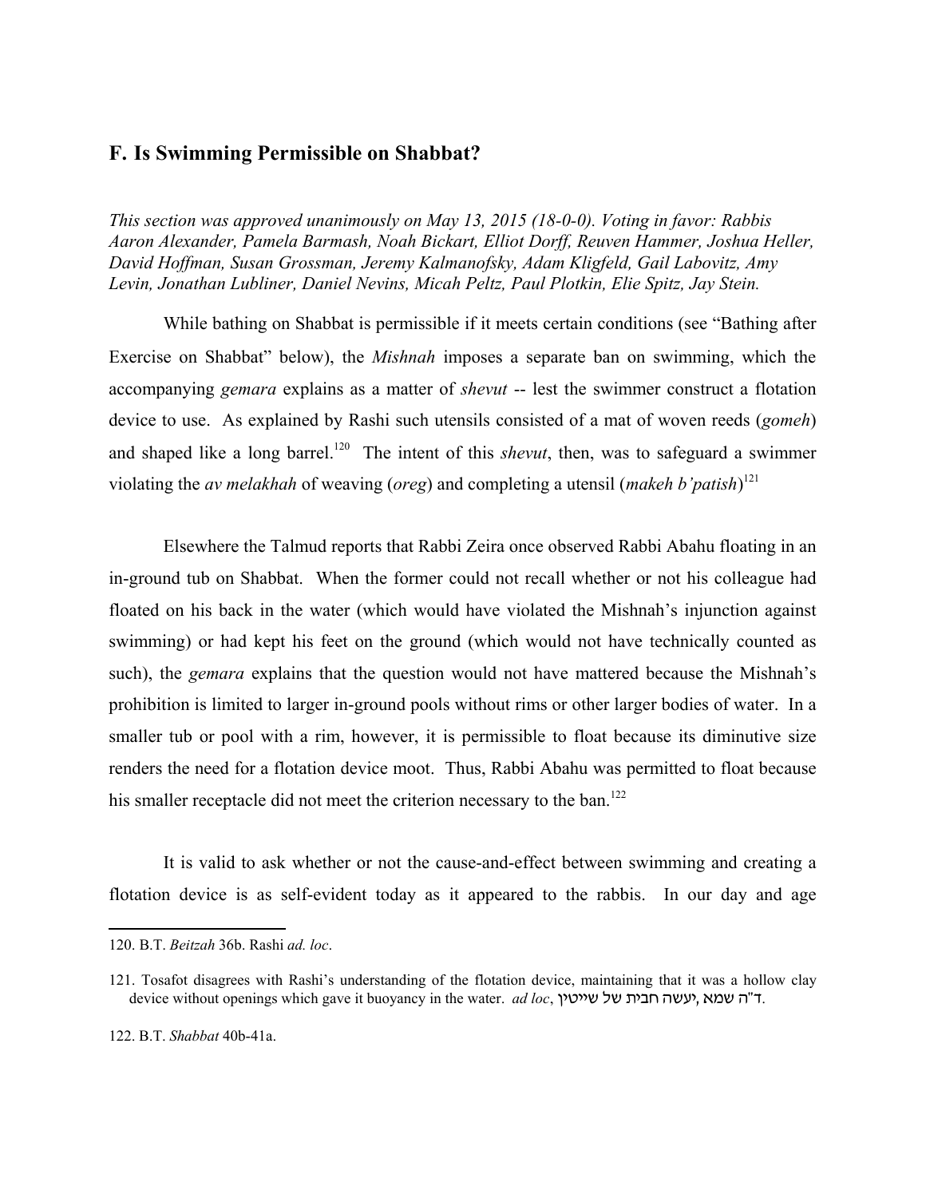## F. Is Swimming Permissible on Shabbat?

*This section was approved unanimously on May 13, 2015 (18-0-0). Voting in favor: Rabbis Aaron Alexander, Pamela Barmash, Noah Bickart, Elliot Dorff, Reuven Hammer, Joshua Heller, David Hoffman, Susan Grossman, Jeremy Kalmanofsky, Adam Kligfeld, Gail Labovitz, Amy Levin, Jonathan Lubliner, Daniel Nevins, Micah Peltz, Paul Plotkin, Elie Spitz, Jay Stein.*

While bathing on Shabbat is permissible if it meets certain conditions (see "Bathing after Exercise on Shabbat" below), the *Mishnah* imposes a separate ban on swimming, which the accompanying *gemara* explains as a matter of *shevut* -- lest the swimmer construct a flotation device to use. As explained by Rashi such utensils consisted of a mat of woven reeds (*gomeh*) and shaped like a long barrel.[120] The intent of this *shevut*, then, was to safeguard a swimmer violating the *av melakhah* of weaving (*oreg*) and completing a utensil (*makeh b'patish*)[121]

Elsewhere the Talmud reports that Rabbi Zeira once observed Rabbi Abahu floating in an in-ground tub on Shabbat. When the former could not recall whether or not his colleague had floated on his back in the water (which would have violated the Mishnah's injunction against swimming) or had kept his feet on the ground (which would not have technically counted as such), the *gemara* explains that the question would not have mattered because the Mishnah's prohibition is limited to larger in-ground pools without rims or other larger bodies of water. In a smaller tub or pool with a rim, however, it is permissible to float because its diminutive size renders the need for a flotation device moot. Thus, Rabbi Abahu was permitted to float because his smaller receptacle did not meet the criterion necessary to the ban.[122]

It is valid to ask whether or not the cause-and-effect between swimming and creating a flotation device is as self-evident today as it appeared to the rabbis. In our day and age

---

120. B.T. *Beitzah* 36b. Rashi *ad. loc*.

121. Tosafot disagrees with Rashi's understanding of the flotation device, maintaining that it was a hollow clay device without openings which gave it buoyancy in the water. *ad loc*, ד"ה שמא יעשה חבית של שייטין.

122. B.T. *Shabbat* 40b-41a.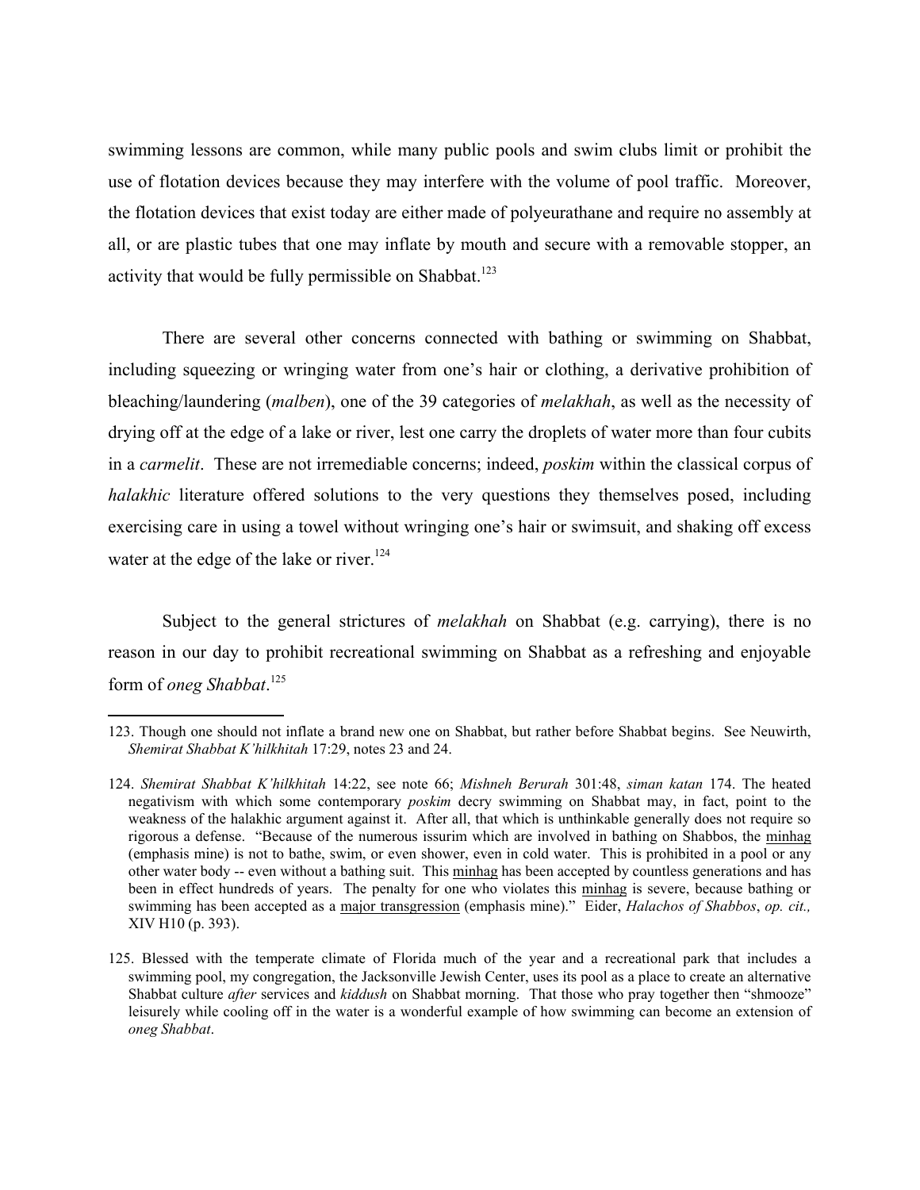swimming lessons are common, while many public pools and swim clubs limit or prohibit the use of flotation devices because they may interfere with the volume of pool traffic. Moreover, the flotation devices that exist today are either made of polyeurathane and require no assembly at all, or are plastic tubes that one may inflate by mouth and secure with a removable stopper, an activity that would be fully permissible on Shabbat.[123]

There are several other concerns connected with bathing or swimming on Shabbat, including squeezing or wringing water from one's hair or clothing, a derivative prohibition of bleaching/laundering (*malben*), one of the 39 categories of *melakhah*, as well as the necessity of drying off at the edge of a lake or river, lest one carry the droplets of water more than four cubits in a *carmelit*. These are not irremediable concerns; indeed, *poskim* within the classical corpus of *halakhic* literature offered solutions to the very questions they themselves posed, including exercising care in using a towel without wringing one's hair or swimsuit, and shaking off excess water at the edge of the lake or river.[124]

Subject to the general strictures of *melakhah* on Shabbat (e.g. carrying), there is no reason in our day to prohibit recreational swimming on Shabbat as a refreshing and enjoyable form of *oneg Shabbat*.[125]

---

123. Though one should not inflate a brand new one on Shabbat, but rather before Shabbat begins. See Neuwirth, *Shemirat Shabbat K'hilkhitah* 17:29, notes 23 and 24.

124. *Shemirat Shabbat K'hilkhitah* 14:22, see note 66; *Mishneh Berurah* 301:48, *siman katan* 174. The heated negativism with which some contemporary *poskim* decry swimming on Shabbat may, in fact, point to the weakness of the halakhic argument against it. After all, that which is unthinkable generally does not require so rigorous a defense. "Because of the numerous issurim which are involved in bathing on Shabbos, the minhag (emphasis mine) is not to bathe, swim, or even shower, even in cold water. This is prohibited in a pool or any other water body -- even without a bathing suit. This minhag has been accepted by countless generations and has been in effect hundreds of years. The penalty for one who violates this minhag is severe, because bathing or swimming has been accepted as a major transgression (emphasis mine)." Eider, *Halachos of Shabbos*, *op. cit.,* XIV H10 (p. 393).

125. Blessed with the temperate climate of Florida much of the year and a recreational park that includes a swimming pool, my congregation, the Jacksonville Jewish Center, uses its pool as a place to create an alternative Shabbat culture *after* services and *kiddush* on Shabbat morning. That those who pray together then "shmooze" leisurely while cooling off in the water is a wonderful example of how swimming can become an extension of *oneg Shabbat*.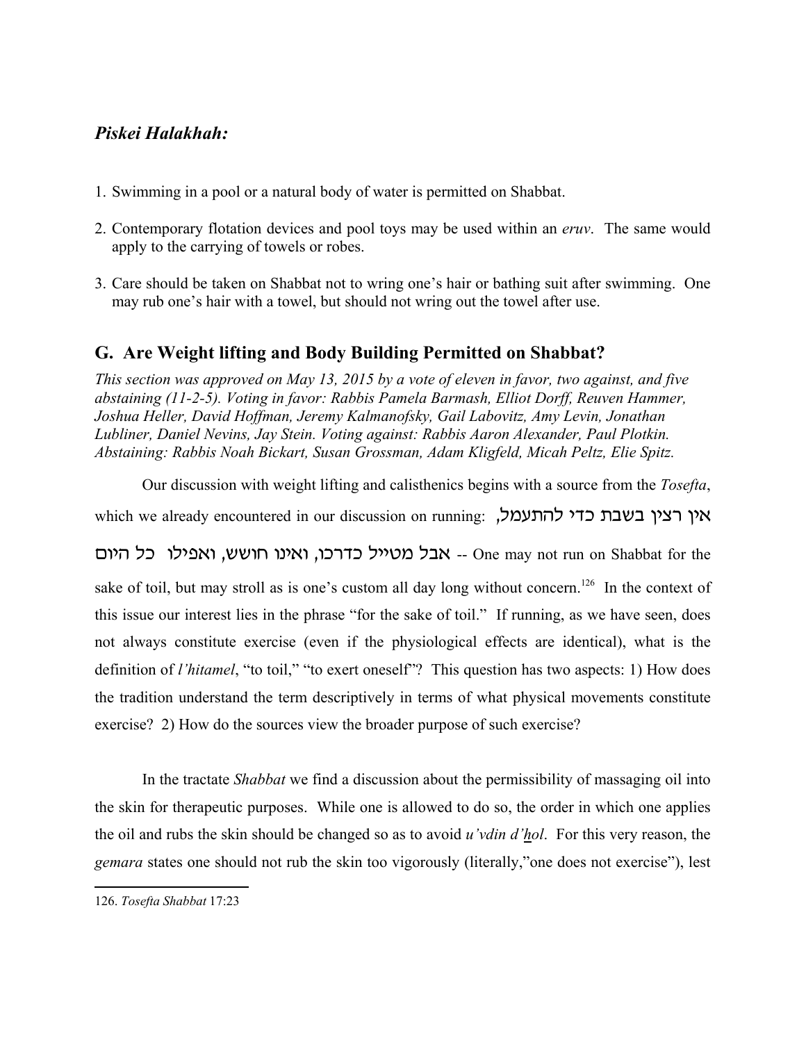### *Piskei Halakhah:*

1. Swimming in a pool or a natural body of water is permitted on Shabbat.

2. Contemporary flotation devices and pool toys may be used within an *eruv*. The same would apply to the carrying of towels or robes.

3. Care should be taken on Shabbat not to wring one's hair or bathing suit after swimming. One may rub one's hair with a towel, but should not wring out the towel after use.

## G. Are Weight lifting and Body Building Permitted on Shabbat?

*This section was approved on May 13, 2015 by a vote of eleven in favor, two against, and five abstaining (11-2-5). Voting in favor: Rabbis Pamela Barmash, Elliot Dorff, Reuven Hammer, Joshua Heller, David Hoffman, Jeremy Kalmanofsky, Gail Labovitz, Amy Levin, Jonathan Lubliner, Daniel Nevins, Jay Stein. Voting against: Rabbis Aaron Alexander, Paul Plotkin. Abstaining: Rabbis Noah Bickart, Susan Grossman, Adam Kligfeld, Micah Peltz, Elie Spitz.*

Our discussion with weight lifting and calisthenics begins with a source from the *Tosefta*, which we already encountered in our discussion on running: אין רצין בשבת כדי להתעמל, אבל מטייל כדרכו, ואינו חושש, ואפילו כל היום -- One may not run on Shabbat for the sake of toil, but may stroll as is one's custom all day long without concern.[126] In the context of this issue our interest lies in the phrase "for the sake of toil." If running, as we have seen, does not always constitute exercise (even if the physiological effects are identical), what is the definition of *l'hitamel*, "to toil," "to exert oneself"? This question has two aspects: 1) How does the tradition understand the term descriptively in terms of what physical movements constitute exercise? 2) How do the sources view the broader purpose of such exercise?

In the tractate *Shabbat* we find a discussion about the permissibility of massaging oil into the skin for therapeutic purposes. While one is allowed to do so, the order in which one applies the oil and rubs the skin should be changed so as to avoid *u'vdin d'hol*. For this very reason, the *gemara* states one should not rub the skin too vigorously (literally,"one does not exercise"), lest

126. *Tosefta Shabbat* 17:23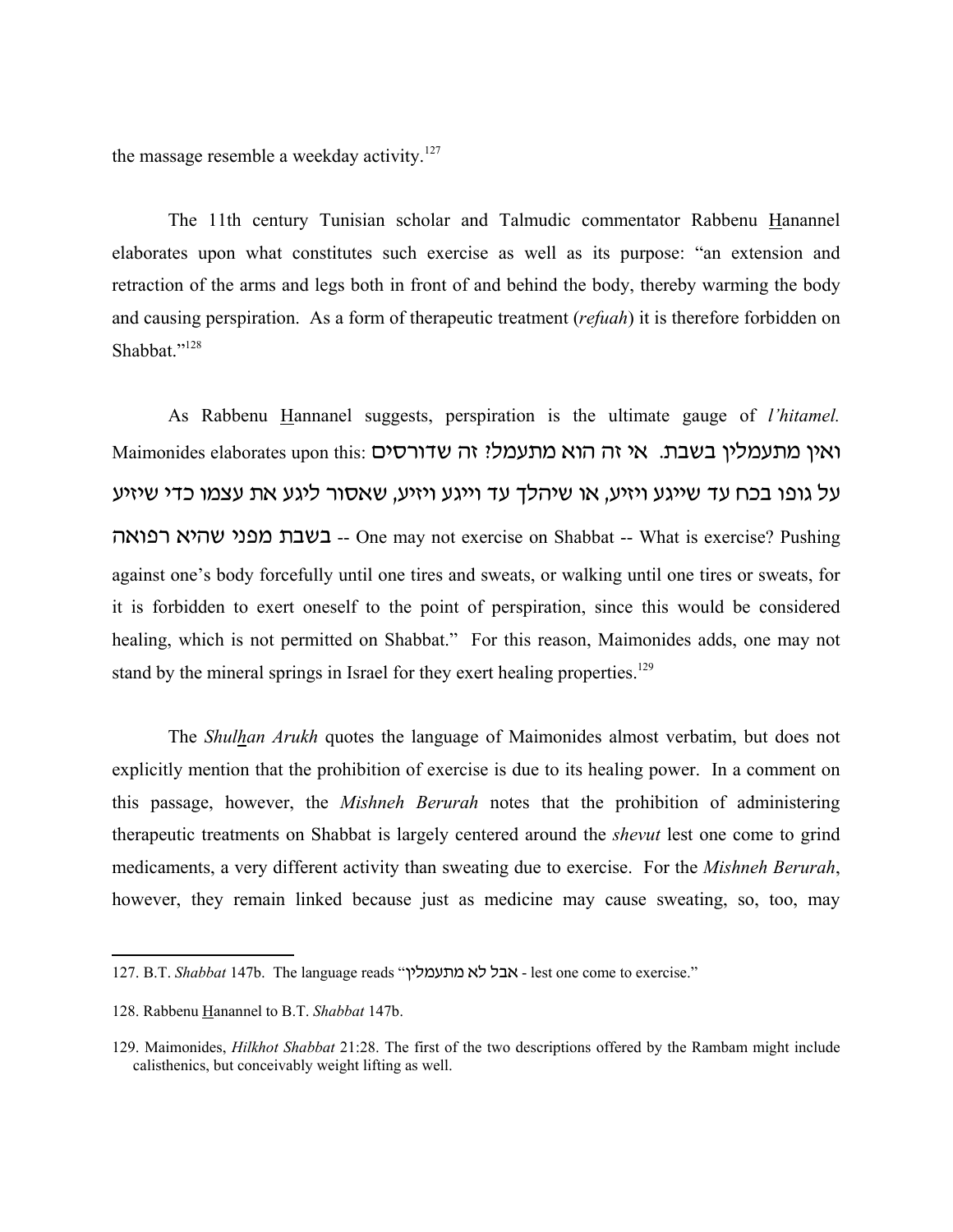the massage resemble a weekday activity.[127]

The 11th century Tunisian scholar and Talmudic commentator Rabbenu Hanannel elaborates upon what constitutes such exercise as well as its purpose: "an extension and retraction of the arms and legs both in front of and behind the body, thereby warming the body and causing perspiration. As a form of therapeutic treatment (*refuah*) it is therefore forbidden on Shabbat."[128]

As Rabbenu Hannanel suggests, perspiration is the ultimate gauge of *l'hitamel.* Maimonides elaborates upon this: ואין מתעמלין בשבת. אי זה הוא מתעמל? זה שדורסים על גופו בכח עד שייגע ויזיע, או שיהלך עד וייגע ויזיע, שאסור ליגע את עצמו כדי שיזיע בשבת מפני שהיא רפואה -- One may not exercise on Shabbat -- What is exercise? Pushing against one's body forcefully until one tires and sweats, or walking until one tires or sweats, for it is forbidden to exert oneself to the point of perspiration, since this would be considered healing, which is not permitted on Shabbat." For this reason, Maimonides adds, one may not stand by the mineral springs in Israel for they exert healing properties.[129]

The *Shulhan Arukh* quotes the language of Maimonides almost verbatim, but does not explicitly mention that the prohibition of exercise is due to its healing power. In a comment on this passage, however, the *Mishneh Berurah* notes that the prohibition of administering therapeutic treatments on Shabbat is largely centered around the *shevut* lest one come to grind medicaments, a very different activity than sweating due to exercise. For the *Mishneh Berurah*, however, they remain linked because just as medicine may cause sweating, so, too, may

---

127. B.T. *Shabbat* 147b. The language reads "אבל לא מתעמלין - lest one come to exercise."

128. Rabbenu Hanannel to B.T. *Shabbat* 147b.

129. Maimonides, *Hilkhot Shabbat* 21:28. The first of the two descriptions offered by the Rambam might include calisthenics, but conceivably weight lifting as well.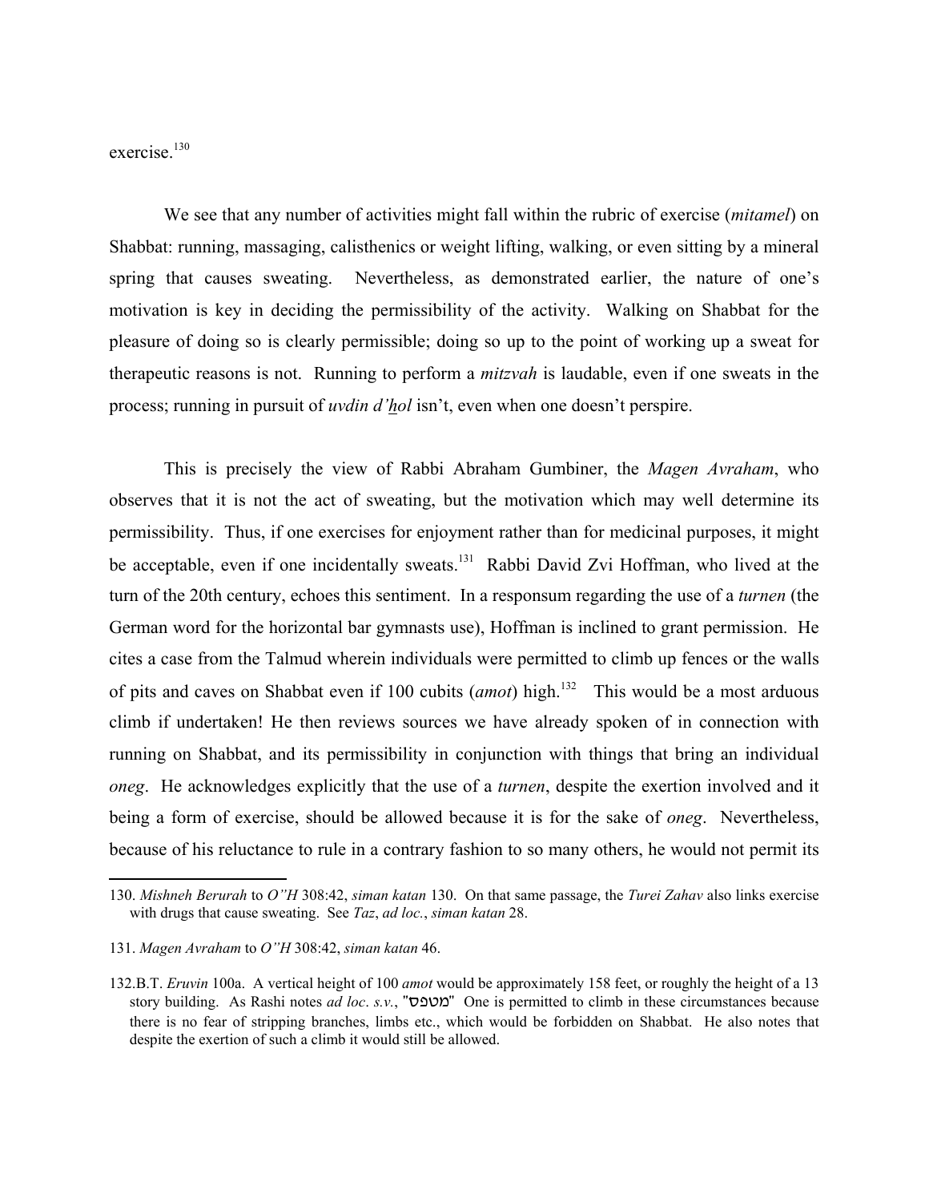exercise.[130]

We see that any number of activities might fall within the rubric of exercise (*mitamel*) on Shabbat: running, massaging, calisthenics or weight lifting, walking, or even sitting by a mineral spring that causes sweating. Nevertheless, as demonstrated earlier, the nature of one's motivation is key in deciding the permissibility of the activity. Walking on Shabbat for the pleasure of doing so is clearly permissible; doing so up to the point of working up a sweat for therapeutic reasons is not. Running to perform a *mitzvah* is laudable, even if one sweats in the process; running in pursuit of *uvdin d'ẖol* isn't, even when one doesn't perspire.

This is precisely the view of Rabbi Abraham Gumbiner, the *Magen Avraham*, who observes that it is not the act of sweating, but the motivation which may well determine its permissibility. Thus, if one exercises for enjoyment rather than for medicinal purposes, it might be acceptable, even if one incidentally sweats.[131] Rabbi David Zvi Hoffman, who lived at the turn of the 20th century, echoes this sentiment. In a responsum regarding the use of a *turnen* (the German word for the horizontal bar gymnasts use), Hoffman is inclined to grant permission. He cites a case from the Talmud wherein individuals were permitted to climb up fences or the walls of pits and caves on Shabbat even if 100 cubits (*amot*) high.[132] This would be a most arduous climb if undertaken! He then reviews sources we have already spoken of in connection with running on Shabbat, and its permissibility in conjunction with things that bring an individual *oneg*. He acknowledges explicitly that the use of a *turnen*, despite the exertion involved and it being a form of exercise, should be allowed because it is for the sake of *oneg*. Nevertheless, because of his reluctance to rule in a contrary fashion to so many others, he would not permit its

---

130. *Mishneh Berurah* to *O"H* 308:42, *siman katan* 130. On that same passage, the *Turei Zahav* also links exercise with drugs that cause sweating. See *Taz*, *ad loc.*, *siman katan* 28.

131. *Magen Avraham* to *O"H* 308:42, *siman katan* 46.

132. B.T. *Eruvin* 100a. A vertical height of 100 *amot* would be approximately 158 feet, or roughly the height of a 13 story building. As Rashi notes *ad loc*. *s.v.*, "מטפס" One is permitted to climb in these circumstances because there is no fear of stripping branches, limbs etc., which would be forbidden on Shabbat. He also notes that despite the exertion of such a climb it would still be allowed.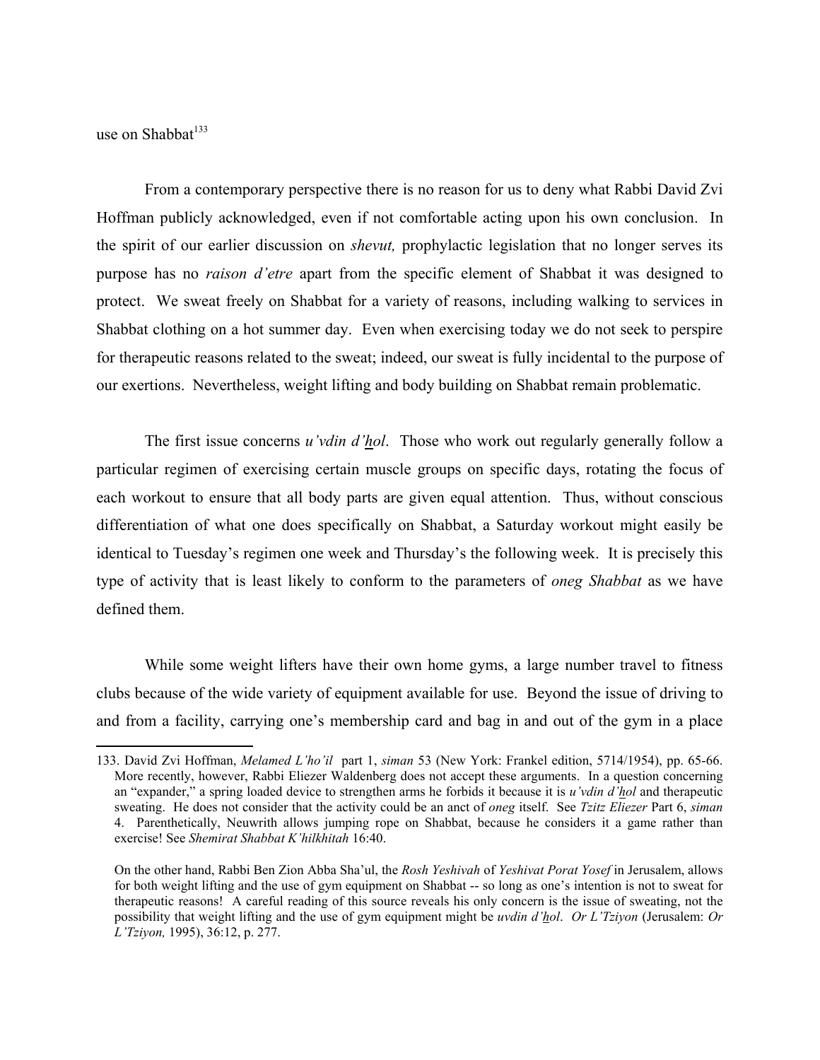use on Shabbat[133]

From a contemporary perspective there is no reason for us to deny what Rabbi David Zvi Hoffman publicly acknowledged, even if not comfortable acting upon his own conclusion. In the spirit of our earlier discussion on *shevut,* prophylactic legislation that no longer serves its purpose has no *raison d'etre* apart from the specific element of Shabbat it was designed to protect. We sweat freely on Shabbat for a variety of reasons, including walking to services in Shabbat clothing on a hot summer day. Even when exercising today we do not seek to perspire for therapeutic reasons related to the sweat; indeed, our sweat is fully incidental to the purpose of our exertions. Nevertheless, weight lifting and body building on Shabbat remain problematic.

The first issue concerns *u'vdin d'hol*. Those who work out regularly generally follow a particular regimen of exercising certain muscle groups on specific days, rotating the focus of each workout to ensure that all body parts are given equal attention. Thus, without conscious differentiation of what one does specifically on Shabbat, a Saturday workout might easily be identical to Tuesday's regimen one week and Thursday's the following week. It is precisely this type of activity that is least likely to conform to the parameters of *oneg Shabbat* as we have defined them.

While some weight lifters have their own home gyms, a large number travel to fitness clubs because of the wide variety of equipment available for use. Beyond the issue of driving to and from a facility, carrying one's membership card and bag in and out of the gym in a place

---

133. David Zvi Hoffman, *Melamed L'ho'il* part 1, *siman* 53 (New York: Frankel edition, 5714/1954), pp. 65-66. More recently, however, Rabbi Eliezer Waldenberg does not accept these arguments. In a question concerning an "expander," a spring loaded device to strengthen arms he forbids it because it is *u'vdin d'hol* and therapeutic sweating. He does not consider that the activity could be an anct of *oneg* itself. See *Tzitz Eliezer* Part 6, *siman* 4. Parenthetically, Neuwrith allows jumping rope on Shabbat, because he considers it a game rather than exercise! See *Shemirat Shabbat K'hilkhitah* 16:40.

On the other hand, Rabbi Ben Zion Abba Sha'ul, the *Rosh Yeshivah* of *Yeshivat Porat Yosef* in Jerusalem, allows for both weight lifting and the use of gym equipment on Shabbat -- so long as one's intention is not to sweat for therapeutic reasons! A careful reading of this source reveals his only concern is the issue of sweating, not the possibility that weight lifting and the use of gym equipment might be *uvdin d'hol*. *Or L'Tziyon* (Jerusalem: *Or L'Tziyon,* 1995), 36:12, p. 277.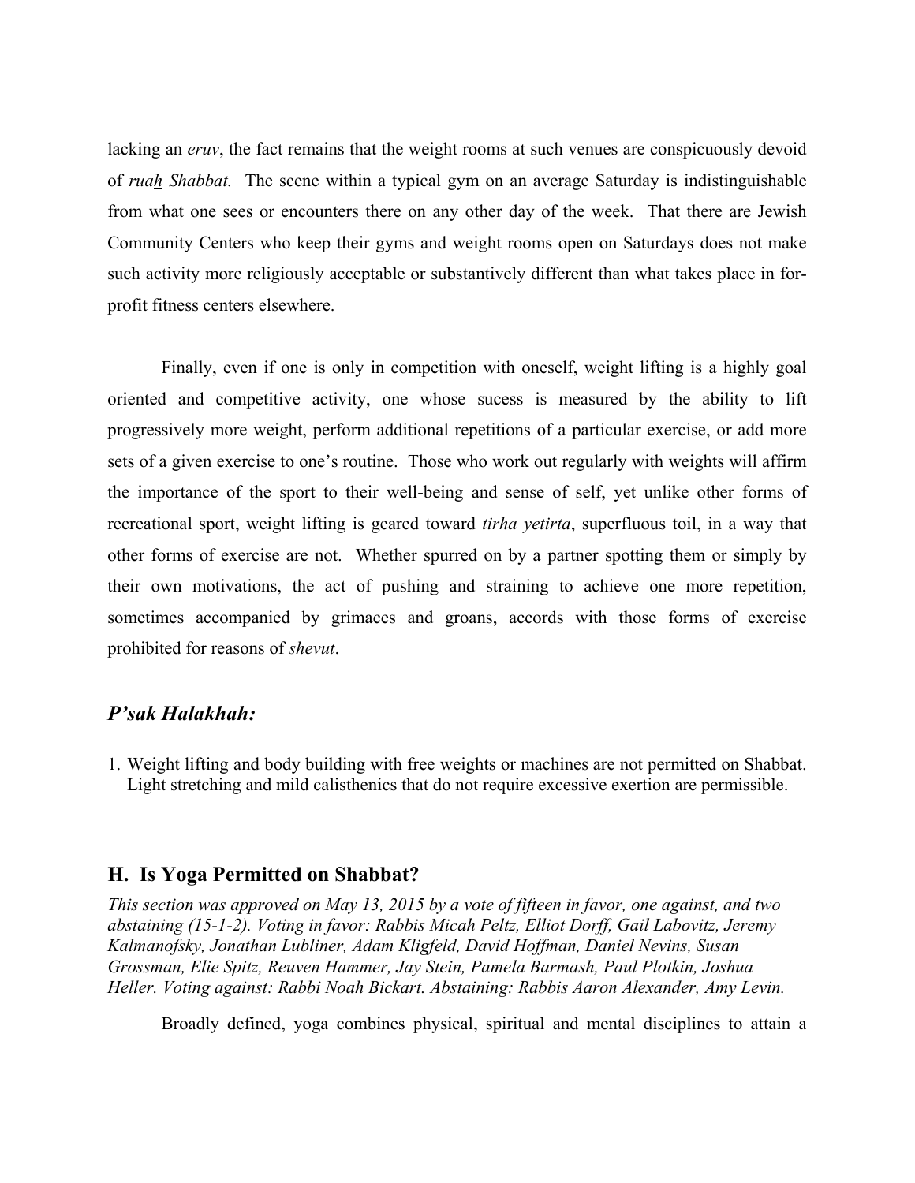lacking an *eruv*, the fact remains that the weight rooms at such venues are conspicuously devoid of *ruah̲ Shabbat.* The scene within a typical gym on an average Saturday is indistinguishable from what one sees or encounters there on any other day of the week. That there are Jewish Community Centers who keep their gyms and weight rooms open on Saturdays does not make such activity more religiously acceptable or substantively different than what takes place in for-profit fitness centers elsewhere.

Finally, even if one is only in competition with oneself, weight lifting is a highly goal oriented and competitive activity, one whose sucess is measured by the ability to lift progressively more weight, perform additional repetitions of a particular exercise, or add more sets of a given exercise to one's routine. Those who work out regularly with weights will affirm the importance of the sport to their well-being and sense of self, yet unlike other forms of recreational sport, weight lifting is geared toward *tirh̲a yetirta*, superfluous toil, in a way that other forms of exercise are not. Whether spurred on by a partner spotting them or simply by their own motivations, the act of pushing and straining to achieve one more repetition, sometimes accompanied by grimaces and groans, accords with those forms of exercise prohibited for reasons of *shevut*.

### *P'sak Halakhah:*

1. Weight lifting and body building with free weights or machines are not permitted on Shabbat. Light stretching and mild calisthenics that do not require excessive exertion are permissible.

## H. Is Yoga Permitted on Shabbat?

*This section was approved on May 13, 2015 by a vote of fifteen in favor, one against, and two abstaining (15-1-2). Voting in favor: Rabbis Micah Peltz, Elliot Dorff, Gail Labovitz, Jeremy Kalmanofsky, Jonathan Lubliner, Adam Kligfeld, David Hoffman, Daniel Nevins, Susan Grossman, Elie Spitz, Reuven Hammer, Jay Stein, Pamela Barmash, Paul Plotkin, Joshua Heller. Voting against: Rabbi Noah Bickart. Abstaining: Rabbis Aaron Alexander, Amy Levin.*

Broadly defined, yoga combines physical, spiritual and mental disciplines to attain a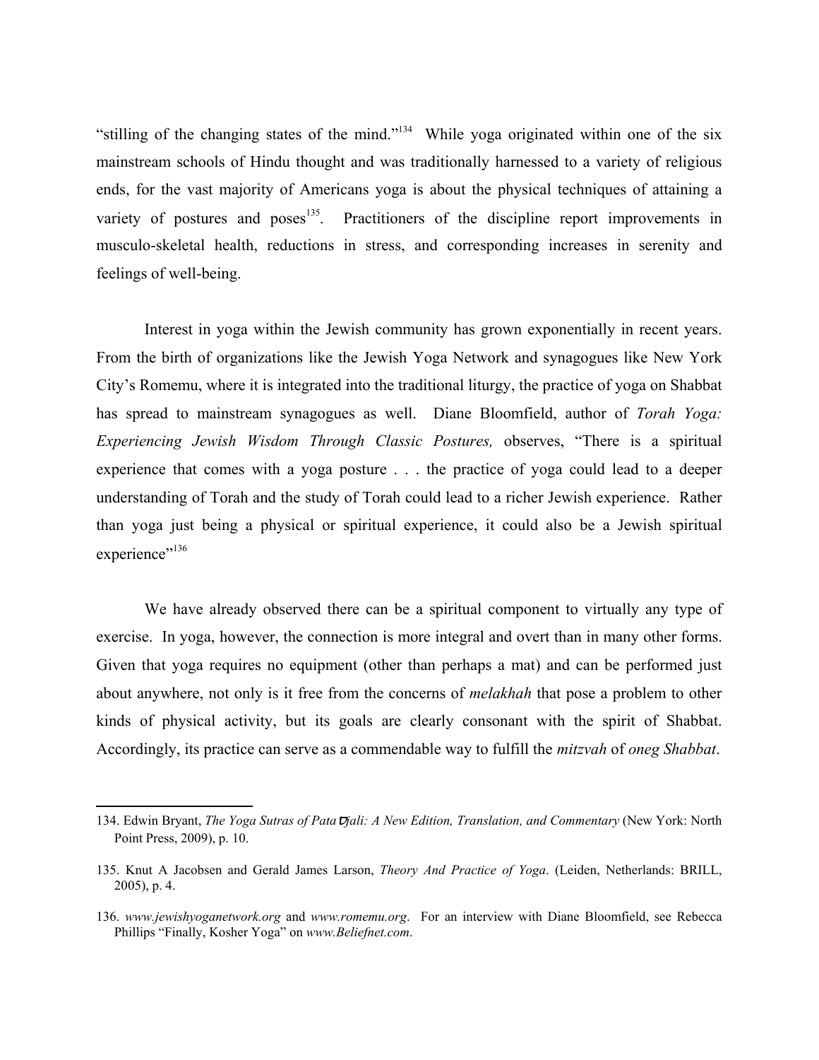"stilling of the changing states of the mind."[134] While yoga originated within one of the six mainstream schools of Hindu thought and was traditionally harnessed to a variety of religious ends, for the vast majority of Americans yoga is about the physical techniques of attaining a variety of postures and poses[135]. Practitioners of the discipline report improvements in musculo-skeletal health, reductions in stress, and corresponding increases in serenity and feelings of well-being.

Interest in yoga within the Jewish community has grown exponentially in recent years. From the birth of organizations like the Jewish Yoga Network and synagogues like New York City's Romemu, where it is integrated into the traditional liturgy, the practice of yoga on Shabbat has spread to mainstream synagogues as well. Diane Bloomfield, author of *Torah Yoga: Experiencing Jewish Wisdom Through Classic Postures,* observes, "There is a spiritual experience that comes with a yoga posture . . . the practice of yoga could lead to a deeper understanding of Torah and the study of Torah could lead to a richer Jewish experience. Rather than yoga just being a physical or spiritual experience, it could also be a Jewish spiritual experience"[136]

We have already observed there can be a spiritual component to virtually any type of exercise. In yoga, however, the connection is more integral and overt than in many other forms. Given that yoga requires no equipment (other than perhaps a mat) and can be performed just about anywhere, not only is it free from the concerns of *melakhah* that pose a problem to other kinds of physical activity, but its goals are clearly consonant with the spirit of Shabbat. Accordingly, its practice can serve as a commendable way to fulfill the *mitzvah* of *oneg Shabbat*.

---

134. Edwin Bryant, *The Yoga Sutras of Patañjali: A New Edition, Translation, and Commentary* (New York: North Point Press, 2009), p. 10.

135. Knut A Jacobsen and Gerald James Larson, *Theory And Practice of Yoga*. (Leiden, Netherlands: BRILL, 2005), p. 4.

136. *www.jewishyoganetwork.org* and *www.romemu.org*. For an interview with Diane Bloomfield, see Rebecca Phillips "Finally, Kosher Yoga" on *www.Beliefnet.com*.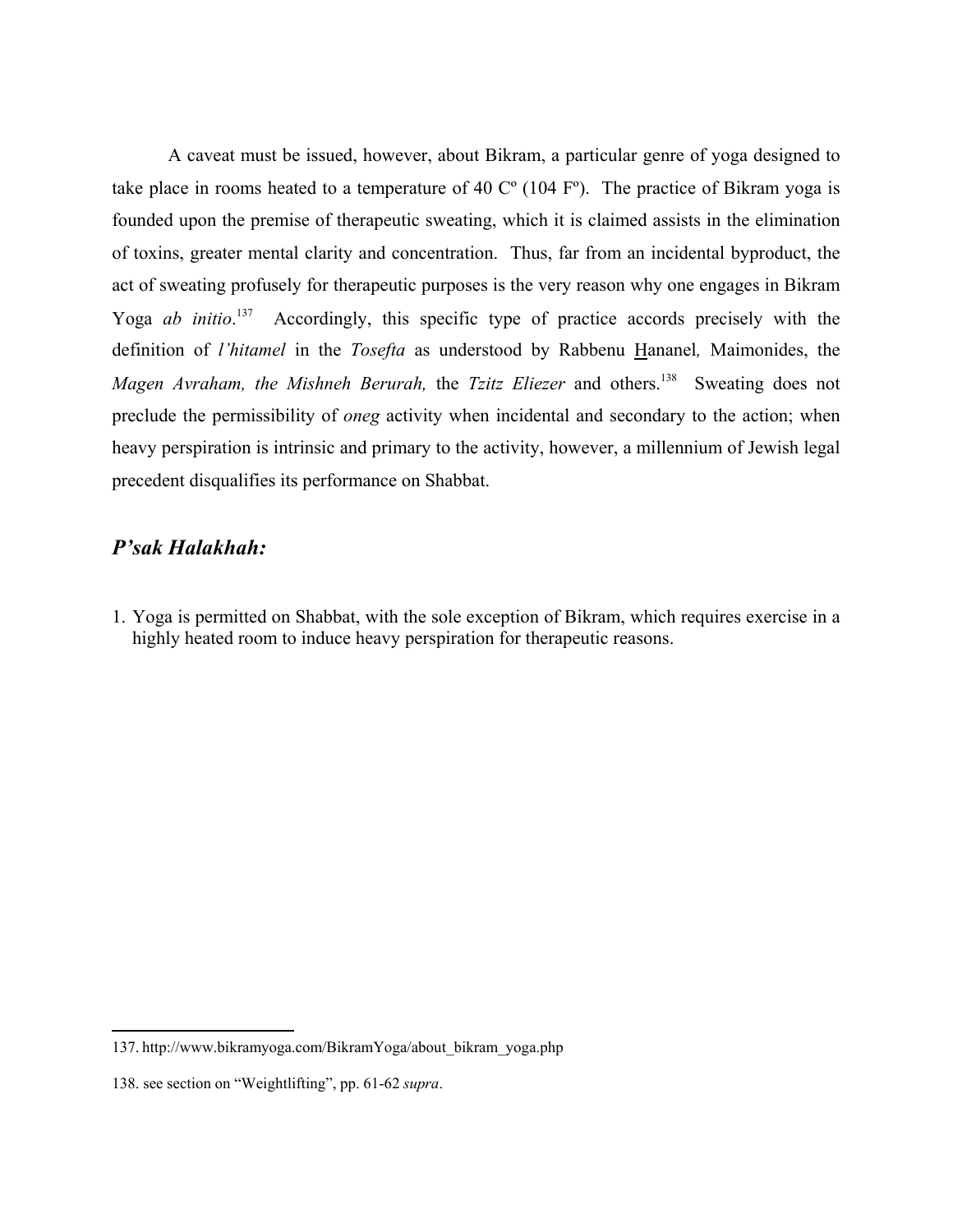A caveat must be issued, however, about Bikram, a particular genre of yoga designed to take place in rooms heated to a temperature of 40 Cº (104 Fº). The practice of Bikram yoga is founded upon the premise of therapeutic sweating, which it is claimed assists in the elimination of toxins, greater mental clarity and concentration. Thus, far from an incidental byproduct, the act of sweating profusely for therapeutic purposes is the very reason why one engages in Bikram Yoga *ab initio*.[137] Accordingly, this specific type of practice accords precisely with the definition of *l'hitamel* in the *Tosefta* as understood by Rabbenu Hananel*,* Maimonides, the *Magen Avraham, the Mishneh Berurah,* the *Tzitz Eliezer* and others.[138] Sweating does not preclude the permissibility of *oneg* activity when incidental and secondary to the action; when heavy perspiration is intrinsic and primary to the activity, however, a millennium of Jewish legal precedent disqualifies its performance on Shabbat.

## *P'sak Halakhah:*

1. Yoga is permitted on Shabbat, with the sole exception of Bikram, which requires exercise in a highly heated room to induce heavy perspiration for therapeutic reasons.

---

137. http://www.bikramyoga.com/BikramYoga/about_bikram_yoga.php

138. see section on "Weightlifting", pp. 61-62 *supra*.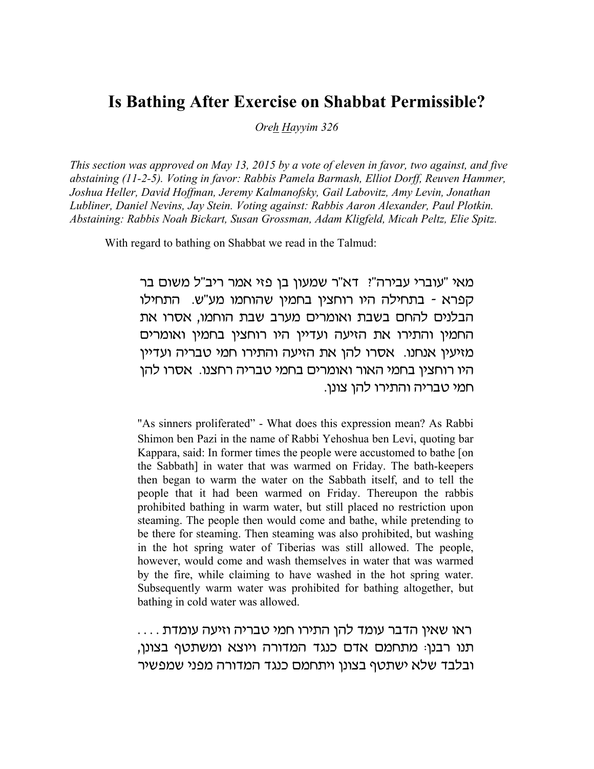# Is Bathing After Exercise on Shabbat Permissible?

*Oreh̲ H̲ayyim 326*

*This section was approved on May 13, 2015 by a vote of eleven in favor, two against, and five abstaining (11-2-5). Voting in favor: Rabbis Pamela Barmash, Elliot Dorff, Reuven Hammer, Joshua Heller, David Hoffman, Jeremy Kalmanofsky, Gail Labovitz, Amy Levin, Jonathan Lubliner, Daniel Nevins, Jay Stein. Voting against: Rabbis Aaron Alexander, Paul Plotkin. Abstaining: Rabbis Noah Bickart, Susan Grossman, Adam Kligfeld, Micah Peltz, Elie Spitz.*

With regard to bathing on Shabbat we read in the Talmud:

> מאי "עוברי עבירה"? דא"ר שמעון בן פזי אמר ריב"ל משום בר קפרא - בתחילה היו רוחצין בחמין שהוחמו מע"ש. התחילו הבלנים להחם בשבת ואומרים מערב שבת הוחמו, אסרו את החמין והתירו את הזיעה ועדיין היו רוחצין בחמין ואומרים מזיעין אנחנו. אסרו להן את הזיעה והתירו חמי טבריה ועדיין היו רוחצין בחמי האור ואומרים בחמי טבריה רחצנו. אסרו להן חמי טבריה והתירו להן צונן.

> "As sinners proliferated" - What does this expression mean? As Rabbi Shimon ben Pazi in the name of Rabbi Yehoshua ben Levi, quoting bar Kappara, said: In former times the people were accustomed to bathe [on the Sabbath] in water that was warmed on Friday. The bath-keepers then began to warm the water on the Sabbath itself, and to tell the people that it had been warmed on Friday. Thereupon the rabbis prohibited bathing in warm water, but still placed no restriction upon steaming. The people then would come and bathe, while pretending to be there for steaming. Then steaming was also prohibited, but washing in the hot spring water of Tiberias was still allowed. The people, however, would come and wash themselves in water that was warmed by the fire, while claiming to have washed in the hot spring water. Subsequently warm water was prohibited for bathing altogether, but bathing in cold water was allowed.

> ראו שאין הדבר עומד להן התירו חמי טבריה וזיעה עומדת . . . .
> תנו רבנן: מתחמם אדם כנגד המדורה ויוצא ומשתטף בצונן, ובלבד שלא ישתטף בצונן ויתחמם כנגד המדורה מפני שמפשיר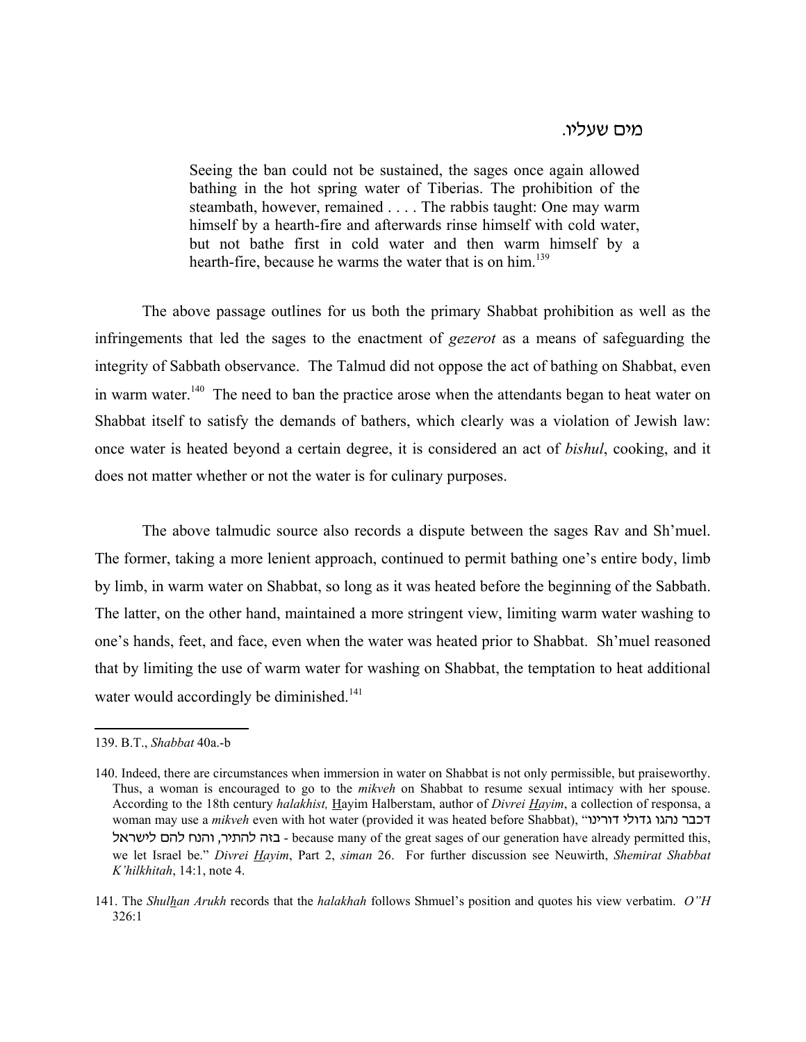מים שעליו.

> Seeing the ban could not be sustained, the sages once again allowed bathing in the hot spring water of Tiberias. The prohibition of the steambath, however, remained . . . . The rabbis taught: One may warm himself by a hearth-fire and afterwards rinse himself with cold water, but not bathe first in cold water and then warm himself by a hearth-fire, because he warms the water that is on him.[139]

The above passage outlines for us both the primary Shabbat prohibition as well as the infringements that led the sages to the enactment of *gezerot* as a means of safeguarding the integrity of Sabbath observance. The Talmud did not oppose the act of bathing on Shabbat, even in warm water.[140] The need to ban the practice arose when the attendants began to heat water on Shabbat itself to satisfy the demands of bathers, which clearly was a violation of Jewish law: once water is heated beyond a certain degree, it is considered an act of *bishul*, cooking, and it does not matter whether or not the water is for culinary purposes.

The above talmudic source also records a dispute between the sages Rav and Sh'muel. The former, taking a more lenient approach, continued to permit bathing one's entire body, limb by limb, in warm water on Shabbat, so long as it was heated before the beginning of the Sabbath. The latter, on the other hand, maintained a more stringent view, limiting warm water washing to one's hands, feet, and face, even when the water was heated prior to Shabbat. Sh'muel reasoned that by limiting the use of warm water for washing on Shabbat, the temptation to heat additional water would accordingly be diminished.[141]

---

139. B.T., *Shabbat* 40a.-b

140. Indeed, there are circumstances when immersion in water on Shabbat is not only permissible, but praiseworthy. Thus, a woman is encouraged to go to the *mikveh* on Shabbat to resume sexual intimacy with her spouse. According to the 18th century *halakhist,* Hayim Halberstam, author of *Divrei Hayim*, a collection of responsa, a woman may use a *mikveh* even with hot water (provided it was heated before Shabbat), "דכבר נהגו גדולי דורינו בזה להתיר, והנח להם לישראל - because many of the great sages of our generation have already permitted this, we let Israel be." *Divrei Hayim*, Part 2, *siman* 26. For further discussion see Neuwirth, *Shemirat Shabbat K'hilkhitah*, 14:1, note 4.

141. The *Shulhan Arukh* records that the *halakhah* follows Shmuel's position and quotes his view verbatim. *O"H* 326:1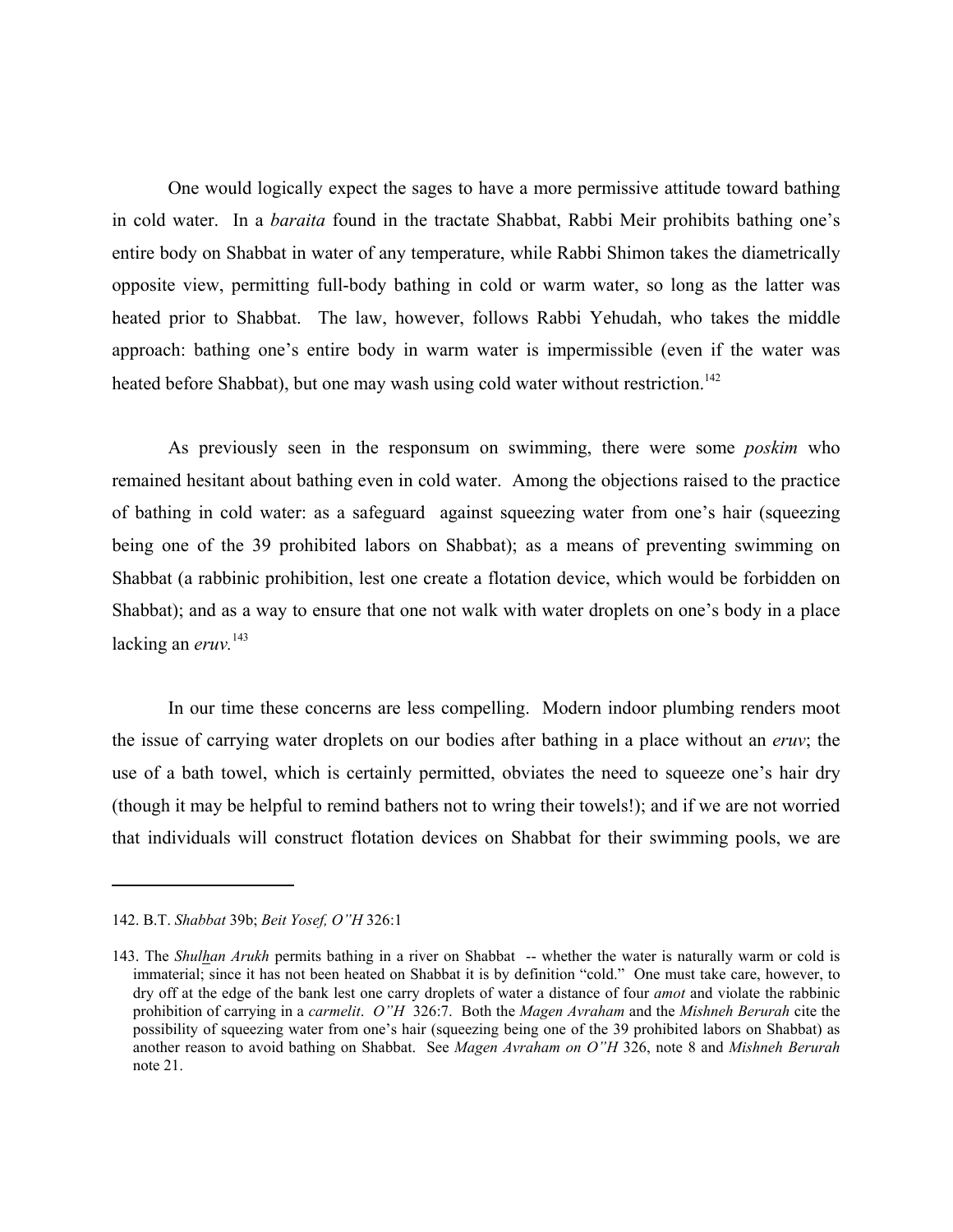One would logically expect the sages to have a more permissive attitude toward bathing in cold water. In a *baraita* found in the tractate Shabbat, Rabbi Meir prohibits bathing one's entire body on Shabbat in water of any temperature, while Rabbi Shimon takes the diametrically opposite view, permitting full-body bathing in cold or warm water, so long as the latter was heated prior to Shabbat. The law, however, follows Rabbi Yehudah, who takes the middle approach: bathing one's entire body in warm water is impermissible (even if the water was heated before Shabbat), but one may wash using cold water without restriction.[142]

As previously seen in the responsum on swimming, there were some *poskim* who remained hesitant about bathing even in cold water. Among the objections raised to the practice of bathing in cold water: as a safeguard against squeezing water from one's hair (squeezing being one of the 39 prohibited labors on Shabbat); as a means of preventing swimming on Shabbat (a rabbinic prohibition, lest one create a flotation device, which would be forbidden on Shabbat); and as a way to ensure that one not walk with water droplets on one's body in a place lacking an *eruv*.[143]

In our time these concerns are less compelling. Modern indoor plumbing renders moot the issue of carrying water droplets on our bodies after bathing in a place without an *eruv*; the use of a bath towel, which is certainly permitted, obviates the need to squeeze one's hair dry (though it may be helpful to remind bathers not to wring their towels!); and if we are not worried that individuals will construct flotation devices on Shabbat for their swimming pools, we are

---

142. B.T. *Shabbat* 39b; *Beit Yosef, O"H* 326:1

143. The *Shulhan Arukh* permits bathing in a river on Shabbat -- whether the water is naturally warm or cold is immaterial; since it has not been heated on Shabbat it is by definition "cold." One must take care, however, to dry off at the edge of the bank lest one carry droplets of water a distance of four *amot* and violate the rabbinic prohibition of carrying in a *carmelit*. *O"H* 326:7. Both the *Magen Avraham* and the *Mishneh Berurah* cite the possibility of squeezing water from one's hair (squeezing being one of the 39 prohibited labors on Shabbat) as another reason to avoid bathing on Shabbat. See *Magen Avraham on O"H* 326, note 8 and *Mishneh Berurah* note 21.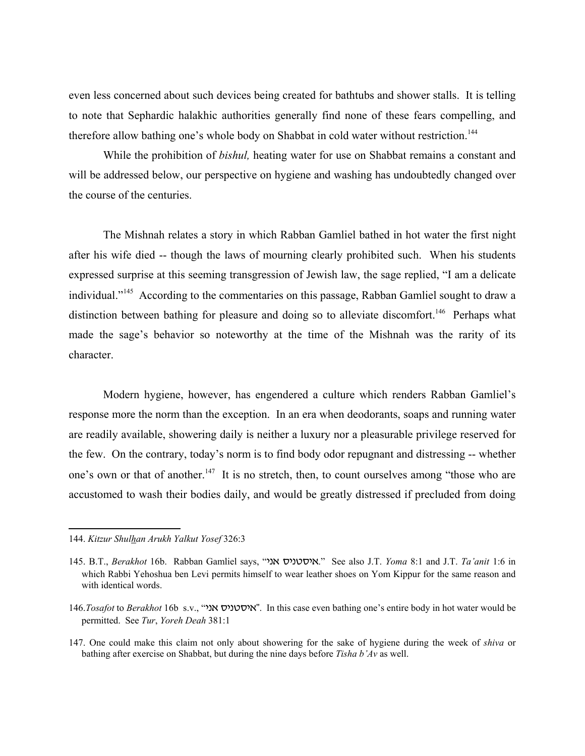even less concerned about such devices being created for bathtubs and shower stalls. It is telling to note that Sephardic halakhic authorities generally find none of these fears compelling, and therefore allow bathing one's whole body on Shabbat in cold water without restriction.[144]

While the prohibition of *bishul,* heating water for use on Shabbat remains a constant and will be addressed below, our perspective on hygiene and washing has undoubtedly changed over the course of the centuries.

The Mishnah relates a story in which Rabban Gamliel bathed in hot water the first night after his wife died -- though the laws of mourning clearly prohibited such. When his students expressed surprise at this seeming transgression of Jewish law, the sage replied, "I am a delicate individual."[145] According to the commentaries on this passage, Rabban Gamliel sought to draw a distinction between bathing for pleasure and doing so to alleviate discomfort.[146] Perhaps what made the sage's behavior so noteworthy at the time of the Mishnah was the rarity of its character.

Modern hygiene, however, has engendered a culture which renders Rabban Gamliel's response more the norm than the exception. In an era when deodorants, soaps and running water are readily available, showering daily is neither a luxury nor a pleasurable privilege reserved for the few. On the contrary, today's norm is to find body odor repugnant and distressing -- whether one's own or that of another.[147] It is no stretch, then, to count ourselves among "those who are accustomed to wash their bodies daily, and would be greatly distressed if precluded from doing

---

144. *Kitzur Shulhan Arukh Yalkut Yosef* 326:3

145. B.T., *Berakhot* 16b. Rabban Gamliel says, "איסטניס אני." See also J.T. *Yoma* 8:1 and J.T. *Ta'anit* 1:6 in which Rabbi Yehoshua ben Levi permits himself to wear leather shoes on Yom Kippur for the same reason and with identical words.

146. *Tosafot* to *Berakhot* 16b s.v., "איסטניס אני". In this case even bathing one's entire body in hot water would be permitted. See *Tur*, *Yoreh Deah* 381:1

147. One could make this claim not only about showering for the sake of hygiene during the week of *shiva* or bathing after exercise on Shabbat, but during the nine days before *Tisha b'Av* as well.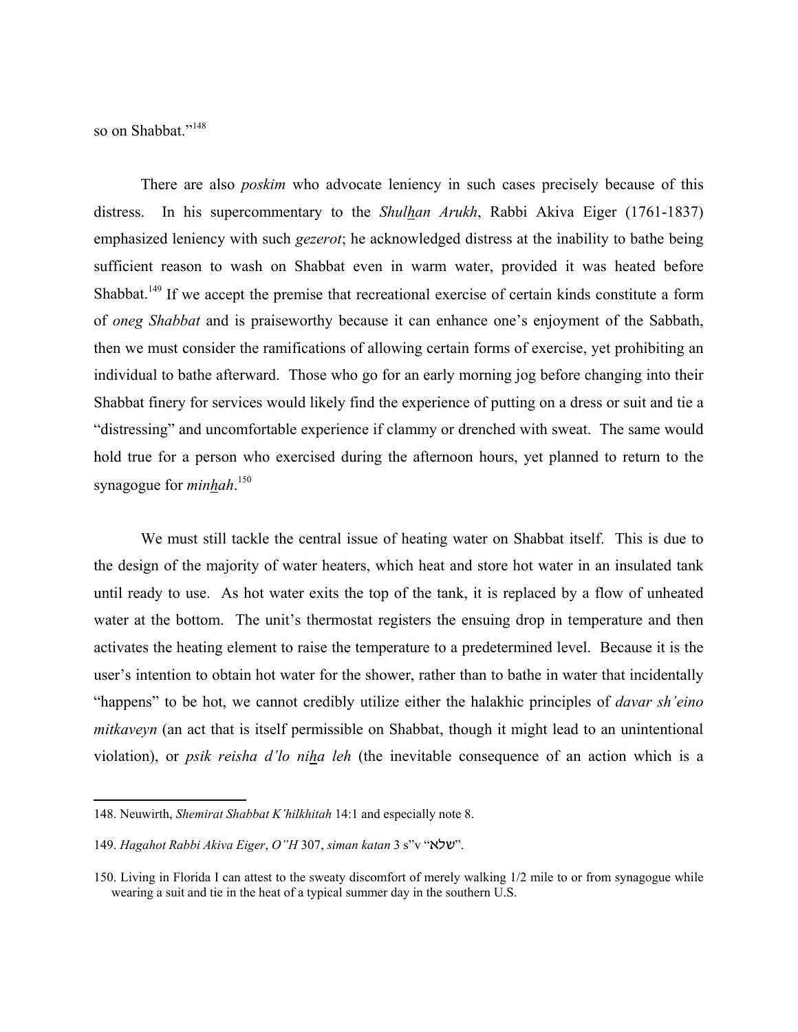so on Shabbat."[148]

There are also *poskim* who advocate leniency in such cases precisely because of this distress. In his supercommentary to the *Shulḥan Arukh*, Rabbi Akiva Eiger (1761-1837) emphasized leniency with such *gezerot*; he acknowledged distress at the inability to bathe being sufficient reason to wash on Shabbat even in warm water, provided it was heated before Shabbat.[149] If we accept the premise that recreational exercise of certain kinds constitute a form of *oneg Shabbat* and is praiseworthy because it can enhance one's enjoyment of the Sabbath, then we must consider the ramifications of allowing certain forms of exercise, yet prohibiting an individual to bathe afterward. Those who go for an early morning jog before changing into their Shabbat finery for services would likely find the experience of putting on a dress or suit and tie a "distressing" and uncomfortable experience if clammy or drenched with sweat. The same would hold true for a person who exercised during the afternoon hours, yet planned to return to the synagogue for *minḥah*.[150]

We must still tackle the central issue of heating water on Shabbat itself. This is due to the design of the majority of water heaters, which heat and store hot water in an insulated tank until ready to use. As hot water exits the top of the tank, it is replaced by a flow of unheated water at the bottom. The unit's thermostat registers the ensuing drop in temperature and then activates the heating element to raise the temperature to a predetermined level. Because it is the user's intention to obtain hot water for the shower, rather than to bathe in water that incidentally "happens" to be hot, we cannot credibly utilize either the halakhic principles of *davar sh'eino mitkaveyn* (an act that is itself permissible on Shabbat, though it might lead to an unintentional violation), or *psik reisha d'lo niḥa leh* (the inevitable consequence of an action which is a

---

148. Neuwirth, *Shemirat Shabbat K'hilkhitah* 14:1 and especially note 8.

149. *Hagahot Rabbi Akiva Eiger*, *O"H* 307, *siman katan* 3 s"v "שלא".

150. Living in Florida I can attest to the sweaty discomfort of merely walking 1/2 mile to or from synagogue while wearing a suit and tie in the heat of a typical summer day in the southern U.S.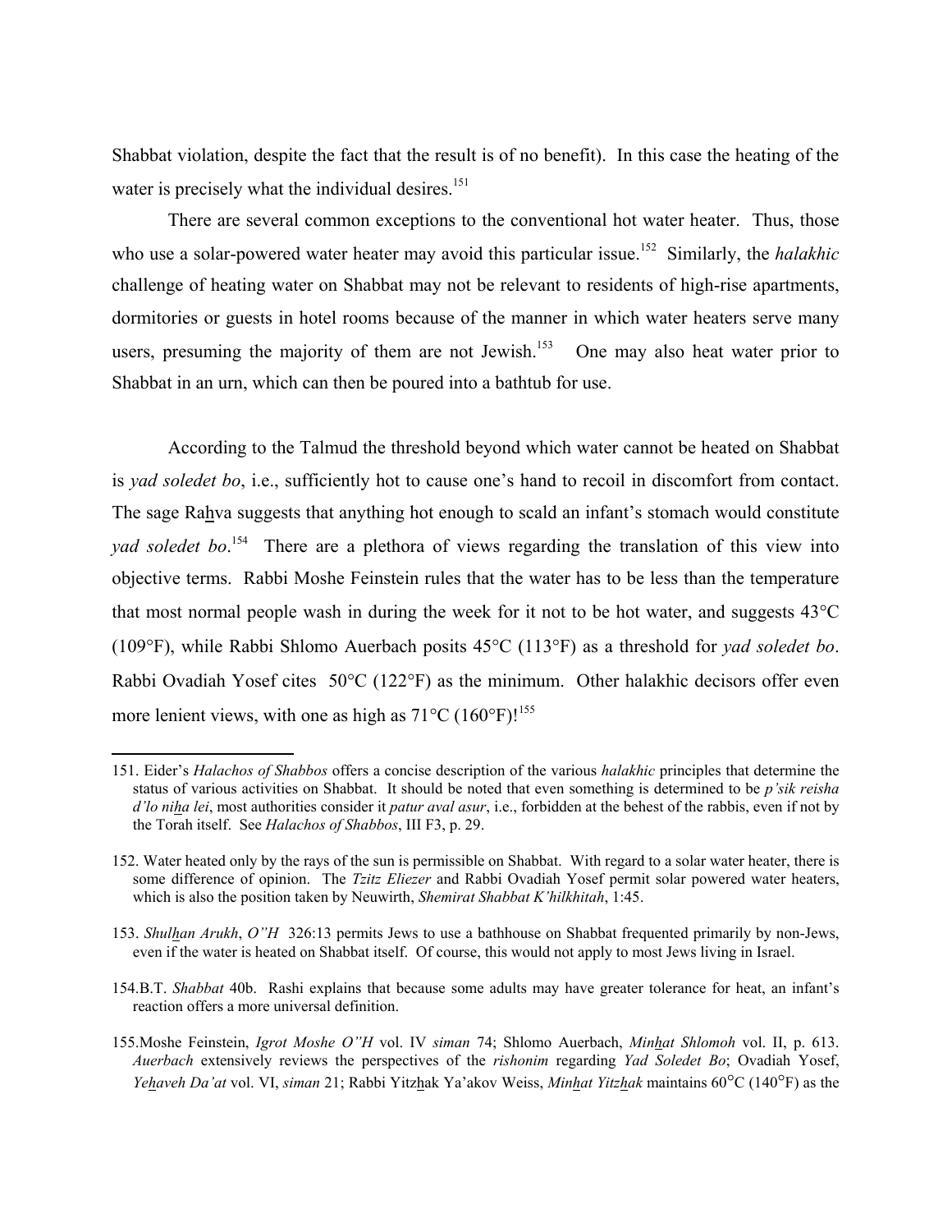Shabbat violation, despite the fact that the result is of no benefit). In this case the heating of the water is precisely what the individual desires.[151]

There are several common exceptions to the conventional hot water heater. Thus, those who use a solar-powered water heater may avoid this particular issue.[152] Similarly, the *halakhic* challenge of heating water on Shabbat may not be relevant to residents of high-rise apartments, dormitories or guests in hotel rooms because of the manner in which water heaters serve many users, presuming the majority of them are not Jewish.[153] One may also heat water prior to Shabbat in an urn, which can then be poured into a bathtub for use.

According to the Talmud the threshold beyond which water cannot be heated on Shabbat is *yad soledet bo*, i.e., sufficiently hot to cause one's hand to recoil in discomfort from contact. The sage Ra<u>h</u>va suggests that anything hot enough to scald an infant's stomach would constitute *yad soledet bo*.[154] There are a plethora of views regarding the translation of this view into objective terms. Rabbi Moshe Feinstein rules that the water has to be less than the temperature that most normal people wash in during the week for it not to be hot water, and suggests 43°C (109°F), while Rabbi Shlomo Auerbach posits 45°C (113°F) as a threshold for *yad soledet bo*. Rabbi Ovadiah Yosef cites 50°C (122°F) as the minimum. Other halakhic decisors offer even more lenient views, with one as high as 71°C (160°F)![155]

---

151. Eider's *Halachos of Shabbos* offers a concise description of the various *halakhic* principles that determine the status of various activities on Shabbat. It should be noted that even something is determined to be *p'sik reisha d'lo ni<u>h</u>a lei*, most authorities consider it *patur aval asur*, i.e., forbidden at the behest of the rabbis, even if not by the Torah itself. See *Halachos of Shabbos*, III F3, p. 29.

152. Water heated only by the rays of the sun is permissible on Shabbat. With regard to a solar water heater, there is some difference of opinion. The *Tzitz Eliezer* and Rabbi Ovadiah Yosef permit solar powered water heaters, which is also the position taken by Neuwirth, *Shemirat Shabbat K'hilkhitah*, 1:45.

153. *Shul<u>h</u>an Arukh*, *O"H* 326:13 permits Jews to use a bathhouse on Shabbat frequented primarily by non-Jews, even if the water is heated on Shabbat itself. Of course, this would not apply to most Jews living in Israel.

154. B.T. *Shabbat* 40b. Rashi explains that because some adults may have greater tolerance for heat, an infant's reaction offers a more universal definition.

155. Moshe Feinstein, *Igrot Moshe O"H* vol. IV *siman* 74; Shlomo Auerbach, *Min<u>h</u>at Shlomoh* vol. II, p. 613. *Auerbach* extensively reviews the perspectives of the *rishonim* regarding *Yad Soledet Bo*; Ovadiah Yosef, *Ye<u>h</u>aveh Da'at* vol. VI, *siman* 21; Rabbi Yitz<u>h</u>ak Ya'akov Weiss, *Min<u>h</u>at Yitz<u>h</u>ak* maintains 60°C (140°F) as the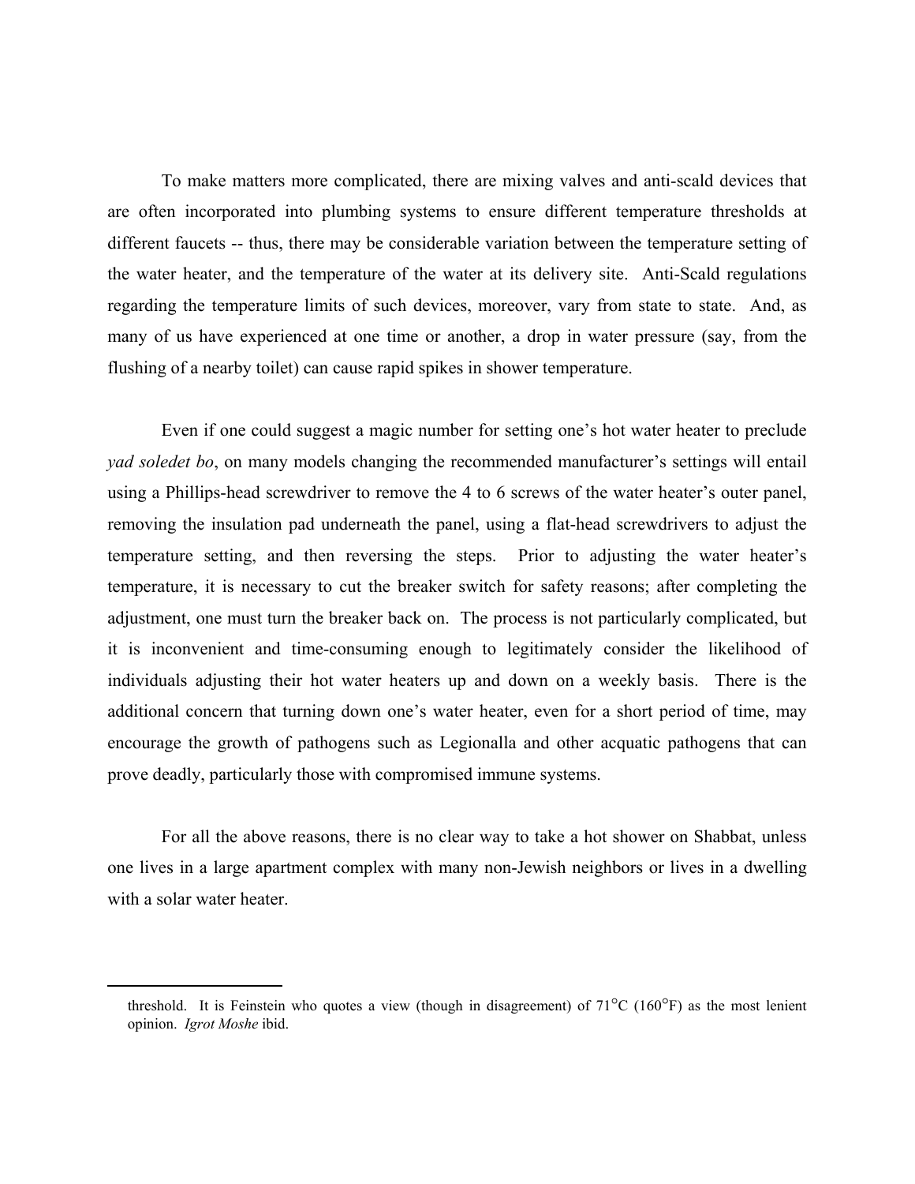To make matters more complicated, there are mixing valves and anti-scald devices that are often incorporated into plumbing systems to ensure different temperature thresholds at different faucets -- thus, there may be considerable variation between the temperature setting of the water heater, and the temperature of the water at its delivery site. Anti-Scald regulations regarding the temperature limits of such devices, moreover, vary from state to state. And, as many of us have experienced at one time or another, a drop in water pressure (say, from the flushing of a nearby toilet) can cause rapid spikes in shower temperature.

Even if one could suggest a magic number for setting one's hot water heater to preclude *yad soledet bo*, on many models changing the recommended manufacturer's settings will entail using a Phillips-head screwdriver to remove the 4 to 6 screws of the water heater's outer panel, removing the insulation pad underneath the panel, using a flat-head screwdrivers to adjust the temperature setting, and then reversing the steps. Prior to adjusting the water heater's temperature, it is necessary to cut the breaker switch for safety reasons; after completing the adjustment, one must turn the breaker back on. The process is not particularly complicated, but it is inconvenient and time-consuming enough to legitimately consider the likelihood of individuals adjusting their hot water heaters up and down on a weekly basis. There is the additional concern that turning down one's water heater, even for a short period of time, may encourage the growth of pathogens such as Legionalla and other acquatic pathogens that can prove deadly, particularly those with compromised immune systems.

For all the above reasons, there is no clear way to take a hot shower on Shabbat, unless one lives in a large apartment complex with many non-Jewish neighbors or lives in a dwelling with a solar water heater.

---

threshold. It is Feinstein who quotes a view (though in disagreement) of 71°C (160°F) as the most lenient opinion. *Igrot Moshe* ibid.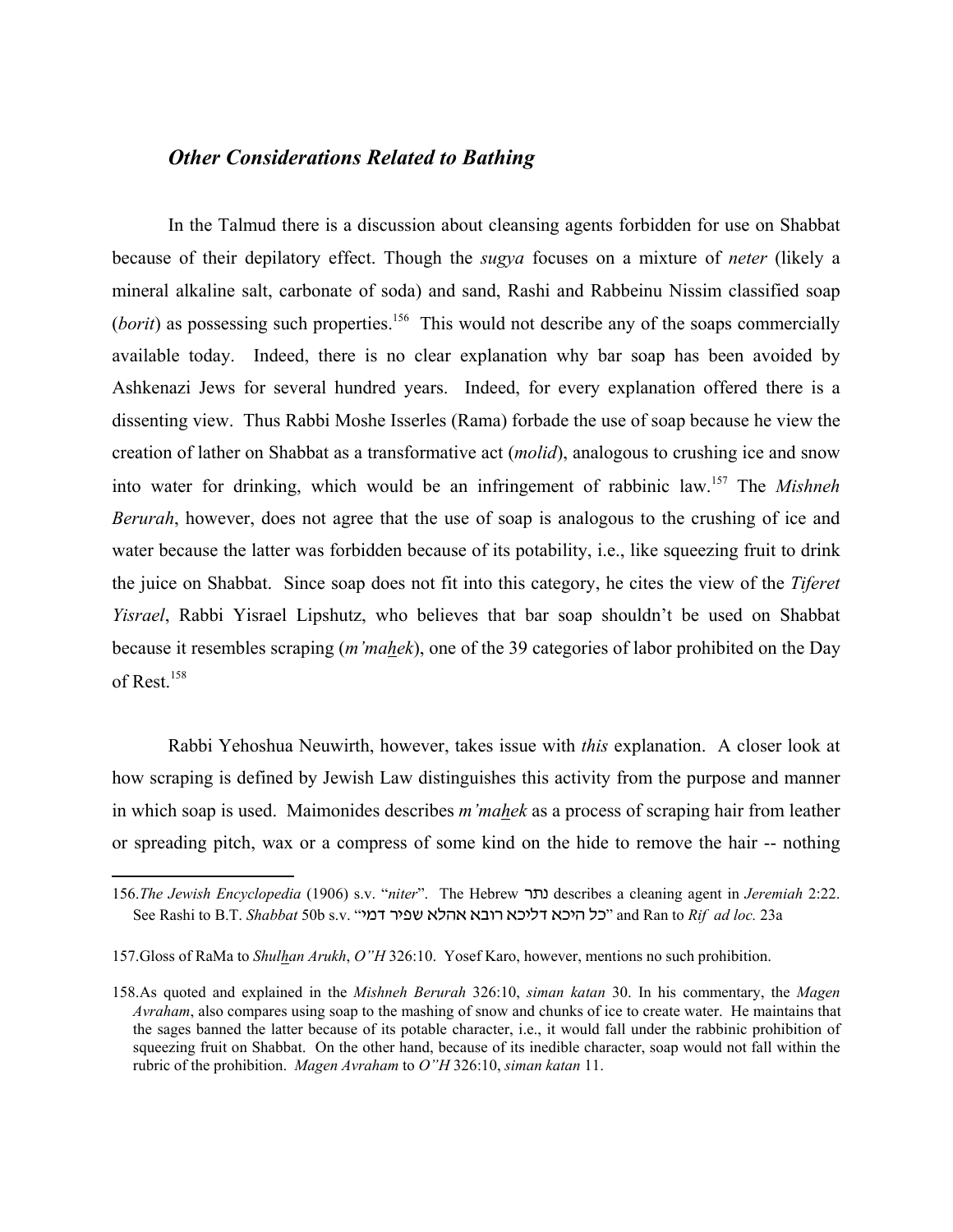### *Other Considerations Related to Bathing*

In the Talmud there is a discussion about cleansing agents forbidden for use on Shabbat because of their depilatory effect. Though the *sugya* focuses on a mixture of *neter* (likely a mineral alkaline salt, carbonate of soda) and sand, Rashi and Rabbeinu Nissim classified soap (*borit*) as possessing such properties.[156] This would not describe any of the soaps commercially available today. Indeed, there is no clear explanation why bar soap has been avoided by Ashkenazi Jews for several hundred years. Indeed, for every explanation offered there is a dissenting view. Thus Rabbi Moshe Isserles (Rama) forbade the use of soap because he view the creation of lather on Shabbat as a transformative act (*molid*), analogous to crushing ice and snow into water for drinking, which would be an infringement of rabbinic law.[157] The *Mishneh Berurah*, however, does not agree that the use of soap is analogous to the crushing of ice and water because the latter was forbidden because of its potability, i.e., like squeezing fruit to drink the juice on Shabbat. Since soap does not fit into this category, he cites the view of the *Tiferet Yisrael*, Rabbi Yisrael Lipshutz, who believes that bar soap shouldn't be used on Shabbat because it resembles scraping (*m'mahek*), one of the 39 categories of labor prohibited on the Day of Rest.[158]

Rabbi Yehoshua Neuwirth, however, takes issue with *this* explanation. A closer look at how scraping is defined by Jewish Law distinguishes this activity from the purpose and manner in which soap is used. Maimonides describes *m'mahek* as a process of scraping hair from leather or spreading pitch, wax or a compress of some kind on the hide to remove the hair -- nothing

---

156.*The Jewish Encyclopedia* (1906) s.v. "*niter*". The Hebrew נתר describes a cleaning agent in *Jeremiah* 2:22. See Rashi to B.T. *Shabbat* 50b s.v. "כל היכא דליכא רובא אהלא שפיר דמי" and Ran to *Rif ad loc.* 23a

157.Gloss of RaMa to *Shulhan Arukh*, *O"H* 326:10. Yosef Karo, however, mentions no such prohibition.

158.As quoted and explained in the *Mishneh Berurah* 326:10, *siman katan* 30. In his commentary, the *Magen Avraham*, also compares using soap to the mashing of snow and chunks of ice to create water. He maintains that the sages banned the latter because of its potable character, i.e., it would fall under the rabbinic prohibition of squeezing fruit on Shabbat. On the other hand, because of its inedible character, soap would not fall within the rubric of the prohibition. *Magen Avraham* to *O"H* 326:10, *siman katan* 11.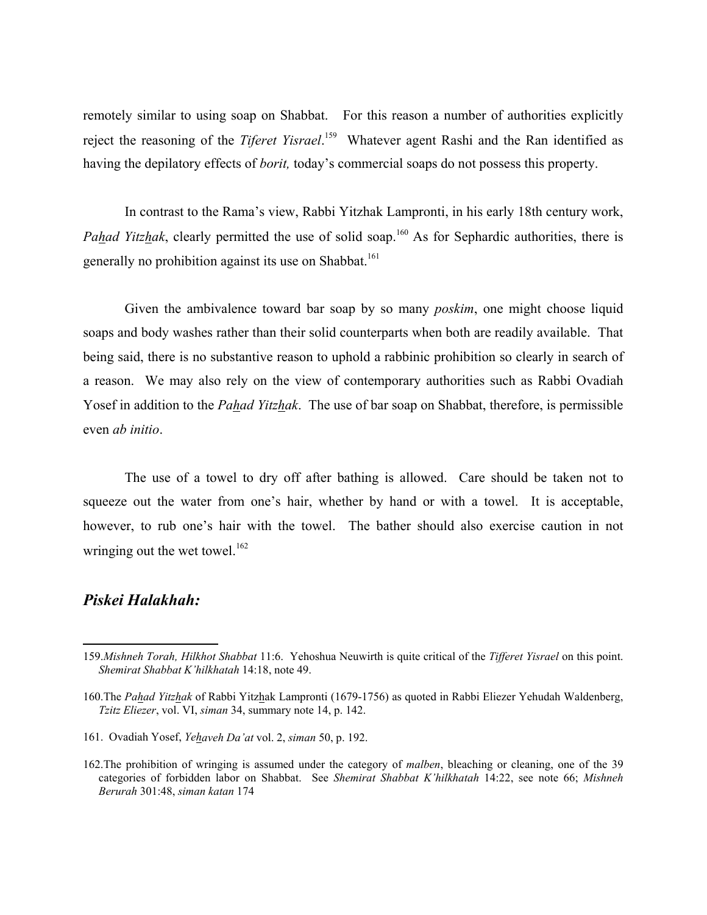remotely similar to using soap on Shabbat. For this reason a number of authorities explicitly reject the reasoning of the *Tiferet Yisrael*.[159] Whatever agent Rashi and the Ran identified as having the depilatory effects of *borit,* today's commercial soaps do not possess this property.

In contrast to the Rama's view, Rabbi Yitzhak Lampronti, in his early 18th century work, *Pa<u>h</u>ad Yitz<u>h</u>ak*, clearly permitted the use of solid soap.[160] As for Sephardic authorities, there is generally no prohibition against its use on Shabbat.[161]

Given the ambivalence toward bar soap by so many *poskim*, one might choose liquid soaps and body washes rather than their solid counterparts when both are readily available. That being said, there is no substantive reason to uphold a rabbinic prohibition so clearly in search of a reason. We may also rely on the view of contemporary authorities such as Rabbi Ovadiah Yosef in addition to the *Pa<u>h</u>ad Yitz<u>h</u>ak*. The use of bar soap on Shabbat, therefore, is permissible even *ab initio*.

The use of a towel to dry off after bathing is allowed. Care should be taken not to squeeze out the water from one's hair, whether by hand or with a towel. It is acceptable, however, to rub one's hair with the towel. The bather should also exercise caution in not wringing out the wet towel.[162]

## *Piskei Halakhah:*

---

159. *Mishneh Torah, Hilkhot Shabbat* 11:6. Yehoshua Neuwirth is quite critical of the *Tifferet Yisrael* on this point. *Shemirat Shabbat K'hilkhatah* 14:18, note 49.

160. The *Pa<u>h</u>ad Yitz<u>h</u>ak* of Rabbi Yitz<u>h</u>ak Lampronti (1679-1756) as quoted in Rabbi Eliezer Yehudah Waldenberg, *Tzitz Eliezer*, vol. VI, *siman* 34, summary note 14, p. 142.

161. Ovadiah Yosef, *Ye<u>h</u>aveh Da'at* vol. 2, *siman* 50, p. 192.

162. The prohibition of wringing is assumed under the category of *malben*, bleaching or cleaning, one of the 39 categories of forbidden labor on Shabbat. See *Shemirat Shabbat K'hilkhatah* 14:22, see note 66; *Mishneh Berurah* 301:48, *siman katan* 174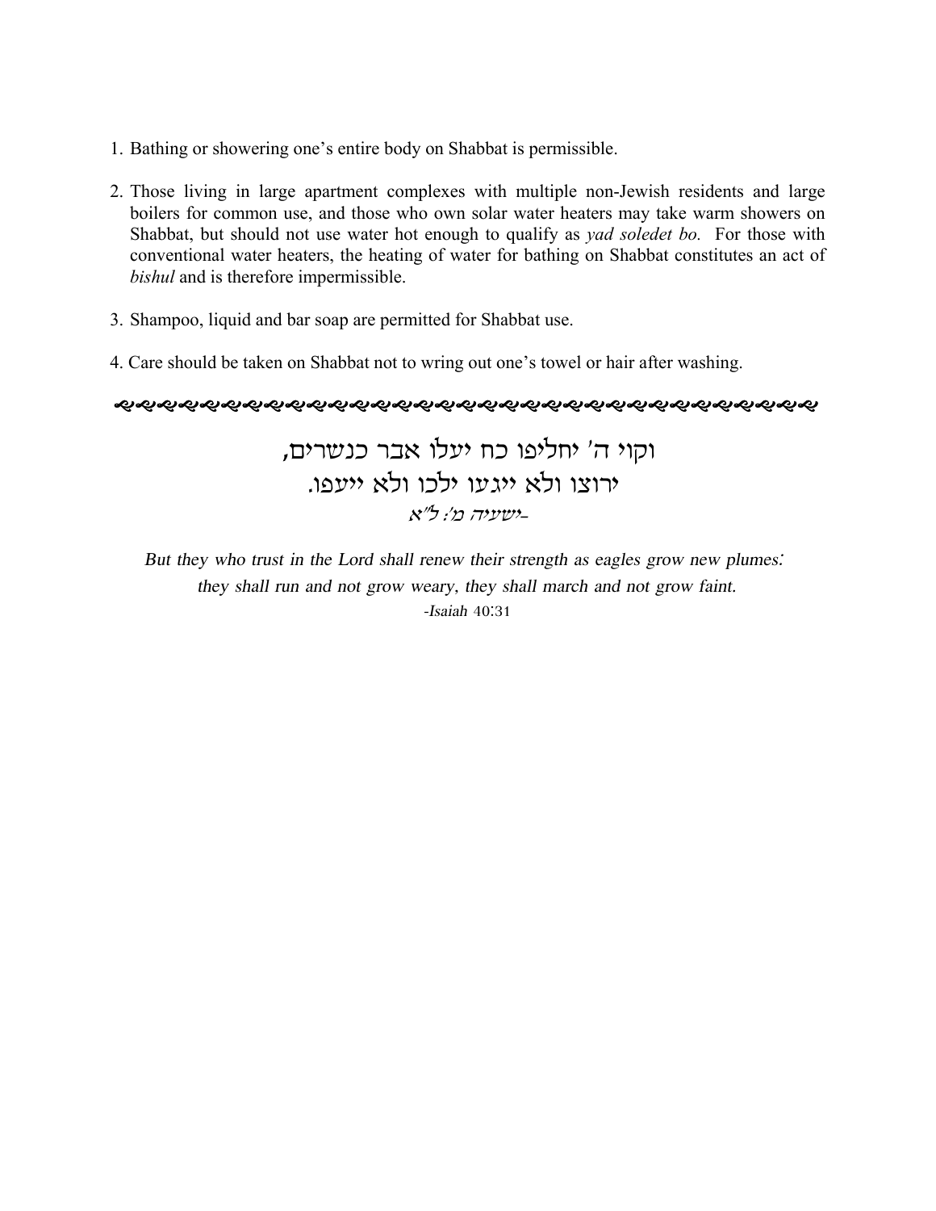1. Bathing or showering one's entire body on Shabbat is permissible.

2. Those living in large apartment complexes with multiple non-Jewish residents and large boilers for common use, and those who own solar water heaters may take warm showers on Shabbat, but should not use water hot enough to qualify as *yad soledet bo.* For those with conventional water heaters, the heating of water for bathing on Shabbat constitutes an act of *bishul* and is therefore impermissible.

3. Shampoo, liquid and bar soap are permitted for Shabbat use.

4. Care should be taken on Shabbat not to wring out one's towel or hair after washing.

וקוי ה' יחליפו כח יעלו אבר כנשרים,
ירוצו ולא ייגעו ילכו ולא ייעפו.
*-ישעיה מ': ל"א*

*But they who trust in the Lord shall renew their strength as eagles grow new plumes:*
*they shall run and not grow weary, they shall march and not grow faint.*
*-Isaiah 40:31*